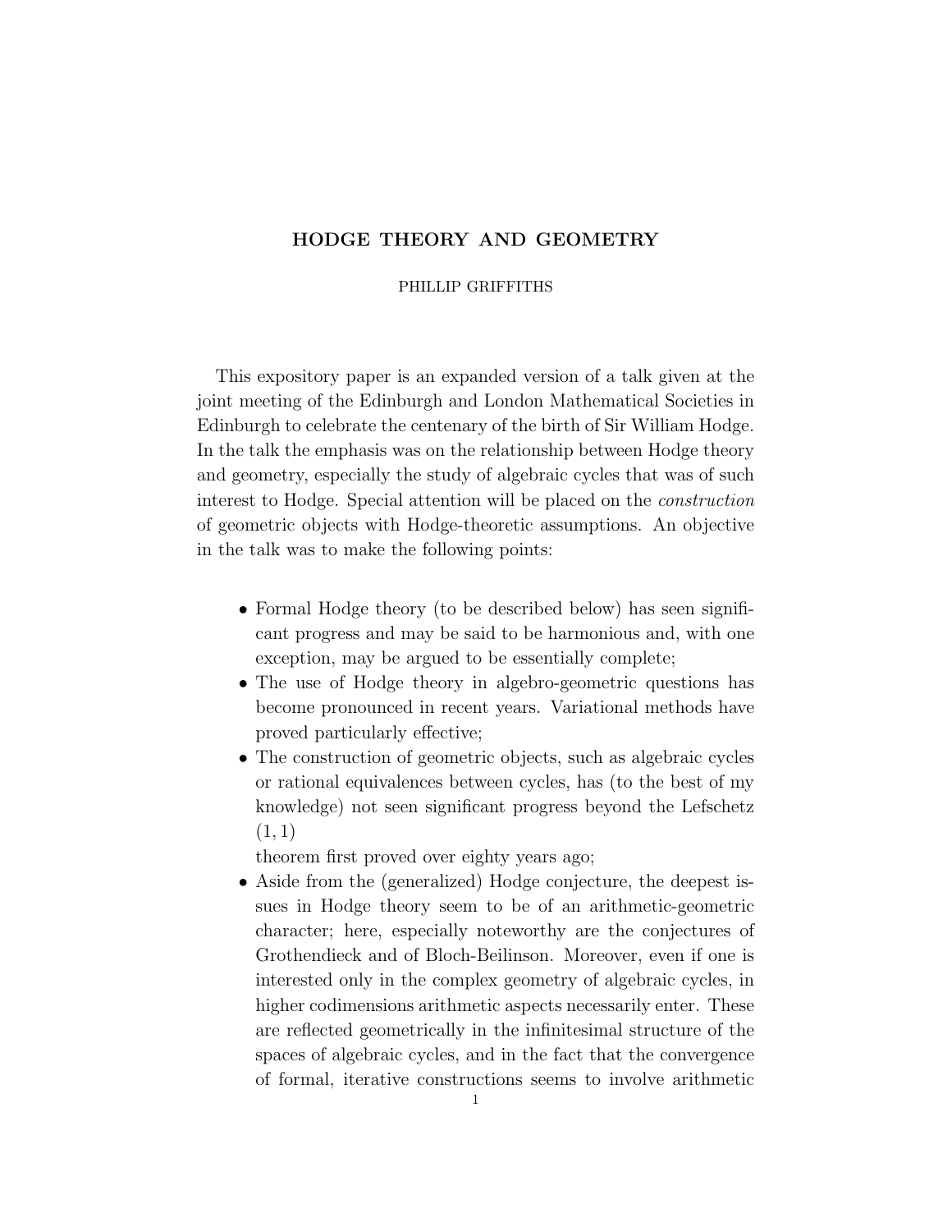# HODGE THEORY AND GEOMETRY

PHILLIP GRIFFITHS

This expository paper is an expanded version of a talk given at the joint meeting of the Edinburgh and London Mathematical Societies in Edinburgh to celebrate the centenary of the birth of Sir William Hodge. In the talk the emphasis was on the relationship between Hodge theory and geometry, especially the study of algebraic cycles that was of such interest to Hodge. Special attention will be placed on the *construction* of geometric objects with Hodge-theoretic assumptions. An objective in the talk was to make the following points:

- Formal Hodge theory (to be described below) has seen significant progress and may be said to be harmonious and, with one exception, may be argued to be essentially complete;
- The use of Hodge theory in algebro-geometric questions has become pronounced in recent years. Variational methods have proved particularly effective;
- The construction of geometric objects, such as algebraic cycles or rational equivalences between cycles, has (to the best of my knowledge) not seen significant progress beyond the Lefschetz $(1, 1)$ theorem first proved over eighty years ago;
- Aside from the (generalized) Hodge conjecture, the deepest issues in Hodge theory seem to be of an arithmetic-geometric character; here, especially noteworthy are the conjectures of Grothendieck and of Bloch-Beilinson. Moreover, even if one is interested only in the complex geometry of algebraic cycles, in higher codimensions arithmetic aspects necessarily enter. These are reflected geometrically in the infinitesimal structure of the spaces of algebraic cycles, and in the fact that the convergence of formal, iterative constructions seems to involve arithmetic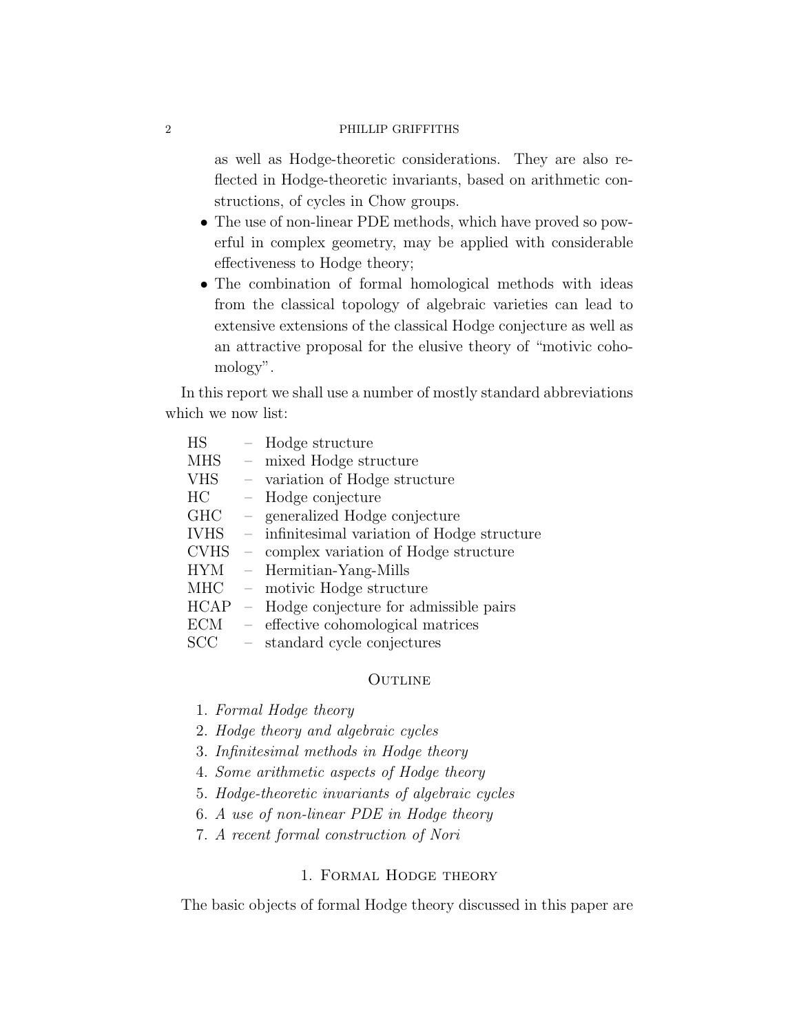as well as Hodge-theoretic considerations. They are also reflected in Hodge-theoretic invariants, based on arithmetic constructions, of cycles in Chow groups.

- The use of non-linear PDE methods, which have proved so powerful in complex geometry, may be applied with considerable effectiveness to Hodge theory;
- The combination of formal homological methods with ideas from the classical topology of algebraic varieties can lead to extensive extensions of the classical Hodge conjecture as well as an attractive proposal for the elusive theory of "motivic cohomology".

In this report we shall use a number of mostly standard abbreviations which we now list:

| | | |
|---|---|---|
| HS | – | Hodge structure |
| MHS | – | mixed Hodge structure |
| VHS | – | variation of Hodge structure |
| HC | – | Hodge conjecture |
| GHC | – | generalized Hodge conjecture |
| IVHS | – | infinitesimal variation of Hodge structure |
| CVHS | – | complex variation of Hodge structure |
| HYM | – | Hermitian-Yang-Mills |
| MHC | – | motivic Hodge structure |
| HCAP | – | Hodge conjecture for admissible pairs |
| ECM | – | effective cohomological matrices |
| SCC | – | standard cycle conjectures |

## Outline

1. *Formal Hodge theory*
2. *Hodge theory and algebraic cycles*
3. *Infinitesimal methods in Hodge theory*
4. *Some arithmetic aspects of Hodge theory*
5. *Hodge-theoretic invariants of algebraic cycles*
6. *A use of non-linear PDE in Hodge theory*
7. *A recent formal construction of Nori*

## 1. Formal Hodge theory

The basic objects of formal Hodge theory discussed in this paper are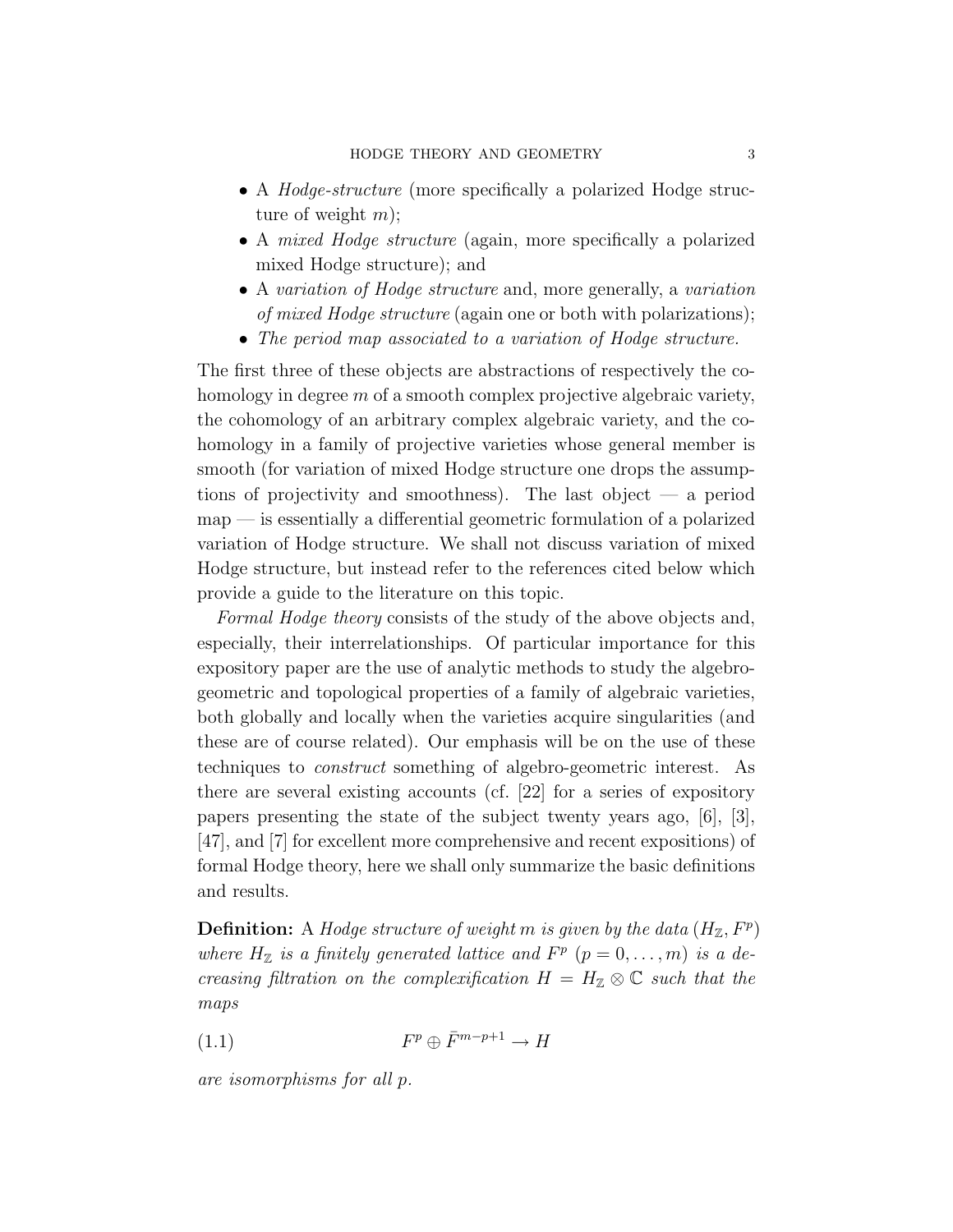- A *Hodge-structure* (more specifically a polarized Hodge structure of weight $m$);
- A *mixed Hodge structure* (again, more specifically a polarized mixed Hodge structure); and
- A *variation of Hodge structure* and, more generally, a *variation of mixed Hodge structure* (again one or both with polarizations);
- *The period map associated to a variation of Hodge structure.*

The first three of these objects are abstractions of respectively the cohomology in degree $m$ of a smooth complex projective algebraic variety, the cohomology of an arbitrary complex algebraic variety, and the cohomology in a family of projective varieties whose general member is smooth (for variation of mixed Hodge structure one drops the assumptions of projectivity and smoothness). The last object — a period map — is essentially a differential geometric formulation of a polarized variation of Hodge structure. We shall not discuss variation of mixed Hodge structure, but instead refer to the references cited below which provide a guide to the literature on this topic.

*Formal Hodge theory* consists of the study of the above objects and, especially, their interrelationships. Of particular importance for this expository paper are the use of analytic methods to study the algebro-geometric and topological properties of a family of algebraic varieties, both globally and locally when the varieties acquire singularities (and these are of course related). Our emphasis will be on the use of these techniques to *construct* something of algebro-geometric interest. As there are several existing accounts (cf. [22] for a series of expository papers presenting the state of the subject twenty years ago, [6], [3], [47], and [7] for excellent more comprehensive and recent expositions) of formal Hodge theory, here we shall only summarize the basic definitions and results.

**Definition:** A *Hodge structure of weight* $m$ *is given by the data* $(H_{\mathbb{Z}}, F^p)$ *where* $H_{\mathbb{Z}}$ *is a finitely generated lattice and* $F^p$ $(p = 0, \ldots, m)$ *is a decreasing filtration on the complexification* $H = H_{\mathbb{Z}} \otimes \mathbb{C}$ *such that the maps*

$$F^p \oplus \bar{F}^{m-p+1} \to H \tag{1.1}$$

*are isomorphisms for all* $p$.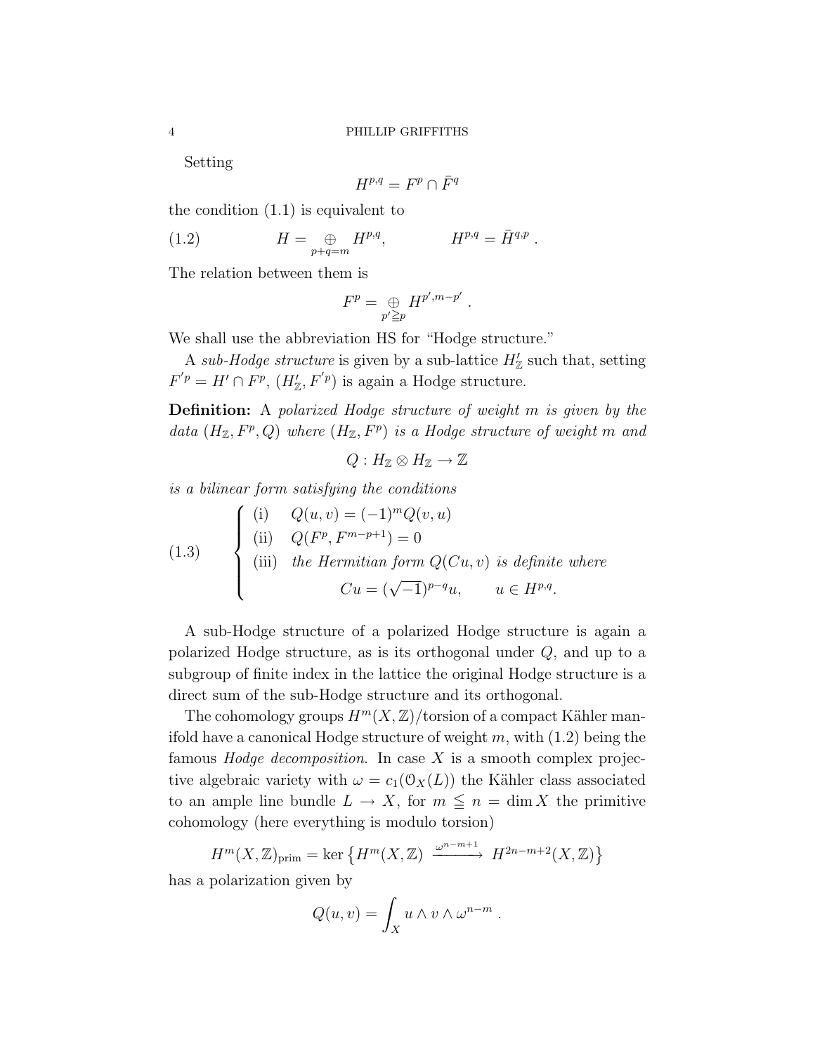Setting

$$H^{p,q} = F^p \cap \bar{F}^q$$

the condition (1.1) is equivalent to

$$H = \underset{p+q=m}{\oplus} H^{p,q}, \qquad H^{p,q} = \bar{H}^{q,p} \,. \tag{1.2}$$

The relation between them is

$$F^p = \underset{p' \geqq p}{\oplus} H^{p', m-p'} \,.$$

We shall use the abbreviation HS for "Hodge structure."

A *sub-Hodge structure* is given by a sub-lattice $H'_{\mathbb{Z}}$ such that, setting $F'^p = H' \cap F^p$, $(H'_{\mathbb{Z}}, F'^p)$ is again a Hodge structure.

**Definition:** A *polarized Hodge structure of weight $m$ is given by the data $(H_{\mathbb{Z}}, F^p, Q)$ where $(H_{\mathbb{Z}}, F^p)$ is a Hodge structure of weight $m$ and*

$$Q : H_{\mathbb{Z}} \otimes H_{\mathbb{Z}} \to \mathbb{Z}$$

*is a bilinear form satisfying the conditions*

$$\begin{cases} \text{(i)} \quad Q(u,v) = (-1)^m Q(v,u) \\ \text{(ii)} \quad Q(F^p, F^{m-p+1}) = 0 \\ \text{(iii)} \quad \textit{the Hermitian form } Q(Cu, \bar{v}) \textit{ is definite where} \\ \qquad\qquad Cu = (\sqrt{-1})^{p-q} u, \qquad u \in H^{p,q}. \end{cases} \tag{1.3}$$

A sub-Hodge structure of a polarized Hodge structure is again a polarized Hodge structure, as is its orthogonal under $Q$, and up to a subgroup of finite index in the lattice the original Hodge structure is a direct sum of the sub-Hodge structure and its orthogonal.

The cohomology groups $H^m(X, \mathbb{Z})$/torsion of a compact Kähler manifold have a canonical Hodge structure of weight $m$, with (1.2) being the famous *Hodge decomposition.* In case $X$ is a smooth complex projective algebraic variety with $\omega = c_1(\mathcal{O}_X(L))$ the Kähler class associated to an ample line bundle $L \to X$, for $m \leqq n = \dim X$ the primitive cohomology (here everything is modulo torsion)

$$H^m(X, \mathbb{Z})_{\text{prim}} = \ker \left\{ H^m(X, \mathbb{Z}) \xrightarrow{\omega^{n-m+1}} H^{2n-m+2}(X, \mathbb{Z}) \right\}$$

has a polarization given by

$$Q(u,v) = \int_X u \wedge v \wedge \omega^{n-m} \,.$$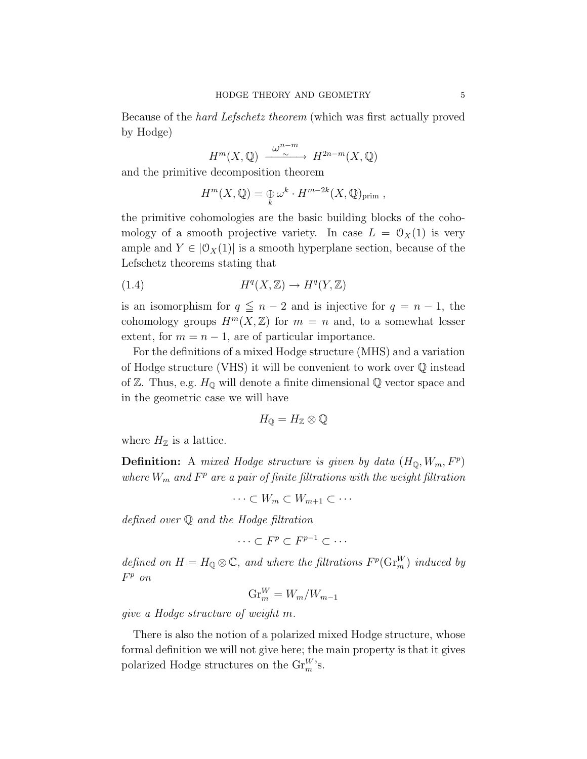Because of the *hard Lefschetz theorem* (which was first actually proved by Hodge)

$$H^m(X,\mathbb{Q}) \xrightarrow[\sim]{\omega^{n-m}} H^{2n-m}(X,\mathbb{Q})$$

and the primitive decomposition theorem

$$H^m(X,\mathbb{Q}) = \mathop{\oplus}_k \omega^k \cdot H^{m-2k}(X,\mathbb{Q})_{\text{prim}}\ ,$$

the primitive cohomologies are the basic building blocks of the cohomology of a smooth projective variety. In case $L = \mathcal{O}_X(1)$ is very ample and $Y \in |\mathcal{O}_X(1)|$ is a smooth hyperplane section, because of the Lefschetz theorems stating that

$$H^q(X,\mathbb{Z}) \to H^q(Y,\mathbb{Z}) \tag{1.4}$$

is an isomorphism for $q \leqq n-2$ and is injective for $q = n-1$, the cohomology groups $H^m(X,\mathbb{Z})$ for $m = n$ and, to a somewhat lesser extent, for $m = n-1$, are of particular importance.

For the definitions of a mixed Hodge structure (MHS) and a variation of Hodge structure (VHS) it will be convenient to work over $\mathbb{Q}$ instead of $\mathbb{Z}$. Thus, e.g. $H_{\mathbb{Q}}$ will denote a finite dimensional $\mathbb{Q}$ vector space and in the geometric case we will have

$$H_{\mathbb{Q}} = H_{\mathbb{Z}} \otimes \mathbb{Q}$$

where $H_{\mathbb{Z}}$ is a lattice.

**Definition:** A *mixed Hodge structure is given by data* $(H_{\mathbb{Q}}, W_m, F^p)$ *where* $W_m$ *and* $F^p$ *are a pair of finite filtrations with the weight filtration*

$$\cdots \subset W_m \subset W_{m+1} \subset \cdots$$

*defined over* $\mathbb{Q}$ *and the Hodge filtration*

$$\cdots \subset F^p \subset F^{p-1} \subset \cdots$$

*defined on* $H = H_{\mathbb{Q}} \otimes \mathbb{C}$*, and where the filtrations* $F^p(\mathrm{Gr}^W_m)$ *induced by* $F^p$ *on*

$$\mathrm{Gr}^W_m = W_m/W_{m-1}$$

*give a Hodge structure of weight* $m$*.*

There is also the notion of a polarized mixed Hodge structure, whose formal definition we will not give here; the main property is that it gives polarized Hodge structures on the $\mathrm{Gr}^W_m$'s.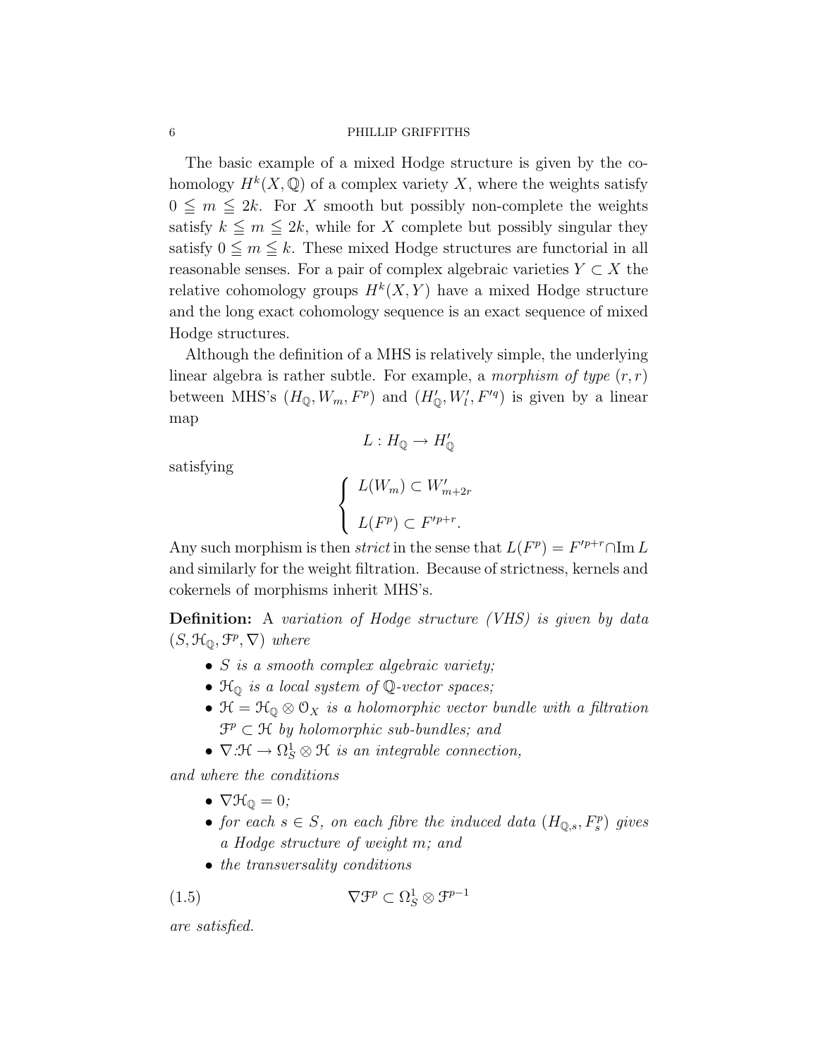The basic example of a mixed Hodge structure is given by the cohomology $H^k(X,\mathbb{Q})$ of a complex variety $X$, where the weights satisfy $0 \leqq m \leqq 2k$. For $X$ smooth but possibly non-complete the weights satisfy $k \leqq m \leqq 2k$, while for $X$ complete but possibly singular they satisfy $0 \leqq m \leqq k$. These mixed Hodge structures are functorial in all reasonable senses. For a pair of complex algebraic varieties $Y \subset X$ the relative cohomology groups $H^k(X,Y)$ have a mixed Hodge structure and the long exact cohomology sequence is an exact sequence of mixed Hodge structures.

Although the definition of a MHS is relatively simple, the underlying linear algebra is rather subtle. For example, a *morphism of type* $(r,r)$ between MHS's $(H_{\mathbb{Q}}, W_m, F^p)$ and $(H'_{\mathbb{Q}}, W'_l, F'^q)$ is given by a linear map

$$L : H_{\mathbb{Q}} \to H'_{\mathbb{Q}}$$

satisfying

$$\begin{cases} L(W_m) \subset W'_{m+2r} \\ L(F^p) \subset F'^{p+r}. \end{cases}$$

Any such morphism is then *strict* in the sense that $L(F^p) = F'^{p+r} \cap \operatorname{Im} L$ and similarly for the weight filtration. Because of strictness, kernels and cokernels of morphisms inherit MHS's.

**Definition:** A *variation of Hodge structure (VHS) is given by data* $(S, \mathcal{H}_{\mathbb{Q}}, \mathcal{F}^p, \nabla)$ *where*

- $S$ *is a smooth complex algebraic variety;*
- $\mathcal{H}_{\mathbb{Q}}$ *is a local system of* $\mathbb{Q}$*-vector spaces;*
- $\mathcal{H} = \mathcal{H}_{\mathbb{Q}} \otimes \mathcal{O}_X$ *is a holomorphic vector bundle with a filtration* $\mathcal{F}^p \subset \mathcal{H}$ *by holomorphic sub-bundles; and*
- $\nabla : \mathcal{H} \to \Omega^1_S \otimes \mathcal{H}$ *is an integrable connection,*

*and where the conditions*

- $\nabla \mathcal{H}_{\mathbb{Q}} = 0$*;*
- *for each* $s \in S$*, on each fibre the induced data* $(H_{\mathbb{Q},s}, F^p_s)$ *gives a Hodge structure of weight* $m$*; and*
- *the transversality conditions*

$$\nabla \mathcal{F}^p \subset \Omega^1_S \otimes \mathcal{F}^{p-1} \tag{1.5}$$

*are satisfied.*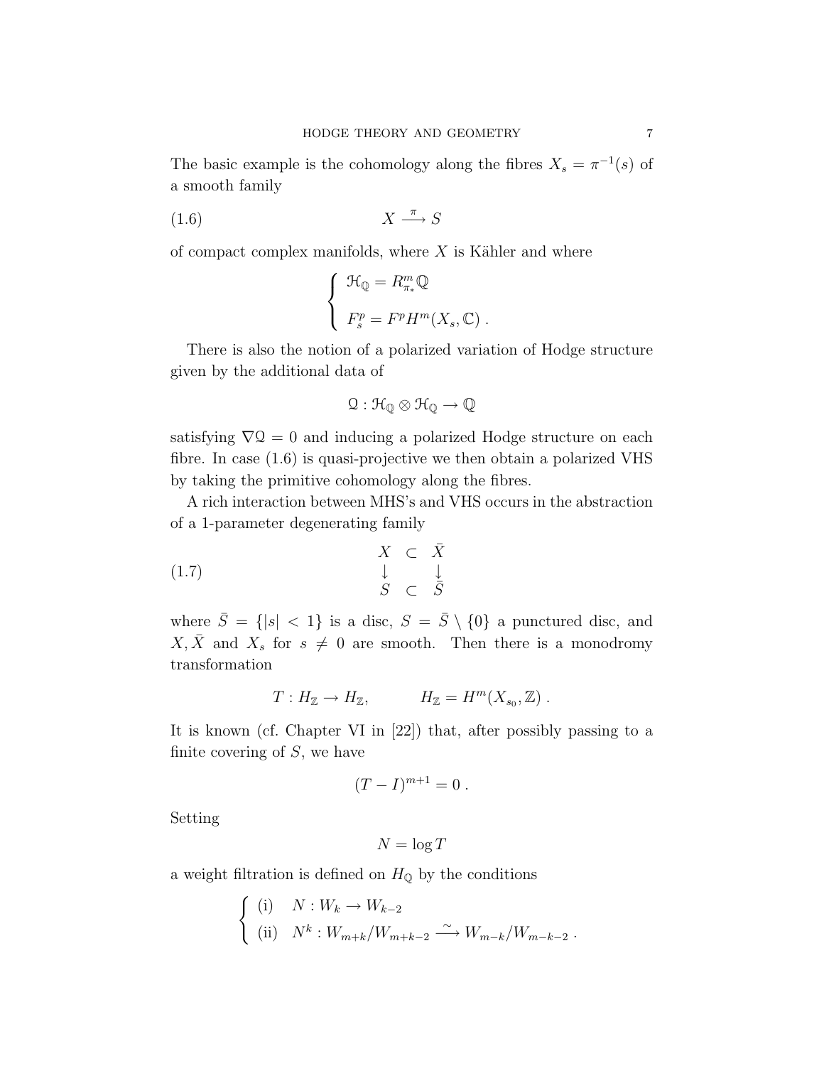The basic example is the cohomology along the fibres $X_s = \pi^{-1}(s)$ of a smooth family

$$X \xrightarrow{\pi} S \tag{1.6}$$

of compact complex manifolds, where $X$ is Kähler and where

$$\begin{cases} \mathcal{H}_{\mathbb{Q}} = R^m_{\pi_*}\mathbb{Q} \\ \\ F^p_s = F^p H^m(X_s, \mathbb{C})\ . \end{cases}$$

There is also the notion of a polarized variation of Hodge structure given by the additional data of

$$\mathcal{Q} : \mathcal{H}_{\mathbb{Q}} \otimes \mathcal{H}_{\mathbb{Q}} \to \mathbb{Q}$$

satisfying $\nabla \mathcal{Q} = 0$ and inducing a polarized Hodge structure on each fibre. In case (1.6) is quasi-projective we then obtain a polarized VHS by taking the primitive cohomology along the fibres.

A rich interaction between MHS's and VHS occurs in the abstraction of a 1-parameter degenerating family

$$\begin{array}{ccc} X & \subset & \bar{X} \\ \downarrow & & \downarrow \\ S & \subset & \bar{S} \end{array} \tag{1.7}$$

where $\bar{S} = \{|s| < 1\}$ is a disc, $S = \bar{S} \setminus \{0\}$ a punctured disc, and $X, \bar{X}$ and $X_s$ for $s \neq 0$ are smooth. Then there is a monodromy transformation

$$T : H_{\mathbb{Z}} \to H_{\mathbb{Z}}, \qquad H_{\mathbb{Z}} = H^m(X_{s_0}, \mathbb{Z})\ .$$

It is known (cf. Chapter VI in [22]) that, after possibly passing to a finite covering of $S$, we have

$$(T - I)^{m+1} = 0\ .$$

Setting

$$N = \log T$$

a weight filtration is defined on $H_{\mathbb{Q}}$ by the conditions

$$\begin{cases} \text{(i)} \quad N : W_k \to W_{k-2} \\ \text{(ii)} \quad N^k : W_{m+k}/W_{m+k-2} \xrightarrow{\sim} W_{m-k}/W_{m-k-2}\ . \end{cases}$$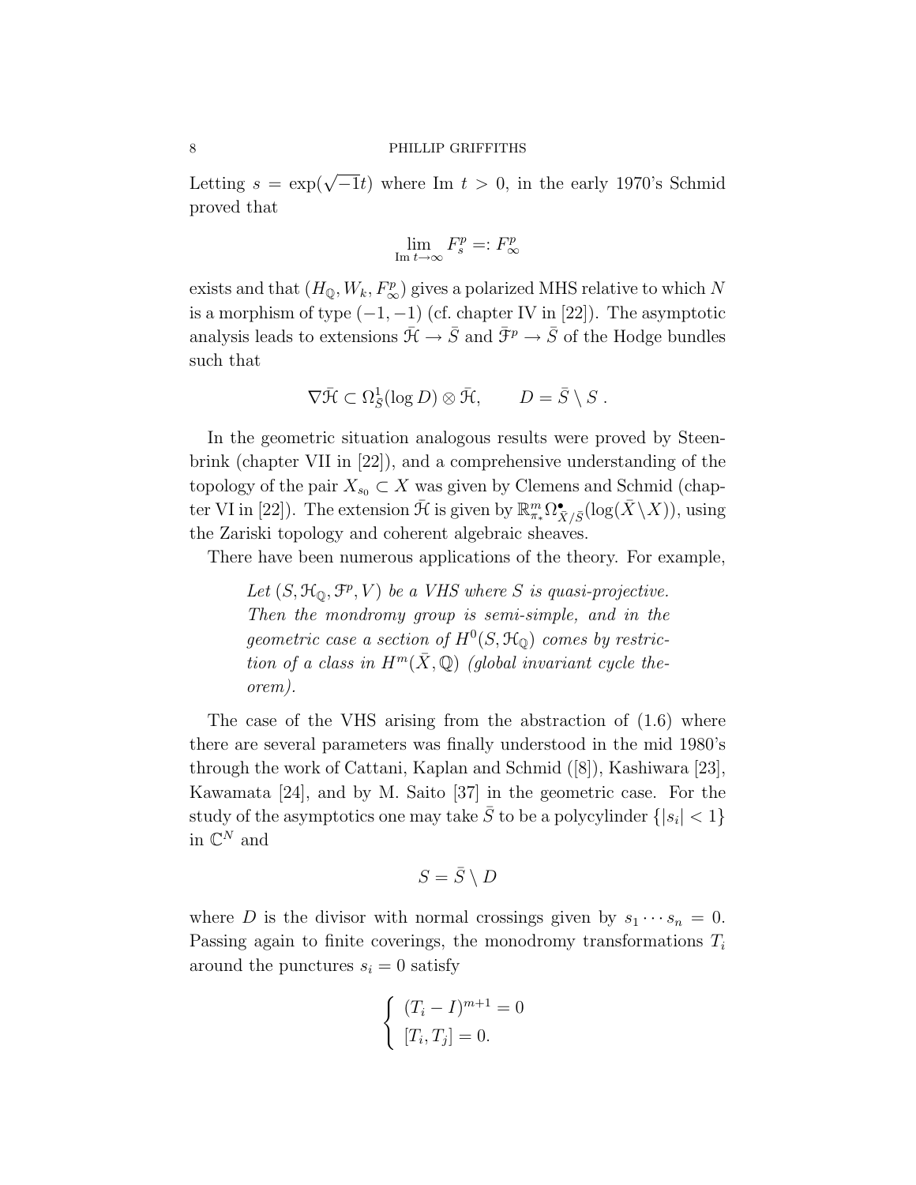Letting $s = \exp(\sqrt{-1}t)$ where Im $t > 0$, in the early 1970's Schmid proved that

$$\lim_{\text{Im } t \to \infty} F^p_s =: F^p_\infty$$

exists and that $(H_{\mathbb{Q}}, W_k, F^p_\infty)$ gives a polarized MHS relative to which $N$ is a morphism of type $(-1, -1)$ (cf. chapter IV in [22]). The asymptotic analysis leads to extensions $\bar{\mathcal{H}} \to \bar{S}$ and $\bar{\mathcal{F}}^p \to \bar{S}$ of the Hodge bundles such that

$$\nabla \bar{\mathcal{H}} \subset \Omega^1_{\bar{S}}(\log D) \otimes \bar{\mathcal{H}}, \qquad D = \bar{S} \setminus S \; .$$

In the geometric situation analogous results were proved by Steenbrink (chapter VII in [22]), and a comprehensive understanding of the topology of the pair $X_{s_0} \subset X$ was given by Clemens and Schmid (chapter VI in [22]). The extension $\bar{\mathcal{H}}$ is given by $\mathbb{R}^m_{\pi_*} \Omega^\bullet_{\bar{X}/\bar{S}}(\log(\bar{X} \setminus X))$, using the Zariski topology and coherent algebraic sheaves.

There have been numerous applications of the theory. For example,

> *Let $(S, \mathcal{H}_{\mathbb{Q}}, \mathcal{F}^p, V)$ be a VHS where $S$ is quasi-projective. Then the mondromy group is semi-simple, and in the geometric case a section of $H^0(S, \mathcal{H}_{\mathbb{Q}})$ comes by restriction of a class in $H^m(\bar{X}, \mathbb{Q})$ (global invariant cycle theorem).*

The case of the VHS arising from the abstraction of (1.6) where there are several parameters was finally understood in the mid 1980's through the work of Cattani, Kaplan and Schmid ([8]), Kashiwara [23], Kawamata [24], and by M. Saito [37] in the geometric case. For the study of the asymptotics one may take $\bar{S}$ to be a polycylinder $\{|s_i| < 1\}$ in $\mathbb{C}^N$ and

$$S = \bar{S} \setminus D$$

where $D$ is the divisor with normal crossings given by $s_1 \cdots s_n = 0$. Passing again to finite coverings, the monodromy transformations $T_i$ around the punctures $s_i = 0$ satisfy

$$\begin{cases} (T_i - I)^{m+1} = 0 \\ [T_i, T_j] = 0. \end{cases}$$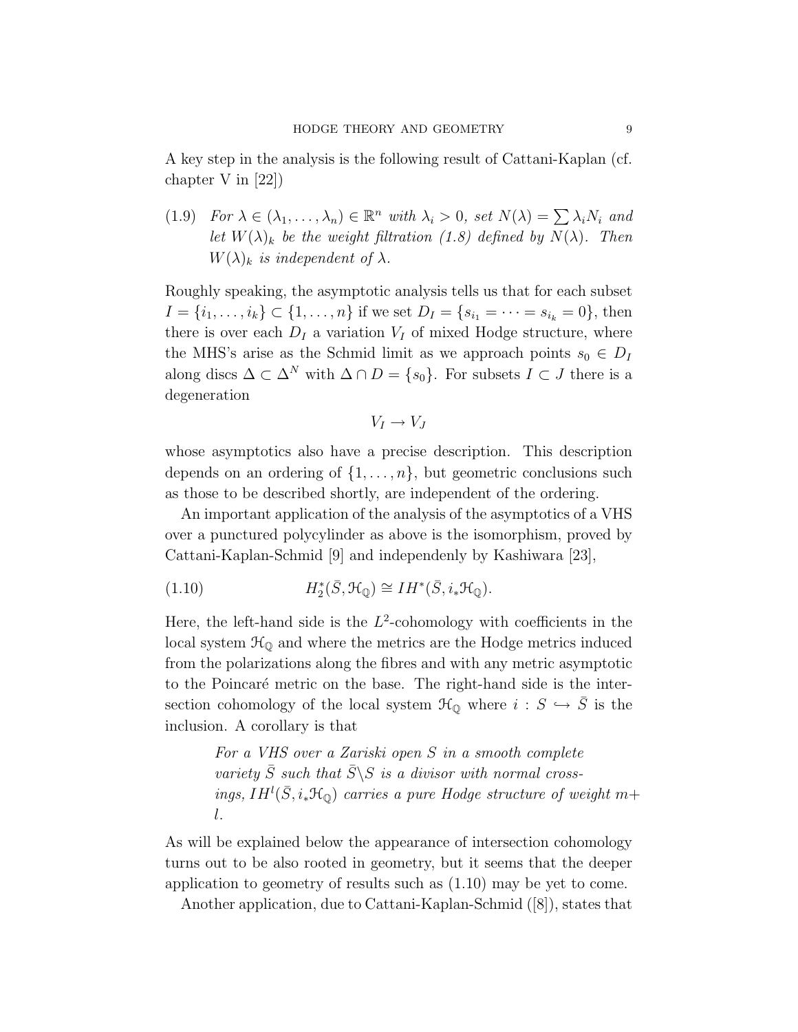A key step in the analysis is the following result of Cattani-Kaplan (cf. chapter V in [22])

(1.9) *For* $\lambda \in (\lambda_1, \ldots, \lambda_n) \in \mathbb{R}^n$ *with* $\lambda_i > 0$*, set* $N(\lambda) = \sum \lambda_i N_i$ *and let* $W(\lambda)_k$ *be the weight filtration (1.8) defined by* $N(\lambda)$*. Then* $W(\lambda)_k$ *is independent of* $\lambda$*.*

Roughly speaking, the asymptotic analysis tells us that for each subset $I = \{i_1, \ldots, i_k\} \subset \{1, \ldots, n\}$ if we set $D_I = \{s_{i_1} = \cdots = s_{i_k} = 0\}$, then there is over each $D_I$ a variation $V_I$ of mixed Hodge structure, where the MHS's arise as the Schmid limit as we approach points $s_0 \in D_I$ along discs $\Delta \subset \Delta^N$ with $\Delta \cap D = \{s_0\}$. For subsets $I \subset J$ there is a degeneration

$$V_I \to V_J$$

whose asymptotics also have a precise description. This description depends on an ordering of $\{1, \ldots, n\}$, but geometric conclusions such as those to be described shortly, are independent of the ordering.

An important application of the analysis of the asymptotics of a VHS over a punctured polycylinder as above is the isomorphism, proved by Cattani-Kaplan-Schmid [9] and independenly by Kashiwara [23],

$$H_2^*(\bar{S}, \mathcal{H}_{\mathbb{Q}}) \cong IH^*(\bar{S}, i_*\mathcal{H}_{\mathbb{Q}}). \tag{1.10}$$

Here, the left-hand side is the $L^2$-cohomology with coefficients in the local system $\mathcal{H}_{\mathbb{Q}}$ and where the metrics are the Hodge metrics induced from the polarizations along the fibres and with any metric asymptotic to the Poincaré metric on the base. The right-hand side is the intersection cohomology of the local system $\mathcal{H}_{\mathbb{Q}}$ where $i : S \hookrightarrow \bar{S}$ is the inclusion. A corollary is that

> *For a VHS over a Zariski open* $S$ *in a smooth complete variety* $\bar{S}$ *such that* $\bar{S} \backslash S$ *is a divisor with normal crossings,* $IH^l(\bar{S}, i_*\mathcal{H}_{\mathbb{Q}})$ *carries a pure Hodge structure of weight* $m + l$*.*

As will be explained below the appearance of intersection cohomology turns out to be also rooted in geometry, but it seems that the deeper application to geometry of results such as (1.10) may be yet to come.

Another application, due to Cattani-Kaplan-Schmid ([8]), states that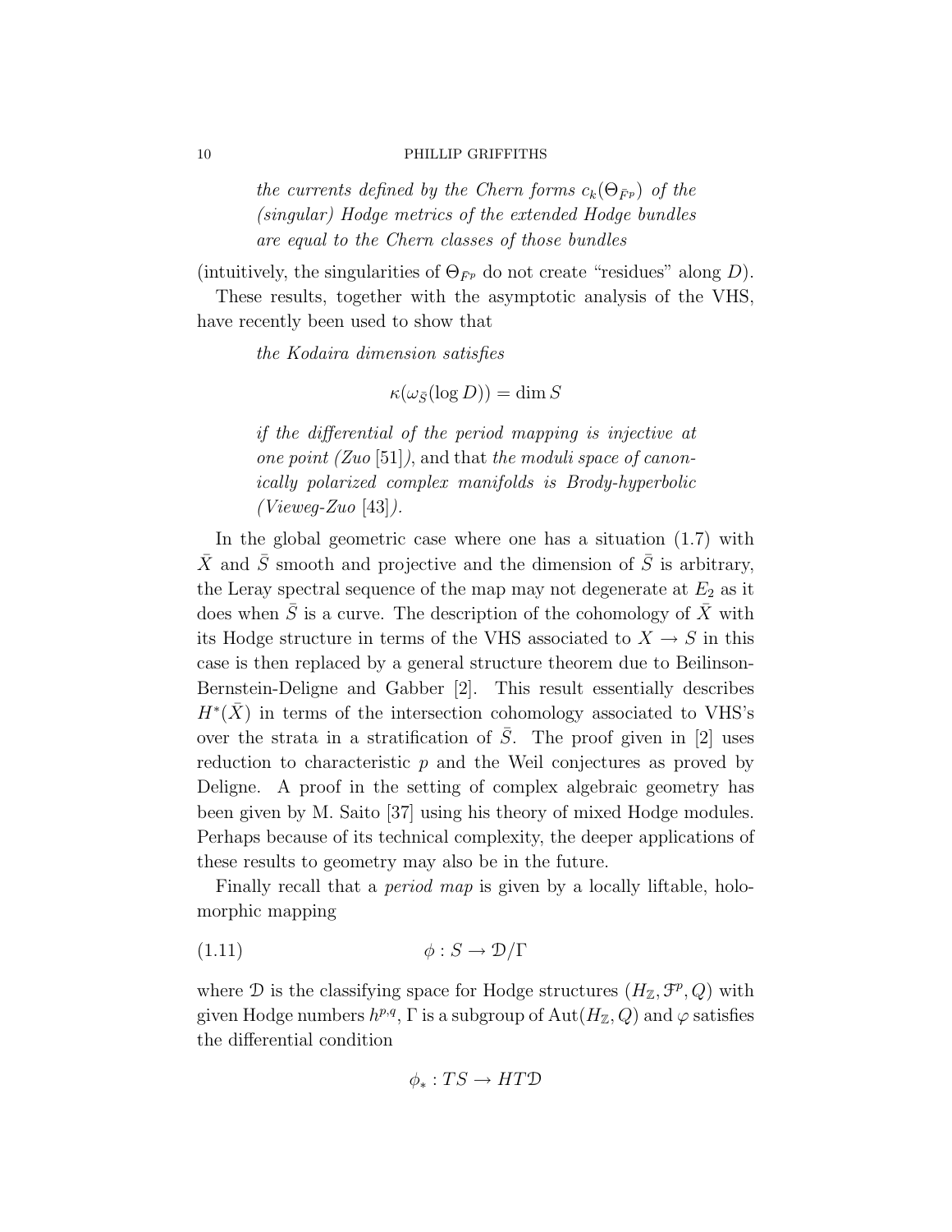> *the currents defined by the Chern forms $c_k(\Theta_{\bar{F}^p})$ of the (singular) Hodge metrics of the extended Hodge bundles are equal to the Chern classes of those bundles*

(intuitively, the singularities of $\Theta_{\bar{F}^p}$ do not create "residues" along $D$).

These results, together with the asymptotic analysis of the VHS, have recently been used to show that

> *the Kodaira dimension satisfies*
>
> $$\kappa(\omega_{\bar{S}}(\log D)) = \dim S$$
>
> *if the differential of the period mapping is injective at one point (Zuo* [51]*)*, and that *the moduli space of canonically polarized complex manifolds is Brody-hyperbolic (Viehweg-Zuo* [43]*).*

In the global geometric case where one has a situation (1.7) with $\bar{X}$ and $\bar{S}$ smooth and projective and the dimension of $\bar{S}$ is arbitrary, the Leray spectral sequence of the map may not degenerate at $E_2$ as it does when $\bar{S}$ is a curve. The description of the cohomology of $\bar{X}$ with its Hodge structure in terms of the VHS associated to $X \to S$ in this case is then replaced by a general structure theorem due to Beilinson-Bernstein-Deligne and Gabber [2]. This result essentially describes $H^*(\bar{X})$ in terms of the intersection cohomology associated to VHS's over the strata in a stratification of $\bar{S}$. The proof given in [2] uses reduction to characteristic $p$ and the Weil conjectures as proved by Deligne. A proof in the setting of complex algebraic geometry has been given by M. Saito [37] using his theory of mixed Hodge modules. Perhaps because of its technical complexity, the deeper applications of these results to geometry may also be in the future.

Finally recall that a *period map* is given by a locally liftable, holomorphic mapping

$$\phi : S \to \mathcal{D}/\Gamma \tag{1.11}$$

where $\mathcal{D}$ is the classifying space for Hodge structures $(H_{\mathbb{Z}}, \mathcal{F}^p, Q)$ with given Hodge numbers $h^{p,q}$, $\Gamma$ is a subgroup of $\mathrm{Aut}(H_{\mathbb{Z}}, Q)$ and $\varphi$ satisfies the differential condition

$$\phi_* : TS \to HT\mathcal{D}$$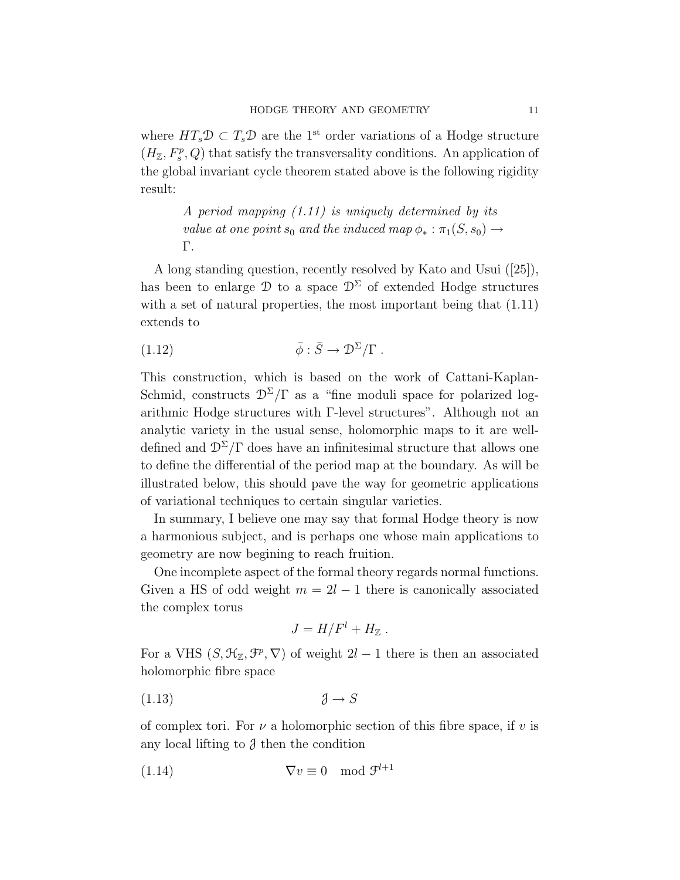where $HT_s\mathcal{D} \subset T_s\mathcal{D}$ are the $1^{\text{st}}$ order variations of a Hodge structure $(H_{\mathbb{Z}}, F_s^p, Q)$ that satisfy the transversality conditions. An application of the global invariant cycle theorem stated above is the following rigidity result:

> *A period mapping (1.11) is uniquely determined by its value at one point $s_0$ and the induced map $\phi_* : \pi_1(S, s_0) \to \Gamma$.*

A long standing question, recently resolved by Kato and Usui ([25]), has been to enlarge $\mathcal{D}$ to a space $\mathcal{D}^{\Sigma}$ of extended Hodge structures with a set of natural properties, the most important being that (1.11) extends to

$$\bar{\phi} : \bar{S} \to \mathcal{D}^{\Sigma}/\Gamma \ . \tag{1.12}$$

This construction, which is based on the work of Cattani-Kaplan-Schmid, constructs $\mathcal{D}^{\Sigma}/\Gamma$ as a "fine moduli space for polarized logarithmic Hodge structures with $\Gamma$-level structures". Although not an analytic variety in the usual sense, holomorphic maps to it are well-defined and $\mathcal{D}^{\Sigma}/\Gamma$ does have an infinitesimal structure that allows one to define the differential of the period map at the boundary. As will be illustrated below, this should pave the way for geometric applications of variational techniques to certain singular varieties.

In summary, I believe one may say that formal Hodge theory is now a harmonious subject, and is perhaps one whose main applications to geometry are now begining to reach fruition.

One incomplete aspect of the formal theory regards normal functions. Given a HS of odd weight $m = 2l - 1$ there is canonically associated the complex torus

$$J = H/F^l + H_{\mathbb{Z}} \ .$$

For a VHS $(S, \mathcal{H}_{\mathbb{Z}}, \mathcal{F}^p, \nabla)$ of weight $2l - 1$ there is then an associated holomorphic fibre space

$$\mathcal{J} \to S \tag{1.13}$$

of complex tori. For $\nu$ a holomorphic section of this fibre space, if $v$ is any local lifting to $\mathcal{J}$ then the condition

$$\nabla v \equiv 0 \mod \mathcal{F}^{l+1} \tag{1.14}$$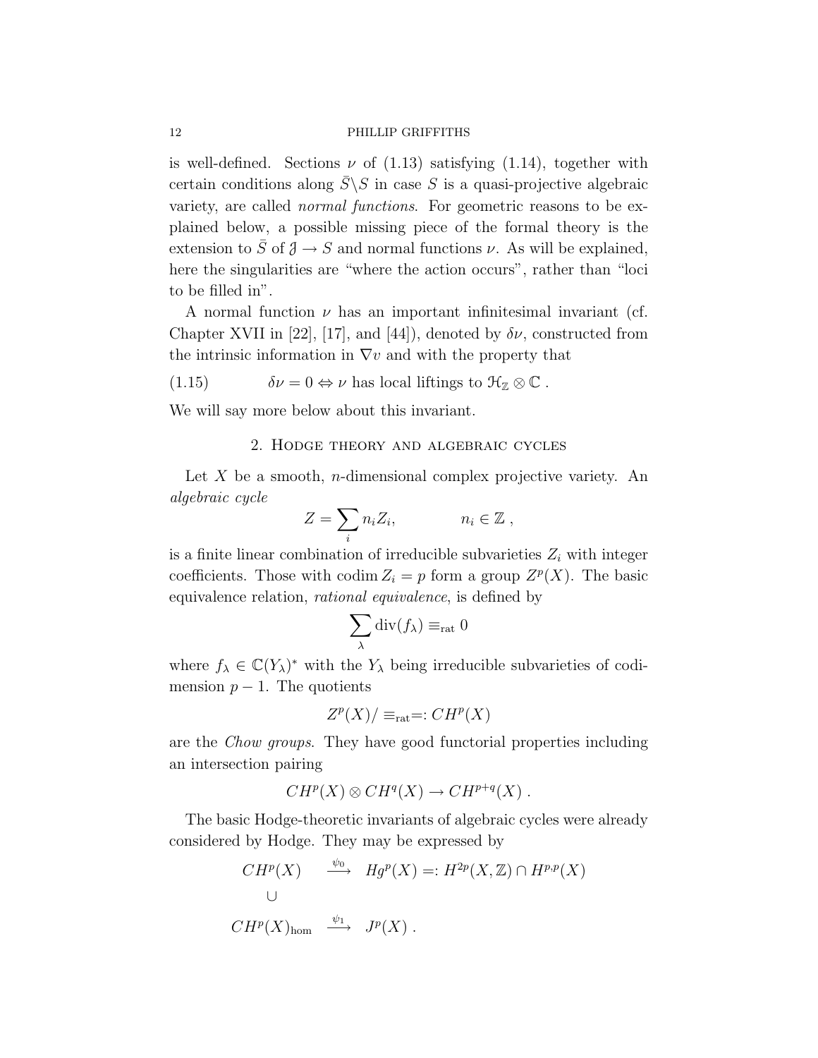is well-defined. Sections $\nu$ of (1.13) satisfying (1.14), together with certain conditions along $\bar{S}\backslash S$ in case $S$ is a quasi-projective algebraic variety, are called *normal functions*. For geometric reasons to be explained below, a possible missing piece of the formal theory is the extension to $\bar{S}$ of $\mathcal{J} \to S$ and normal functions $\nu$. As will be explained, here the singularities are "where the action occurs", rather than "loci to be filled in".

A normal function $\nu$ has an important infinitesimal invariant (cf. Chapter XVII in [22], [17], and [44]), denoted by $\delta\nu$, constructed from the intrinsic information in $\nabla v$ and with the property that

$$\delta\nu = 0 \Leftrightarrow \nu \text{ has local liftings to } \mathcal{H}_{\mathbb{Z}} \otimes \mathbb{C} \,. \tag{1.15}$$

We will say more below about this invariant.

## 2. Hodge theory and algebraic cycles

Let $X$ be a smooth, $n$-dimensional complex projective variety. An *algebraic cycle*

$$Z = \sum_i n_i Z_i, \qquad n_i \in \mathbb{Z} \,,$$

is a finite linear combination of irreducible subvarieties $Z_i$ with integer coefficients. Those with $\operatorname{codim} Z_i = p$ form a group $Z^p(X)$. The basic equivalence relation, *rational equivalence*, is defined by

$$\sum_\lambda \operatorname{div}(f_\lambda) \equiv_{\text{rat}} 0$$

where $f_\lambda \in \mathbb{C}(Y_\lambda)^*$ with the $Y_\lambda$ being irreducible subvarieties of codimension $p-1$. The quotients

$$Z^p(X)/ \equiv_{\text{rat}} =: CH^p(X)$$

are the *Chow groups*. They have good functorial properties including an intersection pairing

$$CH^p(X) \otimes CH^q(X) \to CH^{p+q}(X) \,.$$

The basic Hodge-theoretic invariants of algebraic cycles were already considered by Hodge. They may be expressed by

$$\begin{array}{ccc}
CH^p(X) & \xrightarrow{\psi_0} & Hg^p(X) =: H^{2p}(X,\mathbb{Z}) \cap H^{p,p}(X) \\
\cup & & \\
CH^p(X)_{\text{hom}} & \xrightarrow{\psi_1} & J^p(X) \,.
\end{array}$$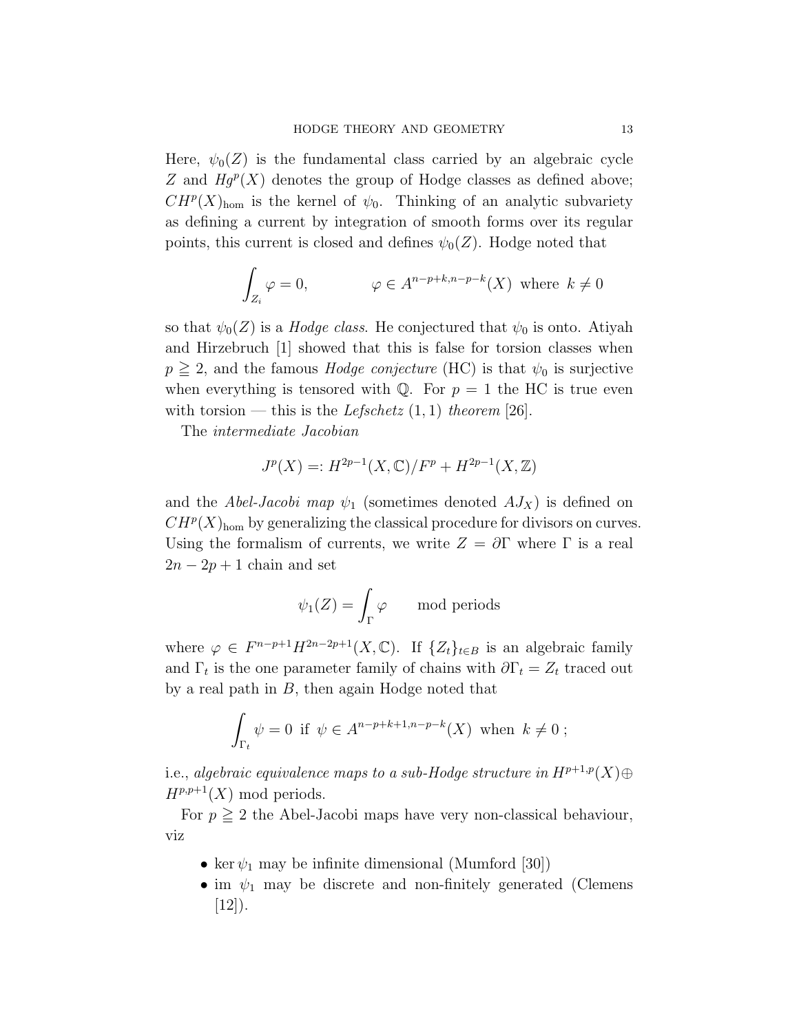Here, $\psi_0(Z)$ is the fundamental class carried by an algebraic cycle $Z$ and $Hg^p(X)$ denotes the group of Hodge classes as defined above; $CH^p(X)_{\text{hom}}$ is the kernel of $\psi_0$. Thinking of an analytic subvariety as defining a current by integration of smooth forms over its regular points, this current is closed and defines $\psi_0(Z)$. Hodge noted that

$$\int_{Z_i} \varphi = 0, \qquad \varphi \in A^{n-p+k,n-p-k}(X) \text{ where } k \neq 0$$

so that $\psi_0(Z)$ is a *Hodge class*. He conjectured that $\psi_0$ is onto. Atiyah and Hirzebruch [1] showed that this is false for torsion classes when $p \geqq 2$, and the famous *Hodge conjecture* (HC) is that $\psi_0$ is surjective when everything is tensored with $\mathbb{Q}$. For $p = 1$ the HC is true even with torsion — this is the *Lefschetz* $(1,1)$ *theorem* [26].

The *intermediate Jacobian*

$$J^p(X) =: H^{2p-1}(X,\mathbb{C})/F^p + H^{2p-1}(X,\mathbb{Z})$$

and the *Abel-Jacobi map* $\psi_1$ (sometimes denoted $AJ_X$) is defined on $CH^p(X)_{\text{hom}}$ by generalizing the classical procedure for divisors on curves. Using the formalism of currents, we write $Z = \partial\Gamma$ where $\Gamma$ is a real $2n-2p+1$ chain and set

$$\psi_1(Z) = \int_\Gamma \varphi \qquad \text{mod periods}$$

where $\varphi \in F^{n-p+1}H^{2n-2p+1}(X,\mathbb{C})$. If $\{Z_t\}_{t\in B}$ is an algebraic family and $\Gamma_t$ is the one parameter family of chains with $\partial\Gamma_t = Z_t$ traced out by a real path in $B$, then again Hodge noted that

$$\int_{\Gamma_t} \psi = 0 \text{ if } \psi \in A^{n-p+k+1,n-p-k}(X) \text{ when } k \neq 0\,;$$

i.e., *algebraic equivalence maps to a sub-Hodge structure in* $H^{p+1,p}(X) \oplus H^{p,p+1}(X)$ mod periods.

For $p \geqq 2$ the Abel-Jacobi maps have very non-classical behaviour, viz

- $\ker \psi_1$ may be infinite dimensional (Mumford [30])
- im $\psi_1$ may be discrete and non-finitely generated (Clemens [12]).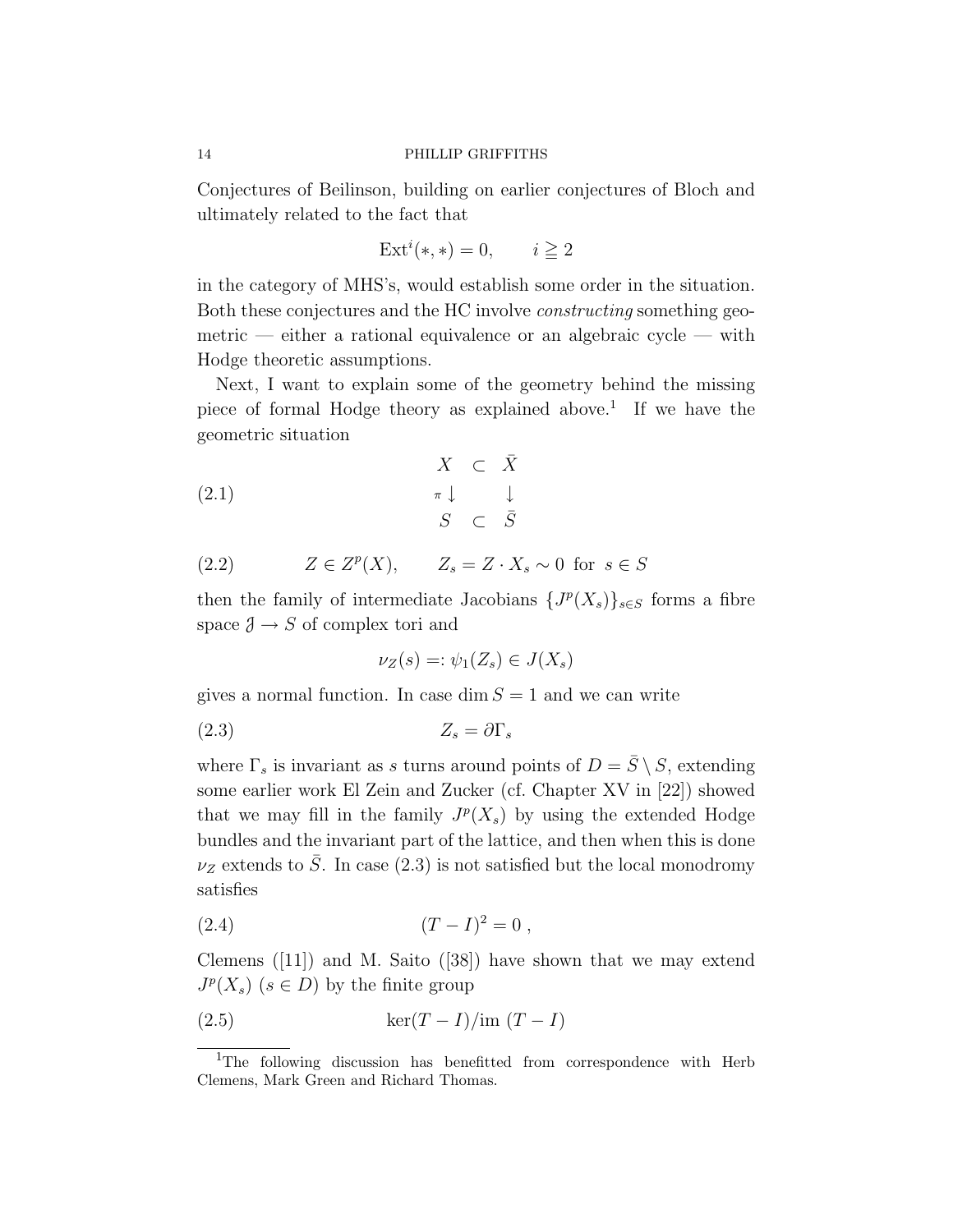Conjectures of Beilinson, building on earlier conjectures of Bloch and ultimately related to the fact that

$$\operatorname{Ext}^i(*,*) = 0, \qquad i \geqq 2$$

in the category of MHS's, would establish some order in the situation. Both these conjectures and the HC involve *constructing* something geometric — either a rational equivalence or an algebraic cycle — with Hodge theoretic assumptions.

Next, I want to explain some of the geometry behind the missing piece of formal Hodge theory as explained above.[1] If we have the geometric situation

$$\begin{array}{ccc} X & \subset & \bar{X} \\ {\scriptstyle \pi}\downarrow & & \downarrow \\ S & \subset & \bar{S} \end{array} \tag{2.1}$$

$$Z \in Z^p(X), \qquad Z_s = Z \cdot X_s \sim 0 \text{ for } s \in S \tag{2.2}$$

then the family of intermediate Jacobians $\{J^p(X_s)\}_{s\in S}$ forms a fibre space $\mathcal{J} \to S$ of complex tori and

$$\nu_Z(s) =: \psi_1(Z_s) \in J(X_s)$$

gives a normal function. In case $\dim S = 1$ and we can write

$$Z_s = \partial \Gamma_s \tag{2.3}$$

where $\Gamma_s$ is invariant as $s$ turns around points of $D = \bar{S} \setminus S$, extending some earlier work El Zein and Zucker (cf. Chapter XV in [22]) showed that we may fill in the family $J^p(X_s)$ by using the extended Hodge bundles and the invariant part of the lattice, and then when this is done $\nu_Z$ extends to $\bar{S}$. In case (2.3) is not satisfied but the local monodromy satisfies

$$(T - I)^2 = 0\ , \tag{2.4}$$

Clemens ([11]) and M. Saito ([38]) have shown that we may extend $J^p(X_s)$ ($s \in D$) by the finite group

$$\ker(T - I)/\operatorname{im}\,(T - I) \tag{2.5}$$

[1] The following discussion has benefitted from correspondence with Herb Clemens, Mark Green and Richard Thomas.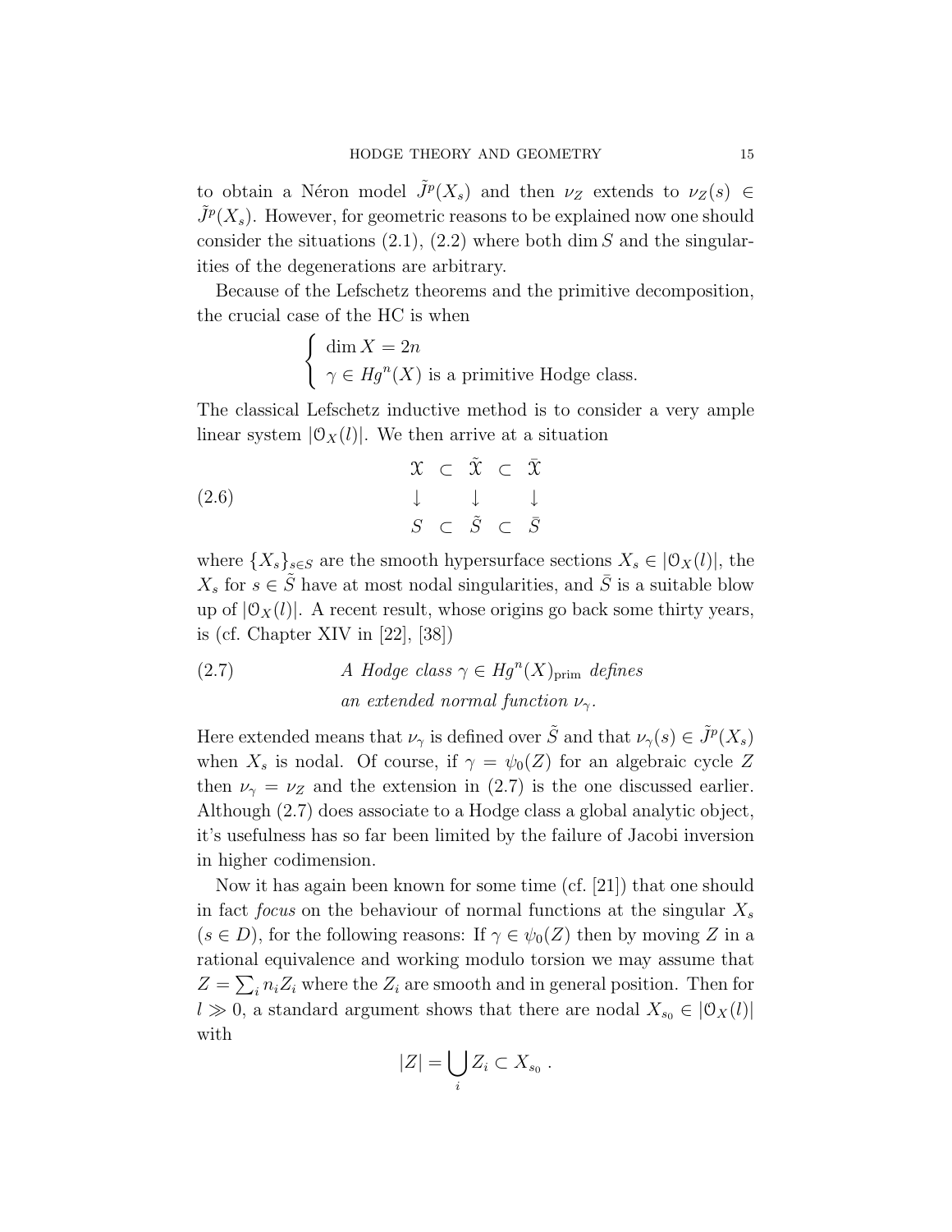to obtain a Néron model $\tilde{J}^p(X_s)$ and then $\nu_Z$ extends to $\nu_Z(s) \in \tilde{J}^p(X_s)$. However, for geometric reasons to be explained now one should consider the situations (2.1), (2.2) where both $\dim S$ and the singularities of the degenerations are arbitrary.

Because of the Lefschetz theorems and the primitive decomposition, the crucial case of the HC is when

$$\begin{cases} \dim X = 2n \\ \gamma \in Hg^n(X) \text{ is a primitive Hodge class.} \end{cases}$$

The classical Lefschetz inductive method is to consider a very ample linear system $|\mathcal{O}_X(l)|$. We then arrive at a situation

$$\begin{array}{ccccc} \mathcal{X} & \subset & \tilde{\mathcal{X}} & \subset & \bar{\mathcal{X}} \\ \downarrow & & \downarrow & & \downarrow \\ S & \subset & \tilde{S} & \subset & \bar{S} \end{array} \tag{2.6}$$

where $\{X_s\}_{s\in S}$ are the smooth hypersurface sections $X_s \in |\mathcal{O}_X(l)|$, the $X_s$ for $s \in \tilde{S}$ have at most nodal singularities, and $\bar{S}$ is a suitable blow up of $|\mathcal{O}_X(l)|$. A recent result, whose origins go back some thirty years, is (cf. Chapter XIV in [22], [38])

(2.7) *A Hodge class $\gamma \in Hg^n(X)_{\text{prim}}$ defines an extended normal function $\nu_\gamma$.*

Here extended means that $\nu_\gamma$ is defined over $\tilde{S}$ and that $\nu_\gamma(s) \in \tilde{J}^p(X_s)$ when $X_s$ is nodal. Of course, if $\gamma = \psi_0(Z)$ for an algebraic cycle $Z$ then $\nu_\gamma = \nu_Z$ and the extension in (2.7) is the one discussed earlier. Although (2.7) does associate to a Hodge class a global analytic object, it's usefulness has so far been limited by the failure of Jacobi inversion in higher codimension.

Now it has again been known for some time (cf. [21]) that one should in fact *focus* on the behaviour of normal functions at the singular $X_s$ ($s \in D$), for the following reasons: If $\gamma \in \psi_0(Z)$ then by moving $Z$ in a rational equivalence and working modulo torsion we may assume that $Z = \sum_i n_i Z_i$ where the $Z_i$ are smooth and in general position. Then for $l \gg 0$, a standard argument shows that there are nodal $X_{s_0} \in |\mathcal{O}_X(l)|$ with

$$|Z| = \bigcup_i Z_i \subset X_{s_0}\ .$$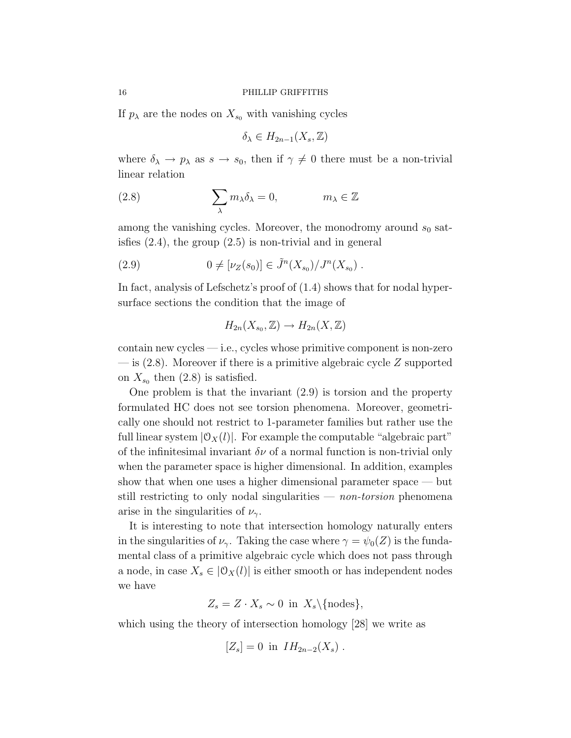If $p_\lambda$ are the nodes on $X_{s_0}$ with vanishing cycles

$$\delta_\lambda \in H_{2n-1}(X_s, \mathbb{Z})$$

where $\delta_\lambda \to p_\lambda$ as $s \to s_0$, then if $\gamma \neq 0$ there must be a non-trivial linear relation

$$\sum_\lambda m_\lambda \delta_\lambda = 0, \qquad m_\lambda \in \mathbb{Z} \tag{2.8}$$

among the vanishing cycles. Moreover, the monodromy around $s_0$ satisfies (2.4), the group (2.5) is non-trivial and in general

$$0 \neq [\nu_Z(s_0)] \in \tilde{J}^n(X_{s_0})/J^n(X_{s_0}) \, . \tag{2.9}$$

In fact, analysis of Lefschetz's proof of (1.4) shows that for nodal hypersurface sections the condition that the image of

$$H_{2n}(X_{s_0}, \mathbb{Z}) \to H_{2n}(X, \mathbb{Z})$$

contain new cycles — i.e., cycles whose primitive component is non-zero — is (2.8). Moreover if there is a primitive algebraic cycle $Z$ supported on $X_{s_0}$ then (2.8) is satisfied.

One problem is that the invariant (2.9) is torsion and the property formulated HC does not see torsion phenomena. Moreover, geometrically one should not restrict to 1-parameter families but rather use the full linear system $|\mathcal{O}_X(l)|$. For example the computable "algebraic part" of the infinitesimal invariant $\delta\nu$ of a normal function is non-trivial only when the parameter space is higher dimensional. In addition, examples show that when one uses a higher dimensional parameter space — but still restricting to only nodal singularities — *non-torsion* phenomena arise in the singularities of $\nu_\gamma$.

It is interesting to note that intersection homology naturally enters in the singularities of $\nu_\gamma$. Taking the case where $\gamma = \psi_0(Z)$ is the fundamental class of a primitive algebraic cycle which does not pass through a node, in case $X_s \in |\mathcal{O}_X(l)|$ is either smooth or has independent nodes we have

$$Z_s = Z \cdot X_s \sim 0 \text{ in } X_s \backslash \{\text{nodes}\},$$

which using the theory of intersection homology [28] we write as

$$[Z_s] = 0 \text{ in } IH_{2n-2}(X_s) \, .$$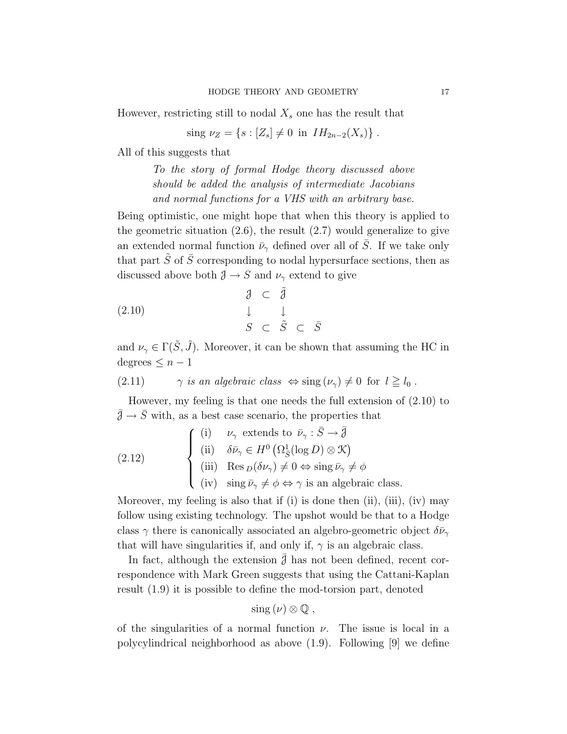However, restricting still to nodal $X_s$ one has the result that

$$\text{sing } \nu_Z = \{s : [Z_s] \neq 0 \text{ in } IH_{2n-2}(X_s)\} .$$

All of this suggests that

> *To the story of formal Hodge theory discussed above should be added the analysis of intermediate Jacobians and normal functions for a VHS with an arbitrary base.*

Being optimistic, one might hope that when this theory is applied to the geometric situation (2.6), the result (2.7) would generalize to give an extended normal function $\bar{\nu}_\gamma$ defined over all of $\bar{S}$. If we take only that part $\tilde{S}$ of $\bar{S}$ corresponding to nodal hypersurface sections, then as discussed above both $\mathcal{J} \to S$ and $\nu_\gamma$ extend to give

$$\begin{array}{ccccc} \mathcal{J} & \subset & \tilde{\mathcal{J}} & & \\ \downarrow & & \downarrow & & \\ S & \subset & \tilde{S} & \subset & \bar{S} \end{array} \tag{2.10}$$

and $\nu_\gamma \in \Gamma(\tilde{S}, \tilde{J})$. Moreover, it can be shown that assuming the HC in degrees $\leq n-1$

$$\textit{$\gamma$ is an algebraic class } \Leftrightarrow \text{sing}\,(\nu_\gamma) \neq 0 \text{ for } l \geqq l_0 . \tag{2.11}$$

However, my feeling is that one needs the full extension of (2.10) to $\bar{\mathcal{J}} \to \bar{S}$ with, as a best case scenario, the properties that

$$\begin{cases} \text{(i)} & \nu_\gamma \text{ extends to } \bar{\nu}_\gamma : \bar{S} \to \bar{\mathcal{J}} \\ \text{(ii)} & \delta\bar{\nu}_\gamma \in H^0\left(\Omega^1_{\bar{S}}(\log D) \otimes \mathcal{K}\right) \\ \text{(iii)} & \text{Res}_D(\delta\nu_\gamma) \neq 0 \Leftrightarrow \text{sing}\,\bar{\nu}_\gamma \neq \phi \\ \text{(iv)} & \text{sing}\,\bar{\nu}_\gamma \neq \phi \Leftrightarrow \gamma \text{ is an algebraic class.} \end{cases} \tag{2.12}$$

Moreover, my feeling is also that if (i) is done then (ii), (iii), (iv) may follow using existing technology. The upshot would be that to a Hodge class $\gamma$ there is canonically associated an algebro-geometric object $\delta\bar{\nu}_\gamma$ that will have singularities if, and only if, $\gamma$ is an algebraic class.

In fact, although the extension $\bar{\mathcal{J}}$ has not been defined, recent correspondence with Mark Green suggests that using the Cattani-Kaplan result (1.9) it is possible to define the mod-torsion part, denoted

$$\text{sing}\,(\nu) \otimes \mathbb{Q} ,$$

of the singularities of a normal function $\nu$. The issue is local in a polycylindrical neighborhood as above (1.9). Following [9] we define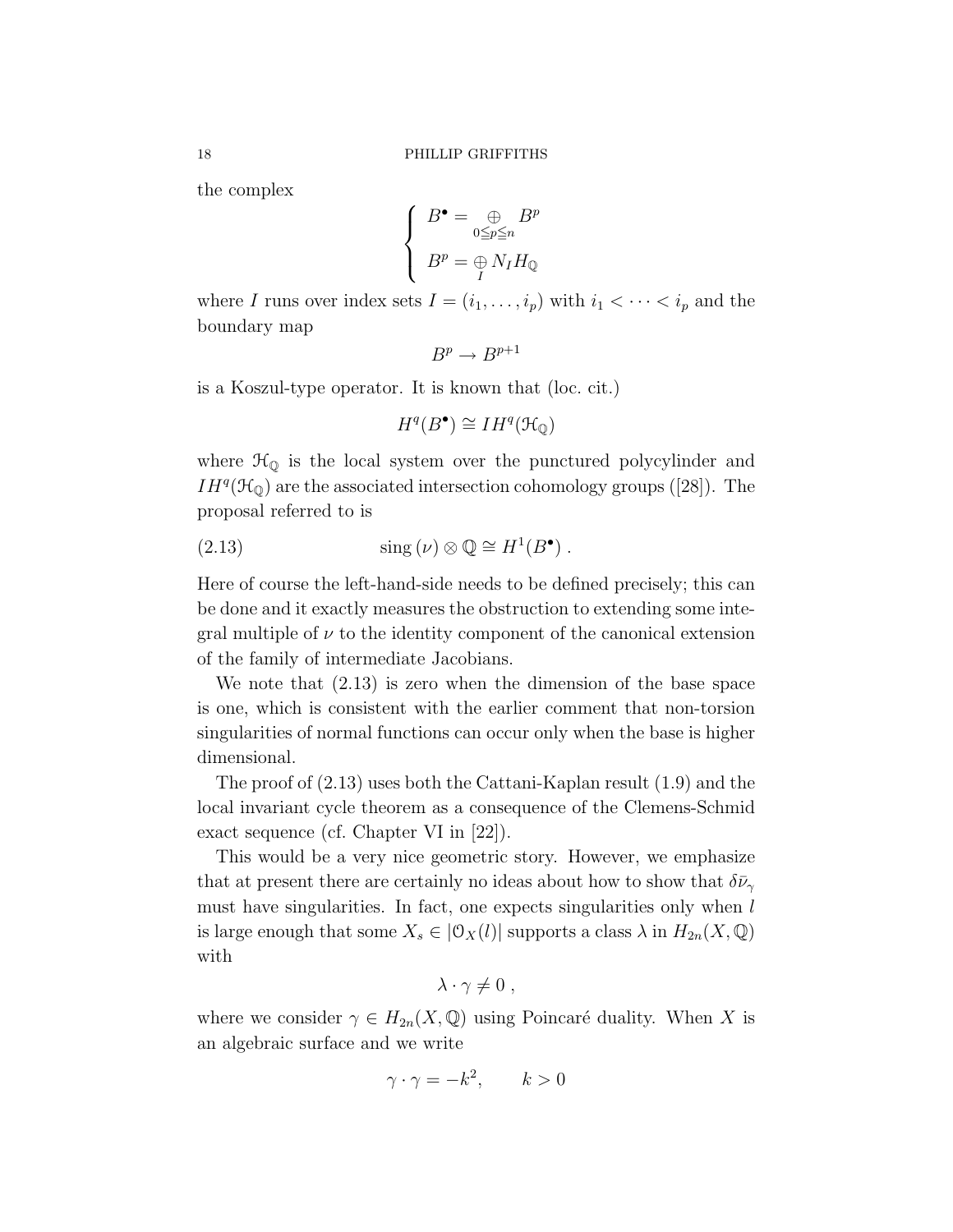the complex

$$
\begin{cases} B^\bullet = \underset{0 \leqq p \leqq n}{\oplus} B^p \\ B^p = \underset{I}{\oplus} N_I H_{\mathbb{Q}} \end{cases}
$$

where $I$ runs over index sets $I = (i_1, \ldots, i_p)$ with $i_1 < \cdots < i_p$ and the boundary map

$$
B^p \to B^{p+1}
$$

is a Koszul-type operator. It is known that (loc. cit.)

$$
H^q(B^\bullet) \cong IH^q(\mathcal{H}_{\mathbb{Q}})
$$

where $\mathcal{H}_{\mathbb{Q}}$ is the local system over the punctured polycylinder and $IH^q(\mathcal{H}_{\mathbb{Q}})$ are the associated intersection cohomology groups ([28]). The proposal referred to is

$$
\operatorname{sing}(\nu) \otimes \mathbb{Q} \cong H^1(B^\bullet) \ . \tag{2.13}
$$

Here of course the left-hand-side needs to be defined precisely; this can be done and it exactly measures the obstruction to extending some integral multiple of $\nu$ to the identity component of the canonical extension of the family of intermediate Jacobians.

We note that (2.13) is zero when the dimension of the base space is one, which is consistent with the earlier comment that non-torsion singularities of normal functions can occur only when the base is higher dimensional.

The proof of (2.13) uses both the Cattani-Kaplan result (1.9) and the local invariant cycle theorem as a consequence of the Clemens-Schmid exact sequence (cf. Chapter VI in [22]).

This would be a very nice geometric story. However, we emphasize that at present there are certainly no ideas about how to show that $\delta\bar{\nu}_\gamma$ must have singularities. In fact, one expects singularities only when $l$ is large enough that some $X_s \in |\mathcal{O}_X(l)|$ supports a class $\lambda$ in $H_{2n}(X, \mathbb{Q})$ with

$$
\lambda \cdot \gamma \neq 0 \ ,
$$

where we consider $\gamma \in H_{2n}(X, \mathbb{Q})$ using Poincaré duality. When $X$ is an algebraic surface and we write

$$
\gamma \cdot \gamma = -k^2, \qquad k > 0
$$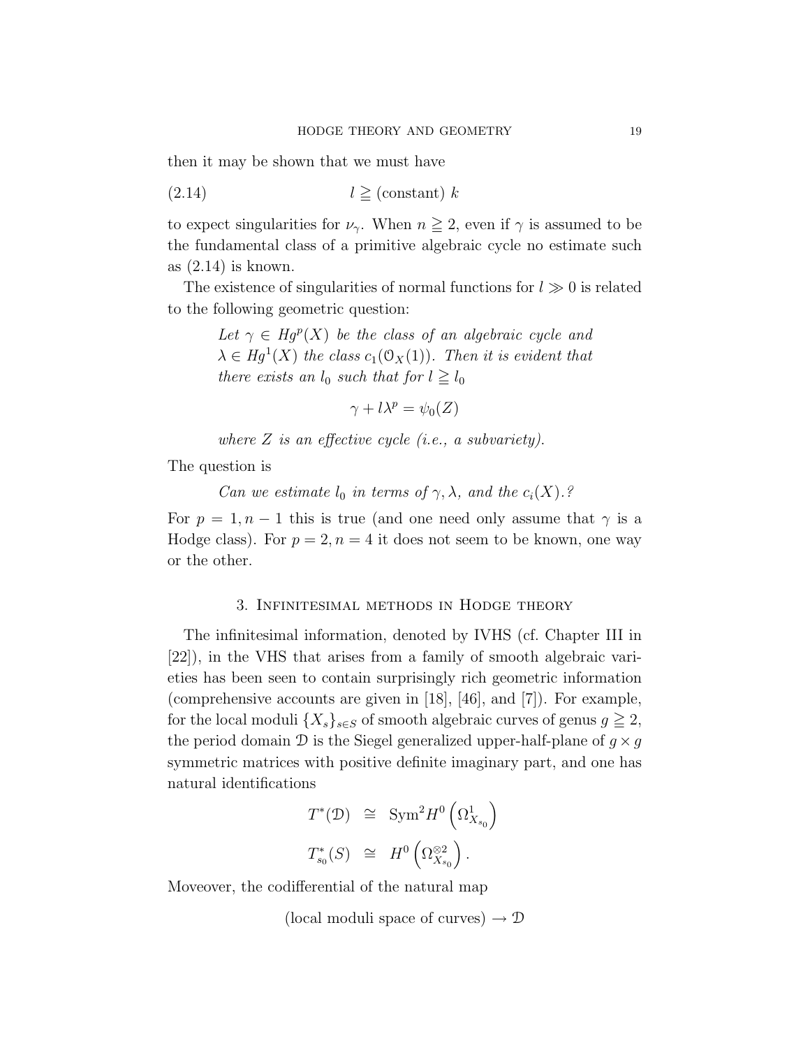then it may be shown that we must have

$$l \geqq (\text{constant})\ k \tag{2.14}$$

to expect singularities for $\nu_\gamma$. When $n \geqq 2$, even if $\gamma$ is assumed to be the fundamental class of a primitive algebraic cycle no estimate such as (2.14) is known.

The existence of singularities of normal functions for $l \gg 0$ is related to the following geometric question:

> *Let $\gamma \in Hg^p(X)$ be the class of an algebraic cycle and $\lambda \in Hg^1(X)$ the class $c_1(\mathcal{O}_X(1))$. Then it is evident that there exists an $l_0$ such that for $l \geqq l_0$*
>
> $$\gamma + l\lambda^p = \psi_0(Z)$$
>
> *where $Z$ is an effective cycle (i.e., a subvariety).*

The question is

> *Can we estimate $l_0$ in terms of $\gamma, \lambda$, and the $c_i(X)$.?*

For $p = 1, n-1$ this is true (and one need only assume that $\gamma$ is a Hodge class). For $p = 2, n = 4$ it does not seem to be known, one way or the other.

## 3. Infinitesimal methods in Hodge theory

The infinitesimal information, denoted by IVHS (cf. Chapter III in [22]), in the VHS that arises from a family of smooth algebraic varieties has been seen to contain surprisingly rich geometric information (comprehensive accounts are given in [18], [46], and [7]). For example, for the local moduli $\{X_s\}_{s\in S}$ of smooth algebraic curves of genus $g \geqq 2$, the period domain $\mathcal{D}$ is the Siegel generalized upper-half-plane of $g \times g$ symmetric matrices with positive definite imaginary part, and one has natural identifications

$$\begin{aligned} T^*(\mathcal{D}) &\cong \operatorname{Sym}^2 H^0\left(\Omega^1_{X_{s_0}}\right) \\ T^*_{s_0}(S) &\cong H^0\left(\Omega^{\otimes 2}_{X_{s_0}}\right). \end{aligned}$$

Moveover, the codifferential of the natural map

$$(\text{local moduli space of curves}) \to \mathcal{D}$$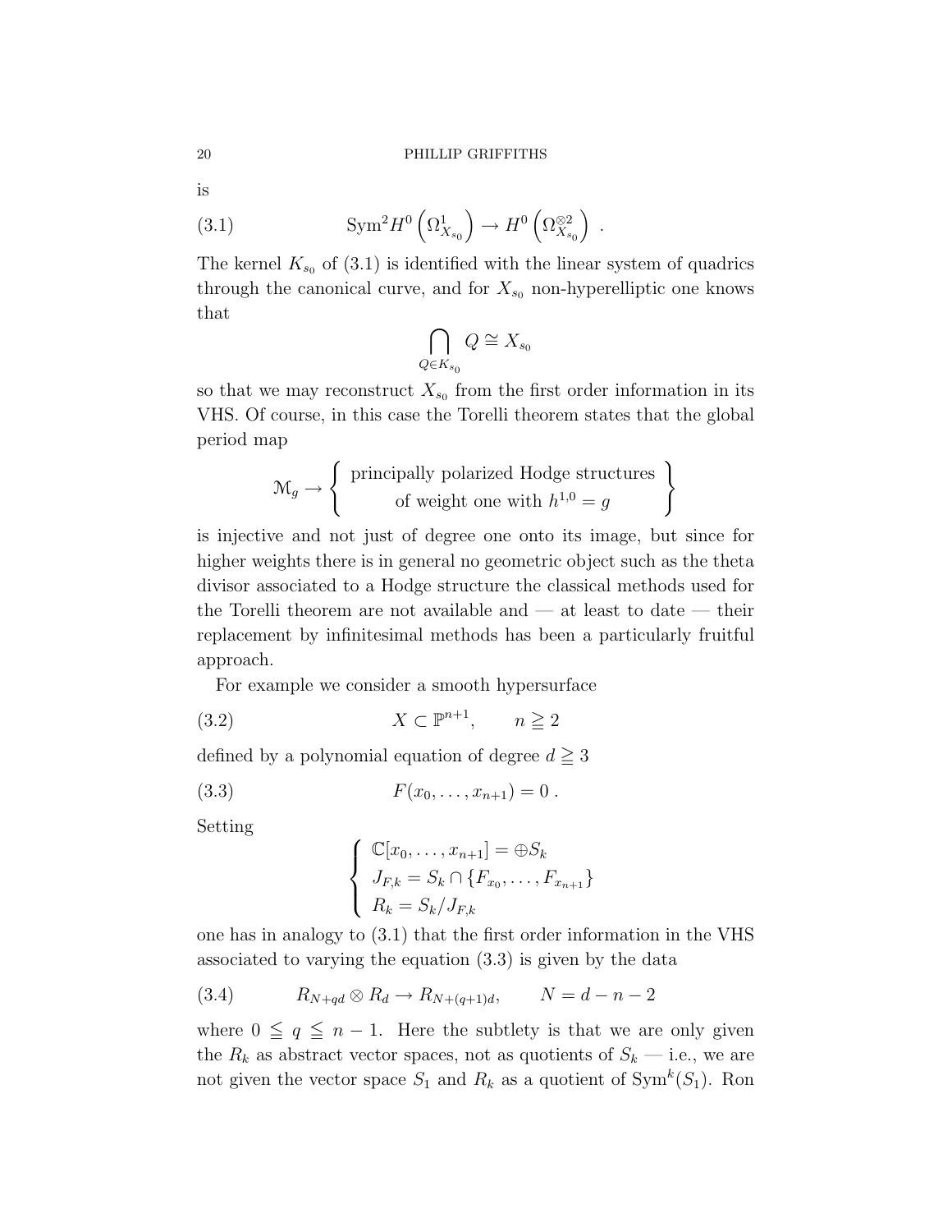is

$$\mathrm{Sym}^2 H^0\left(\Omega^1_{X_{s_0}}\right) \to H^0\left(\Omega^{\otimes 2}_{X_{s_0}}\right) . \tag{3.1}$$

The kernel $K_{s_0}$ of (3.1) is identified with the linear system of quadrics through the canonical curve, and for $X_{s_0}$ non-hyperelliptic one knows that

$$\bigcap_{Q \in K_{s_0}} Q \cong X_{s_0}$$

so that we may reconstruct $X_{s_0}$ from the first order information in its VHS. Of course, in this case the Torelli theorem states that the global period map

$$\mathcal{M}_g \to \left\{ \begin{array}{c} \text{principally polarized Hodge structures} \\ \text{of weight one with } h^{1,0} = g \end{array} \right\}$$

is injective and not just of degree one onto its image, but since for higher weights there is in general no geometric object such as the theta divisor associated to a Hodge structure the classical methods used for the Torelli theorem are not available and — at least to date — their replacement by infinitesimal methods has been a particularly fruitful approach.

For example we consider a smooth hypersurface

$$X \subset \mathbb{P}^{n+1}, \qquad n \geqq 2 \tag{3.2}$$

defined by a polynomial equation of degree $d \geqq 3$

$$F(x_0, \ldots, x_{n+1}) = 0 . \tag{3.3}$$

Setting

$$\left\{ \begin{array}{l} \mathbb{C}[x_0, \ldots, x_{n+1}] = \oplus S_k \\ J_{F,k} = S_k \cap \{F_{x_0}, \ldots, F_{x_{n+1}}\} \\ R_k = S_k / J_{F,k} \end{array} \right.$$

one has in analogy to (3.1) that the first order information in the VHS associated to varying the equation (3.3) is given by the data

$$R_{N+qd} \otimes R_d \to R_{N+(q+1)d}, \qquad N = d - n - 2 \tag{3.4}$$

where $0 \leqq q \leqq n-1$. Here the subtlety is that we are only given the $R_k$ as abstract vector spaces, not as quotients of $S_k$ — i.e., we are not given the vector space $S_1$ and $R_k$ as a quotient of $\mathrm{Sym}^k(S_1)$. Ron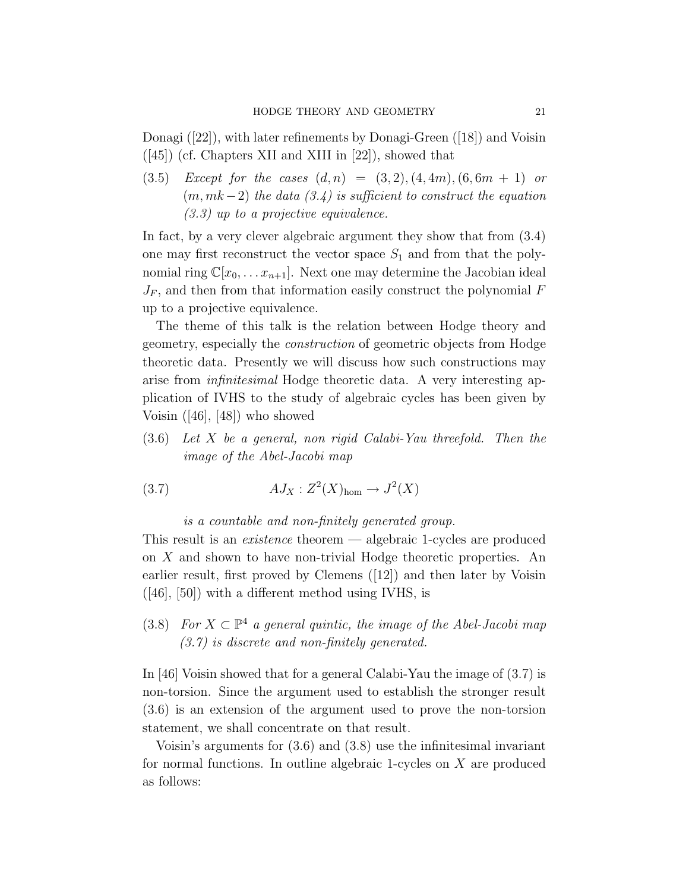Donagi ([22]), with later refinements by Donagi-Green ([18]) and Voisin ([45]) (cf. Chapters XII and XIII in [22]), showed that

(3.5) *Except for the cases* $(d, n) = (3, 2), (4, 4m), (6, 6m + 1)$ *or* $(m, mk - 2)$ *the data (3.4) is sufficient to construct the equation (3.3) up to a projective equivalence.*

In fact, by a very clever algebraic argument they show that from (3.4) one may first reconstruct the vector space $S_1$ and from that the polynomial ring $\mathbb{C}[x_0, \dots x_{n+1}]$. Next one may determine the Jacobian ideal $J_F$, and then from that information easily construct the polynomial $F$ up to a projective equivalence.

The theme of this talk is the relation between Hodge theory and geometry, especially the *construction* of geometric objects from Hodge theoretic data. Presently we will discuss how such constructions may arise from *infinitesimal* Hodge theoretic data. A very interesting application of IVHS to the study of algebraic cycles has been given by Voisin ([46], [48]) who showed

(3.6) *Let* $X$ *be a general, non rigid Calabi-Yau threefold. Then the image of the Abel-Jacobi map*

$$AJ_X : Z^2(X)_{\text{hom}} \to J^2(X) \tag{3.7}$$

*is a countable and non-finitely generated group.*

This result is an *existence* theorem — algebraic 1-cycles are produced on $X$ and shown to have non-trivial Hodge theoretic properties. An earlier result, first proved by Clemens ([12]) and then later by Voisin ([46], [50]) with a different method using IVHS, is

(3.8) *For* $X \subset \mathbb{P}^4$ *a general quintic, the image of the Abel-Jacobi map (3.7) is discrete and non-finitely generated.*

In [46] Voisin showed that for a general Calabi-Yau the image of (3.7) is non-torsion. Since the argument used to establish the stronger result (3.6) is an extension of the argument used to prove the non-torsion statement, we shall concentrate on that result.

Voisin's arguments for (3.6) and (3.8) use the infinitesimal invariant for normal functions. In outline algebraic 1-cycles on $X$ are produced as follows: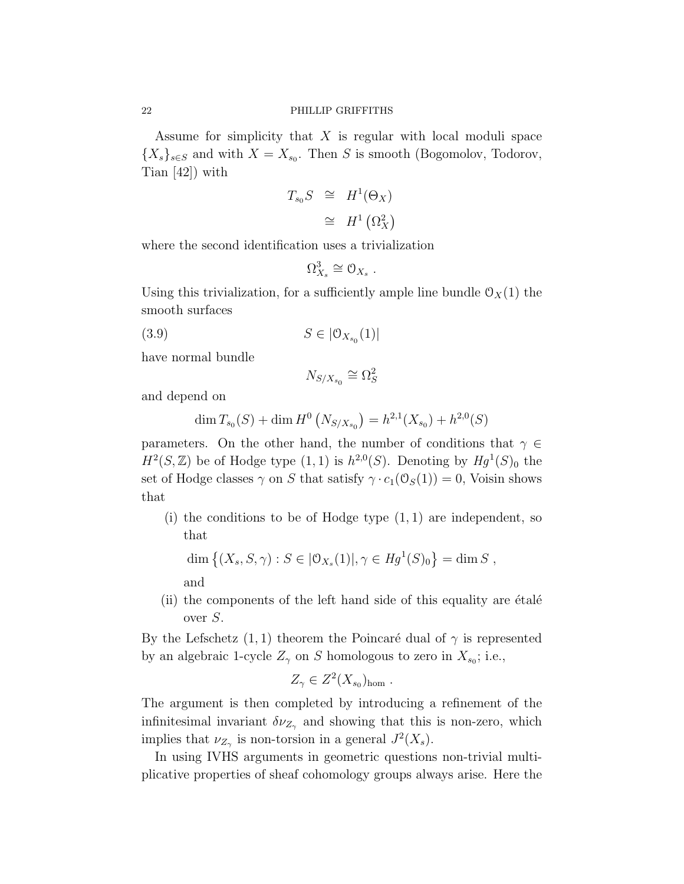Assume for simplicity that $X$ is regular with local moduli space $\{X_s\}_{s\in S}$ and with $X = X_{s_0}$. Then $S$ is smooth (Bogomolov, Todorov, Tian [42]) with

$$
\begin{aligned}
T_{s_0}S &\cong H^1(\Theta_X) \\
&\cong H^1\left(\Omega_X^2\right)
\end{aligned}
$$

where the second identification uses a trivialization

$$\Omega^3_{X_s} \cong \mathcal{O}_{X_s} .$$

Using this trivialization, for a sufficiently ample line bundle $\mathcal{O}_X(1)$ the smooth surfaces

$$S \in |\mathcal{O}_{X_{s_0}}(1)| \tag{3.9}$$

have normal bundle

$$N_{S/X_{s_0}} \cong \Omega^2_S$$

and depend on

$$\dim T_{s_0}(S) + \dim H^0\left(N_{S/X_{s_0}}\right) = h^{2,1}(X_{s_0}) + h^{2,0}(S)$$

parameters. On the other hand, the number of conditions that $\gamma \in H^2(S,\mathbb{Z})$ be of Hodge type $(1,1)$ is $h^{2,0}(S)$. Denoting by $Hg^1(S)_0$ the set of Hodge classes $\gamma$ on $S$ that satisfy $\gamma \cdot c_1(\mathcal{O}_S(1)) = 0$, Voisin shows that

(i) the conditions to be of Hodge type $(1,1)$ are independent, so that

$$\dim\left\{(X_s, S, \gamma) : S \in |\mathcal{O}_{X_s}(1)|, \gamma \in Hg^1(S)_0\right\} = \dim S \ ,$$

and

(ii) the components of the left hand side of this equality are étalé over $S$.

By the Lefschetz $(1,1)$ theorem the Poincaré dual of $\gamma$ is represented by an algebraic 1-cycle $Z_\gamma$ on $S$ homologous to zero in $X_{s_0}$; i.e.,

$$Z_\gamma \in Z^2(X_{s_0})_{\text{hom}} \ .$$

The argument is then completed by introducing a refinement of the infinitesimal invariant $\delta\nu_{Z_\gamma}$ and showing that this is non-zero, which implies that $\nu_{Z_\gamma}$ is non-torsion in a general $J^2(X_s)$.

In using IVHS arguments in geometric questions non-trivial multiplicative properties of sheaf cohomology groups always arise. Here the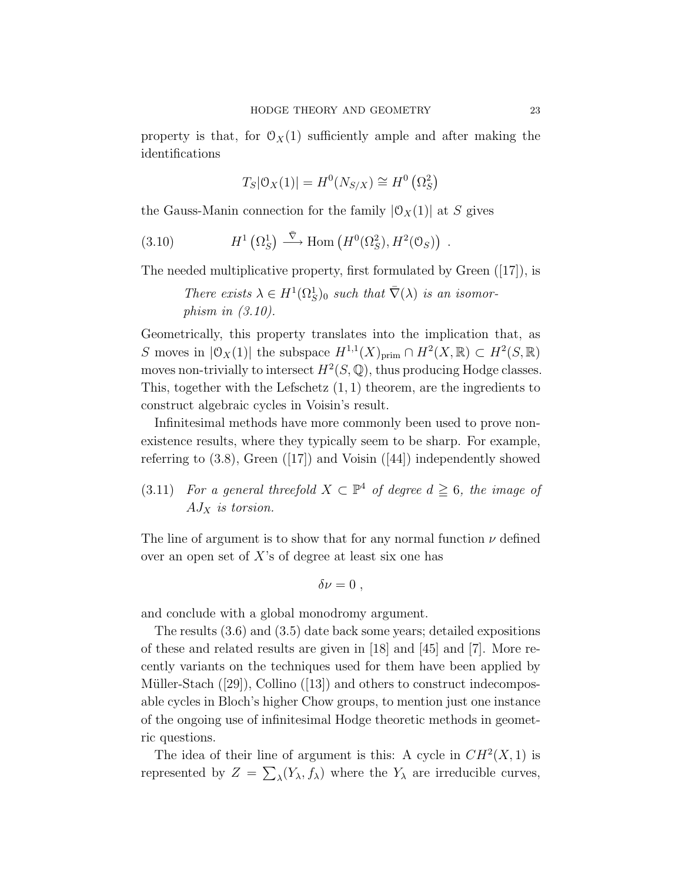property is that, for $\mathcal{O}_X(1)$ sufficiently ample and after making the identifications

$$T_S|\mathcal{O}_X(1)| = H^0(N_{S/X}) \cong H^0\left(\Omega_S^2\right)$$

the Gauss-Manin connection for the family $|\mathcal{O}_X(1)|$ at $S$ gives

$$H^1\left(\Omega_S^1\right) \xrightarrow{\bar{\nabla}} \operatorname{Hom}\left(H^0(\Omega_S^2), H^2(\mathcal{O}_S)\right) \ . \tag{3.10}$$

The needed multiplicative property, first formulated by Green ([17]), is

> *There exists $\lambda \in H^1(\Omega_S^1)_0$ such that $\bar{\nabla}(\lambda)$ is an isomorphism in (3.10).*

Geometrically, this property translates into the implication that, as $S$ moves in $|\mathcal{O}_X(1)|$ the subspace $H^{1,1}(X)_{\mathrm{prim}} \cap H^2(X, \mathbb{R}) \subset H^2(S, \mathbb{R})$ moves non-trivially to intersect $H^2(S, \mathbb{Q})$, thus producing Hodge classes. This, together with the Lefschetz $(1,1)$ theorem, are the ingredients to construct algebraic cycles in Voisin's result.

Infinitesimal methods have more commonly been used to prove non-existence results, where they typically seem to be sharp. For example, referring to (3.8), Green ([17]) and Voisin ([44]) independently showed

(3.11) *For a general threefold $X \subset \mathbb{P}^4$ of degree $d \geqq 6$, the image of $AJ_X$ is torsion.*

The line of argument is to show that for any normal function $\nu$ defined over an open set of $X$'s of degree at least six one has

$$\delta\nu = 0 \ ,$$

and conclude with a global monodromy argument.

The results (3.6) and (3.5) date back some years; detailed expositions of these and related results are given in [18] and [45] and [7]. More recently variants on the techniques used for them have been applied by Müller-Stach ([29]), Collino ([13]) and others to construct indecomposable cycles in Bloch's higher Chow groups, to mention just one instance of the ongoing use of infinitesimal Hodge theoretic methods in geometric questions.

The idea of their line of argument is this: A cycle in $CH^2(X, 1)$ is represented by $Z = \sum_\lambda (Y_\lambda, f_\lambda)$ where the $Y_\lambda$ are irreducible curves,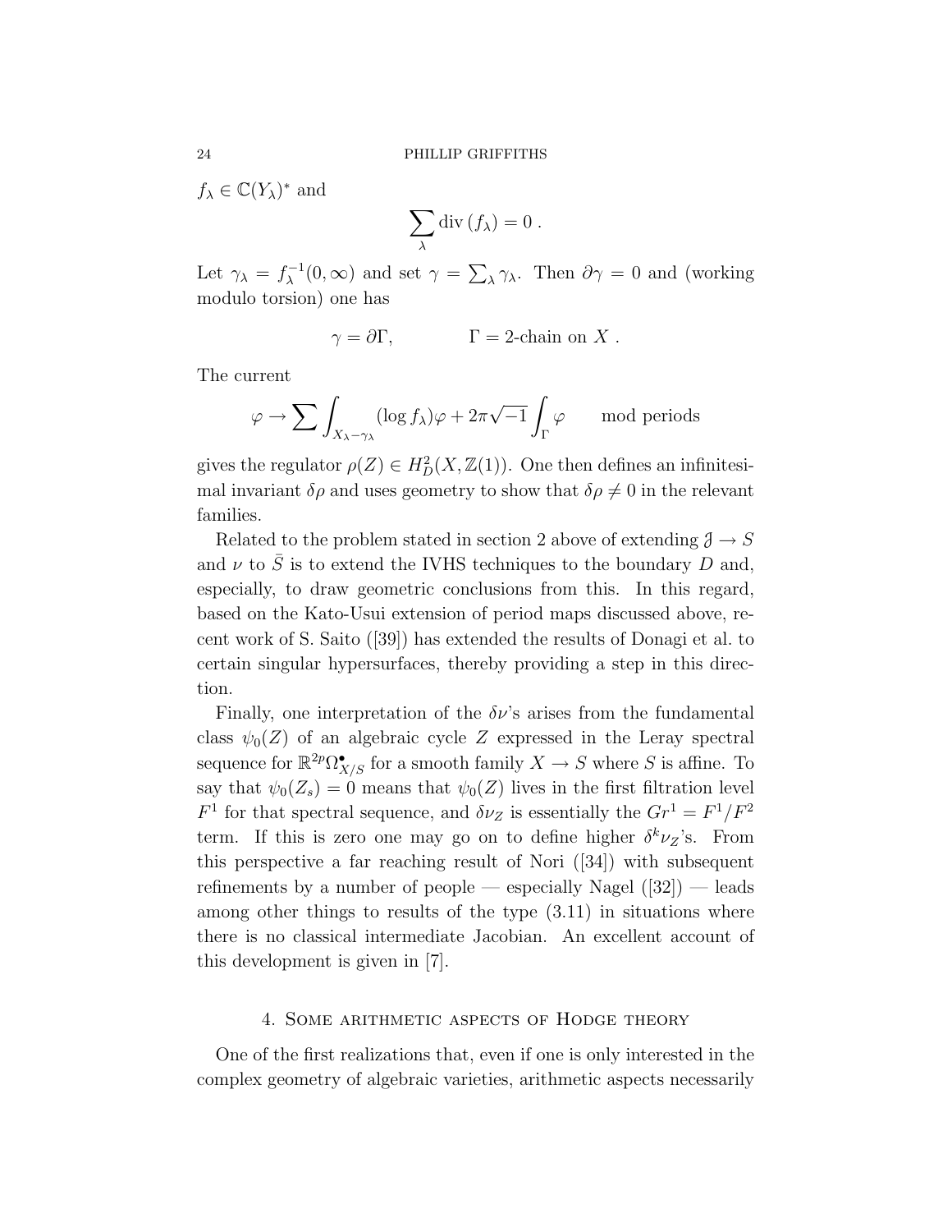$f_\lambda \in \mathbb{C}(Y_\lambda)^*$ and

$$\sum_\lambda \operatorname{div}(f_\lambda) = 0 \ .$$

Let $\gamma_\lambda = f_\lambda^{-1}(0,\infty)$ and set $\gamma = \sum_\lambda \gamma_\lambda$. Then $\partial\gamma = 0$ and (working modulo torsion) one has

$$\gamma = \partial\Gamma, \qquad\qquad \Gamma = \text{2-chain on } X \ .$$

The current

$$\varphi \to \sum \int_{X_\lambda - \gamma_\lambda} (\log f_\lambda)\varphi + 2\pi\sqrt{-1}\int_\Gamma \varphi \qquad \text{mod periods}$$

gives the regulator $\rho(Z) \in H^2_D(X, \mathbb{Z}(1))$. One then defines an infinitesimal invariant $\delta\rho$ and uses geometry to show that $\delta\rho \neq 0$ in the relevant families.

Related to the problem stated in section 2 above of extending $\mathcal{J} \to S$ and $\nu$ to $\bar{S}$ is to extend the IVHS techniques to the boundary $D$ and, especially, to draw geometric conclusions from this. In this regard, based on the Kato-Usui extension of period maps discussed above, recent work of S. Saito ([39]) has extended the results of Donagi et al. to certain singular hypersurfaces, thereby providing a step in this direction.

Finally, one interpretation of the $\delta\nu$'s arises from the fundamental class $\psi_0(Z)$ of an algebraic cycle $Z$ expressed in the Leray spectral sequence for $\mathbb{R}^{2p}\Omega^\bullet_{X/S}$ for a smooth family $X \to S$ where $S$ is affine. To say that $\psi_0(Z_s) = 0$ means that $\psi_0(Z)$ lives in the first filtration level $F^1$ for that spectral sequence, and $\delta\nu_Z$ is essentially the $Gr^1 = F^1/F^2$ term. If this is zero one may go on to define higher $\delta^k\nu_Z$'s. From this perspective a far reaching result of Nori ([34]) with subsequent refinements by a number of people — especially Nagel ([32]) — leads among other things to results of the type (3.11) in situations where there is no classical intermediate Jacobian. An excellent account of this development is given in [7].

## 4. Some arithmetic aspects of Hodge theory

One of the first realizations that, even if one is only interested in the complex geometry of algebraic varieties, arithmetic aspects necessarily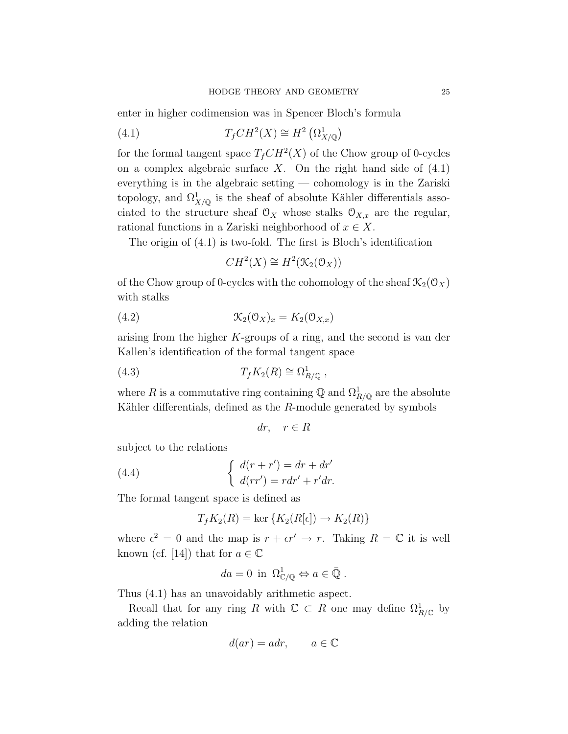enter in higher codimension was in Spencer Bloch's formula

$$T_f CH^2(X) \cong H^2\left(\Omega^1_{X/\mathbb{Q}}\right) \tag{4.1}$$

for the formal tangent space $T_f CH^2(X)$ of the Chow group of 0-cycles on a complex algebraic surface $X$. On the right hand side of (4.1) everything is in the algebraic setting — cohomology is in the Zariski topology, and $\Omega^1_{X/\mathbb{Q}}$ is the sheaf of absolute Kähler differentials associated to the structure sheaf $\mathcal{O}_X$ whose stalks $\mathcal{O}_{X,x}$ are the regular, rational functions in a Zariski neighborhood of $x \in X$.

The origin of (4.1) is two-fold. The first is Bloch's identification

$$CH^2(X) \cong H^2(\mathcal{K}_2(\mathcal{O}_X))$$

of the Chow group of 0-cycles with the cohomology of the sheaf $\mathcal{K}_2(\mathcal{O}_X)$ with stalks

$$\mathcal{K}_2(\mathcal{O}_X)_x = K_2(\mathcal{O}_{X,x}) \tag{4.2}$$

arising from the higher $K$-groups of a ring, and the second is van der Kallen's identification of the formal tangent space

$$T_f K_2(R) \cong \Omega^1_{R/\mathbb{Q}}\ , \tag{4.3}$$

where $R$ is a commutative ring containing $\mathbb{Q}$ and $\Omega^1_{R/\mathbb{Q}}$ are the absolute Kähler differentials, defined as the $R$-module generated by symbols

$$dr, \quad r \in R$$

subject to the relations

$$\begin{cases} d(r+r') = dr + dr' \\ d(rr') = r\,dr' + r'\,dr. \end{cases} \tag{4.4}$$

The formal tangent space is defined as

$$T_f K_2(R) = \ker\left\{K_2(R[\epsilon]) \to K_2(R)\right\}$$

where $\epsilon^2 = 0$ and the map is $r + \epsilon r' \to r$. Taking $R = \mathbb{C}$ it is well known (cf. [14]) that for $a \in \mathbb{C}$

$$da = 0 \ \text{ in } \ \Omega^1_{\mathbb{C}/\mathbb{Q}} \Leftrightarrow a \in \bar{\mathbb{Q}}\ .$$

Thus (4.1) has an unavoidably arithmetic aspect.

Recall that for any ring $R$ with $\mathbb{C} \subset R$ one may define $\Omega^1_{R/\mathbb{C}}$ by adding the relation

$$d(ar) = a\,dr, \qquad a \in \mathbb{C}$$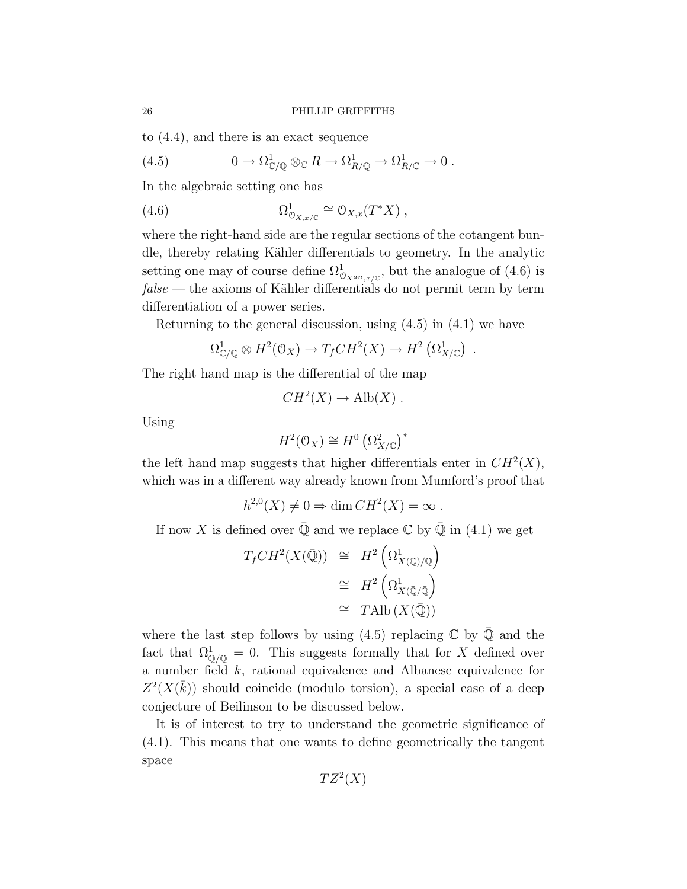to (4.4), and there is an exact sequence

$$0 \to \Omega^1_{\mathbb{C}/\mathbb{Q}} \otimes_{\mathbb{C}} R \to \Omega^1_{R/\mathbb{Q}} \to \Omega^1_{R/\mathbb{C}} \to 0 \ . \tag{4.5}$$

In the algebraic setting one has

$$\Omega^1_{\mathcal{O}_{X,x/\mathbb{C}}} \cong \mathcal{O}_{X,x}(T^*X) \ , \tag{4.6}$$

where the right-hand side are the regular sections of the cotangent bundle, thereby relating Kähler differentials to geometry. In the analytic setting one may of course define $\Omega^1_{\mathcal{O}_{X^{an},x/\mathbb{C}}}$, but the analogue of (4.6) is *false* — the axioms of Kähler differentials do not permit term by term differentiation of a power series.

Returning to the general discussion, using (4.5) in (4.1) we have

$$\Omega^1_{\mathbb{C}/\mathbb{Q}} \otimes H^2(\mathcal{O}_X) \to T_f CH^2(X) \to H^2\left(\Omega^1_{X/\mathbb{C}}\right) \ .$$

The right hand map is the differential of the map

$$CH^2(X) \to \mathrm{Alb}(X) \ .$$

Using

$$H^2(\mathcal{O}_X) \cong H^0\left(\Omega^2_{X/\mathbb{C}}\right)^*$$

the left hand map suggests that higher differentials enter in $CH^2(X)$, which was in a different way already known from Mumford's proof that

$$h^{2,0}(X) \neq 0 \Rightarrow \dim CH^2(X) = \infty \ .$$

If now $X$ is defined over $\bar{\mathbb{Q}}$ and we replace $\mathbb{C}$ by $\bar{\mathbb{Q}}$ in (4.1) we get

$$\begin{aligned} T_f CH^2(X(\bar{\mathbb{Q}})) &\cong H^2\left(\Omega^1_{X(\bar{\mathbb{Q}})/\mathbb{Q}}\right) \\ &\cong H^2\left(\Omega^1_{X(\bar{\mathbb{Q}}/\bar{\mathbb{Q}}}\right) \\ &\cong T\mathrm{Alb}\left(X(\bar{\mathbb{Q}})\right) \end{aligned}$$

where the last step follows by using (4.5) replacing $\mathbb{C}$ by $\bar{\mathbb{Q}}$ and the fact that $\Omega^1_{\bar{\mathbb{Q}}/\mathbb{Q}} = 0$. This suggests formally that for $X$ defined over a number field $k$, rational equivalence and Albanese equivalence for $Z^2(X(\bar{k}))$ should coincide (modulo torsion), a special case of a deep conjecture of Beilinson to be discussed below.

It is of interest to try to understand the geometric significance of (4.1). This means that one wants to define geometrically the tangent space

$$TZ^2(X)$$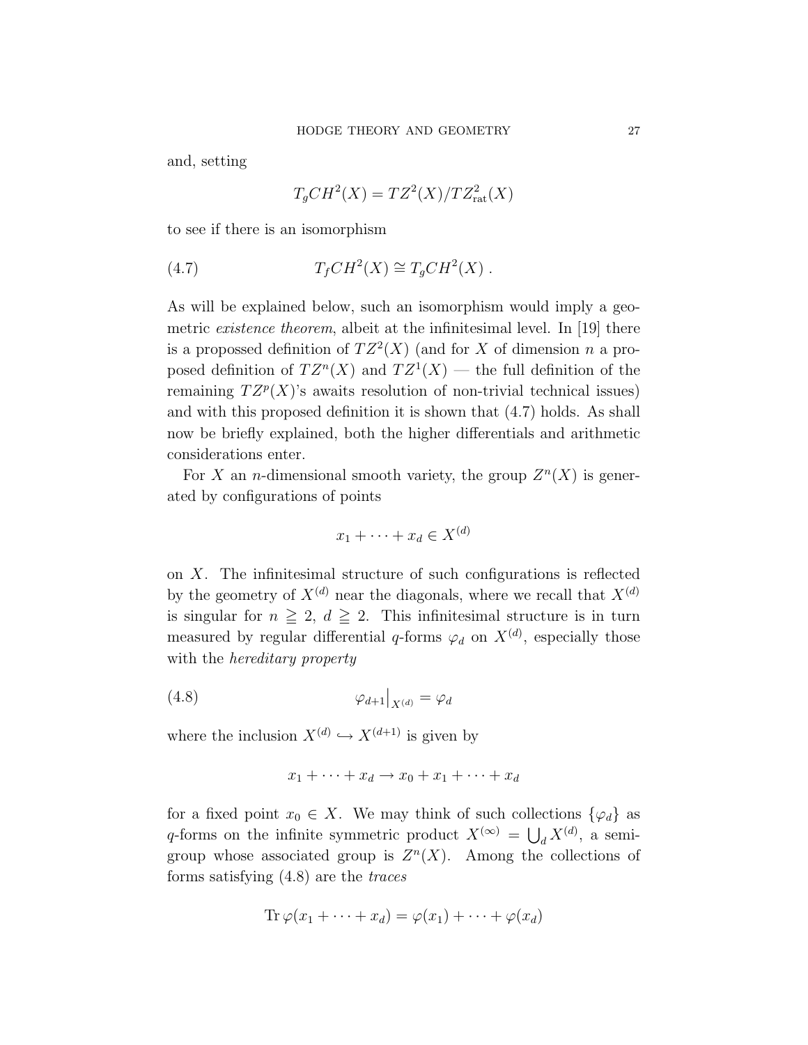and, setting

$$T_g CH^2(X) = TZ^2(X)/TZ^2_{\text{rat}}(X)$$

to see if there is an isomorphism

$$T_f CH^2(X) \cong T_g CH^2(X)\ . \tag{4.7}$$

As will be explained below, such an isomorphism would imply a geometric *existence theorem*, albeit at the infinitesimal level. In [19] there is a propossed definition of $TZ^2(X)$ (and for $X$ of dimension $n$ a proposed definition of $TZ^n(X)$ and $TZ^1(X)$ — the full definition of the remaining $TZ^p(X)$'s awaits resolution of non-trivial technical issues) and with this proposed definition it is shown that (4.7) holds. As shall now be briefly explained, both the higher differentials and arithmetic considerations enter.

For $X$ an $n$-dimensional smooth variety, the group $Z^n(X)$ is generated by configurations of points

$$x_1 + \cdots + x_d \in X^{(d)}$$

on $X$. The infinitesimal structure of such configurations is reflected by the geometry of $X^{(d)}$ near the diagonals, where we recall that $X^{(d)}$ is singular for $n \geqq 2$, $d \geqq 2$. This infinitesimal structure is in turn measured by regular differential $q$-forms $\varphi_d$ on $X^{(d)}$, especially those with the *hereditary property*

$$\varphi_{d+1}\big|_{X^{(d)}} = \varphi_d \tag{4.8}$$

where the inclusion $X^{(d)} \hookrightarrow X^{(d+1)}$ is given by

$$x_1 + \cdots + x_d \to x_0 + x_1 + \cdots + x_d$$

for a fixed point $x_0 \in X$. We may think of such collections $\{\varphi_d\}$ as $q$-forms on the infinite symmetric product $X^{(\infty)} = \bigcup_d X^{(d)}$, a semigroup whose associated group is $Z^n(X)$. Among the collections of forms satisfying (4.8) are the *traces*

$$\operatorname{Tr} \varphi(x_1 + \cdots + x_d) = \varphi(x_1) + \cdots + \varphi(x_d)$$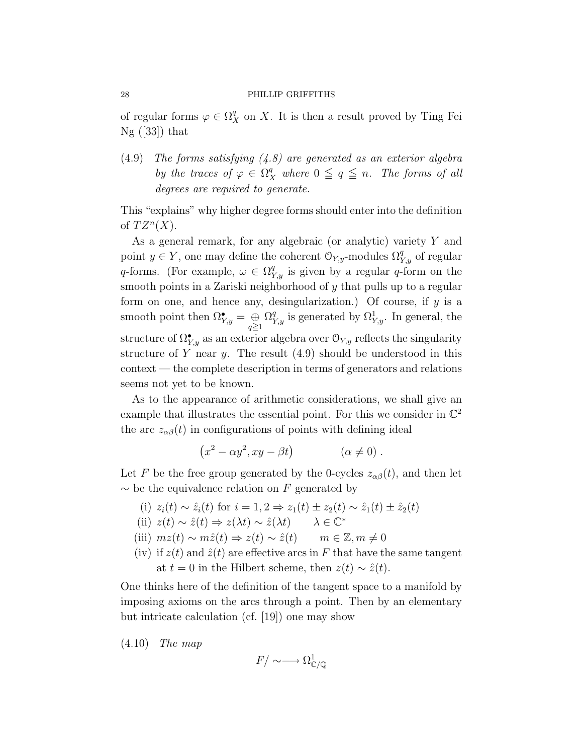of regular forms $\varphi \in \Omega^q_X$ on $X$. It is then a result proved by Ting Fei Ng ([33]) that

(4.9) *The forms satisfying (4.8) are generated as an exterior algebra by the traces of $\varphi \in \Omega^q_X$ where $0 \leqq q \leqq n$. The forms of all degrees are required to generate.*

This "explains" why higher degree forms should enter into the definition of $TZ^n(X)$.

As a general remark, for any algebraic (or analytic) variety $Y$ and point $y \in Y$, one may define the coherent $\mathcal{O}_{Y,y}$-modules $\Omega^q_{Y,y}$ of regular $q$-forms. (For example, $\omega \in \Omega^q_{Y,y}$ is given by a regular $q$-form on the smooth points in a Zariski neighborhood of $y$ that pulls up to a regular form on one, and hence any, desingularization.) Of course, if $y$ is a smooth point then $\Omega^\bullet_{Y,y} = \underset{q \geqq 1}{\oplus} \Omega^q_{Y,y}$ is generated by $\Omega^1_{Y,y}$. In general, the structure of $\Omega^\bullet_{Y,y}$ as an exterior algebra over $\mathcal{O}_{Y,y}$ reflects the singularity structure of $Y$ near $y$. The result (4.9) should be understood in this context — the complete description in terms of generators and relations seems not yet to be known.

As to the appearance of arithmetic considerations, we shall give an example that illustrates the essential point. For this we consider in $\mathbb{C}^2$ the arc $z_{\alpha\beta}(t)$ in configurations of points with defining ideal

$$\left(x^2 - \alpha y^2, xy - \beta t\right) \qquad\qquad (\alpha \neq 0)\ .$$

Let $F$ be the free group generated by the 0-cycles $z_{\alpha\beta}(t)$, and then let $\sim$ be the equivalence relation on $F$ generated by

(i) $z_i(t) \sim \hat{z}_i(t)$ for $i = 1, 2 \Rightarrow z_1(t) \pm z_2(t) \sim \hat{z}_1(t) \pm \hat{z}_2(t)$

(ii) $z(t) \sim \hat{z}(t) \Rightarrow z(\lambda t) \sim \hat{z}(\lambda t) \qquad \lambda \in \mathbb{C}^*$

(iii) $mz(t) \sim m\hat{z}(t) \Rightarrow z(t) \sim \hat{z}(t) \qquad m \in \mathbb{Z}, m \neq 0$

(iv) if $z(t)$ and $\hat{z}(t)$ are effective arcs in $F$ that have the same tangent at $t = 0$ in the Hilbert scheme, then $z(t) \sim \hat{z}(t)$.

One thinks here of the definition of the tangent space to a manifold by imposing axioms on the arcs through a point. Then by an elementary but intricate calculation (cf. [19]) one may show

(4.10) *The map*

$$F/\sim \longrightarrow \Omega^1_{\mathbb{C}/\mathbb{Q}}$$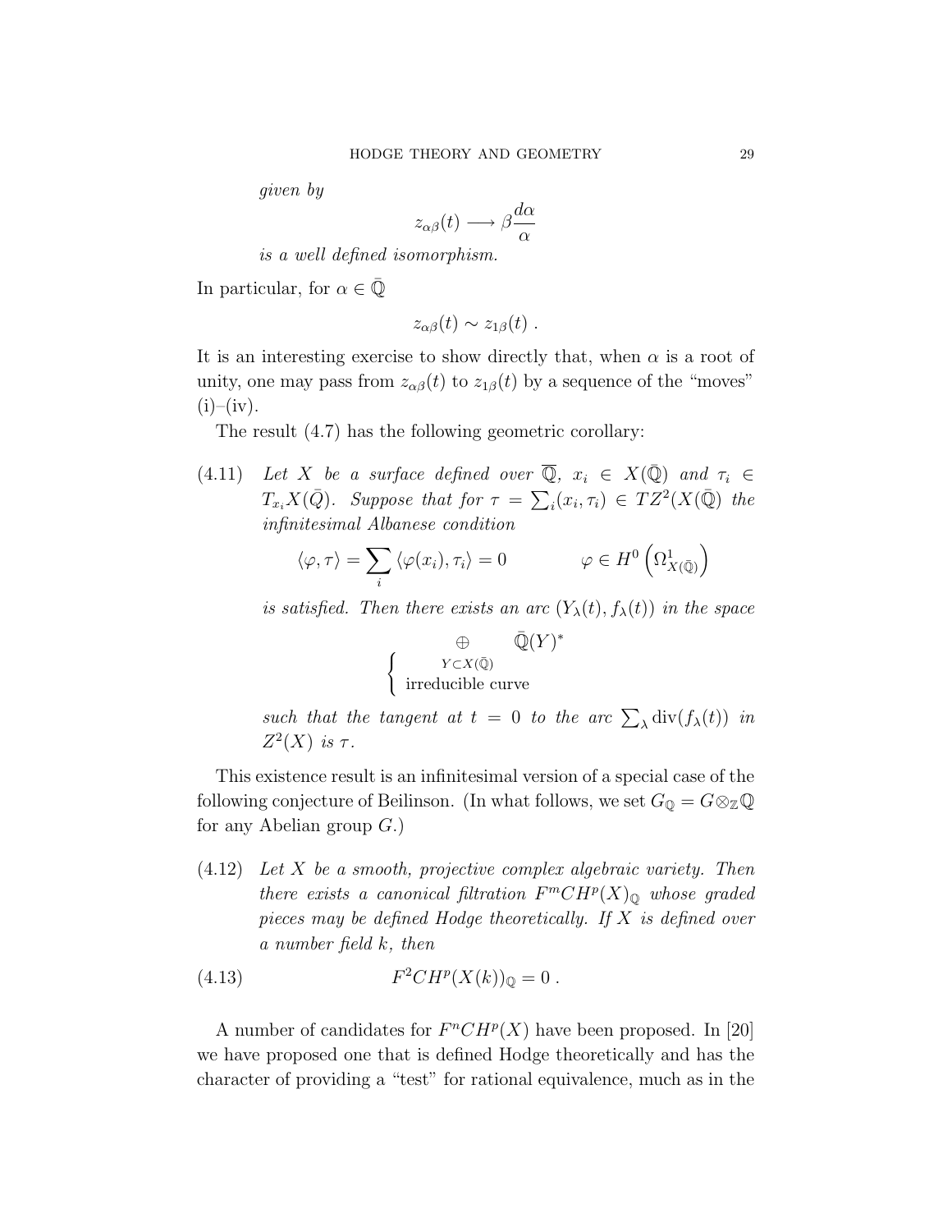*given by*

$$z_{\alpha\beta}(t) \longrightarrow \beta \frac{d\alpha}{\alpha}$$

*is a well defined isomorphism.*

In particular, for $\alpha \in \bar{\mathbb{Q}}$

$$z_{\alpha\beta}(t) \sim z_{1\beta}(t) \ .$$

It is an interesting exercise to show directly that, when $\alpha$ is a root of unity, one may pass from $z_{\alpha\beta}(t)$ to $z_{1\beta}(t)$ by a sequence of the "moves" (i)–(iv).

The result (4.7) has the following geometric corollary:

(4.11) *Let $X$ be a surface defined over $\overline{\mathbb{Q}}$, $x_i \in X(\bar{\mathbb{Q}})$ and $\tau_i \in T_{x_i}X(\bar{Q})$. Suppose that for $\tau = \sum_i (x_i, \tau_i) \in TZ^2(X(\bar{\mathbb{Q}})$ the infinitesimal Albanese condition*

$$\langle \varphi, \tau \rangle = \sum_i \langle \varphi(x_i), \tau_i \rangle = 0 \qquad\qquad \varphi \in H^0\left(\Omega^1_{X(\bar{\mathbb{Q}})}\right)$$

*is satisfied. Then there exists an arc $(Y_\lambda(t), f_\lambda(t))$ in the space*

$$\left\{ \begin{array}{c} \displaystyle\bigoplus_{Y \subset X(\bar{\mathbb{Q}})} \bar{\mathbb{Q}}(Y)^* \\ \text{irreducible curve} \end{array} \right.$$

*such that the tangent at $t = 0$ to the arc $\sum_\lambda \mathrm{div}(f_\lambda(t))$ in $Z^2(X)$ is $\tau$.*

This existence result is an infinitesimal version of a special case of the following conjecture of Beilinson. (In what follows, we set $G_{\mathbb{Q}} = G \otimes_{\mathbb{Z}} \mathbb{Q}$ for any Abelian group $G$.)

(4.12) *Let $X$ be a smooth, projective complex algebraic variety. Then there exists a canonical filtration $F^m CH^p(X)_{\mathbb{Q}}$ whose graded pieces may be defined Hodge theoretically. If $X$ is defined over a number field $k$, then*

$$F^2 CH^p(X(k))_{\mathbb{Q}} = 0 \ . \tag{4.13}$$

A number of candidates for $F^n CH^p(X)$ have been proposed. In [20] we have proposed one that is defined Hodge theoretically and has the character of providing a "test" for rational equivalence, much as in the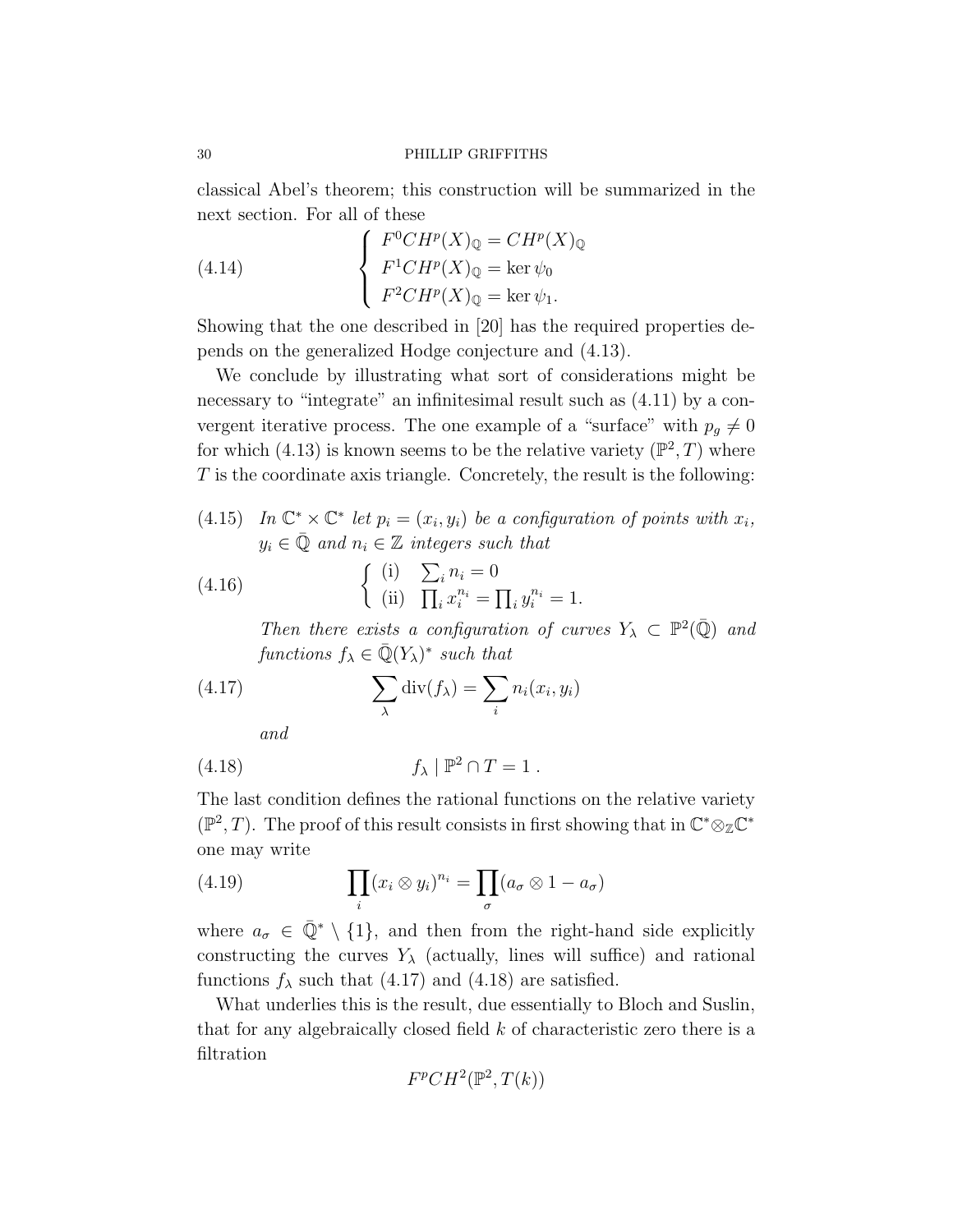classical Abel's theorem; this construction will be summarized in the next section. For all of these

$$
\left\{
\begin{array}{l}
F^0CH^p(X)_{\mathbb{Q}} = CH^p(X)_{\mathbb{Q}} \\
F^1CH^p(X)_{\mathbb{Q}} = \ker \psi_0 \\
F^2CH^p(X)_{\mathbb{Q}} = \ker \psi_1.
\end{array}
\right.
\tag{4.14}
$$

Showing that the one described in [20] has the required properties depends on the generalized Hodge conjecture and (4.13).

We conclude by illustrating what sort of considerations might be necessary to "integrate" an infinitesimal result such as (4.11) by a convergent iterative process. The one example of a "surface" with $p_g \neq 0$ for which (4.13) is known seems to be the relative variety $(\mathbb{P}^2, T)$ where $T$ is the coordinate axis triangle. Concretely, the result is the following:

(4.15) *In $\mathbb{C}^* \times \mathbb{C}^*$ let $p_i = (x_i, y_i)$ be a configuration of points with $x_i$, $y_i \in \bar{\mathbb{Q}}$ and $n_i \in \mathbb{Z}$ integers such that*

$$
\left\{
\begin{array}{ll}
\text{(i)} & \sum_i n_i = 0 \\
\text{(ii)} & \prod_i x_i^{n_i} = \prod_i y_i^{n_i} = 1.
\end{array}
\right.
\tag{4.16}
$$

*Then there exists a configuration of curves $Y_\lambda \subset \mathbb{P}^2(\bar{\mathbb{Q}})$ and functions $f_\lambda \in \bar{\mathbb{Q}}(Y_\lambda)^*$ such that*

$$
\sum_\lambda \operatorname{div}(f_\lambda) = \sum_i n_i(x_i, y_i)
\tag{4.17}
$$

*and*

$$
f_\lambda \mid \mathbb{P}^2 \cap T = 1\ .
\tag{4.18}
$$

The last condition defines the rational functions on the relative variety $(\mathbb{P}^2, T)$. The proof of this result consists in first showing that in $\mathbb{C}^* \otimes_{\mathbb{Z}} \mathbb{C}^*$ one may write

$$
\prod_i (x_i \otimes y_i)^{n_i} = \prod_\sigma (a_\sigma \otimes 1 - a_\sigma)
\tag{4.19}
$$

where $a_\sigma \in \bar{\mathbb{Q}}^* \setminus \{1\}$, and then from the right-hand side explicitly constructing the curves $Y_\lambda$ (actually, lines will suffice) and rational functions $f_\lambda$ such that (4.17) and (4.18) are satisfied.

What underlies this is the result, due essentially to Bloch and Suslin, that for any algebraically closed field $k$ of characteristic zero there is a filtration

$$
F^pCH^2(\mathbb{P}^2, T(k))
$$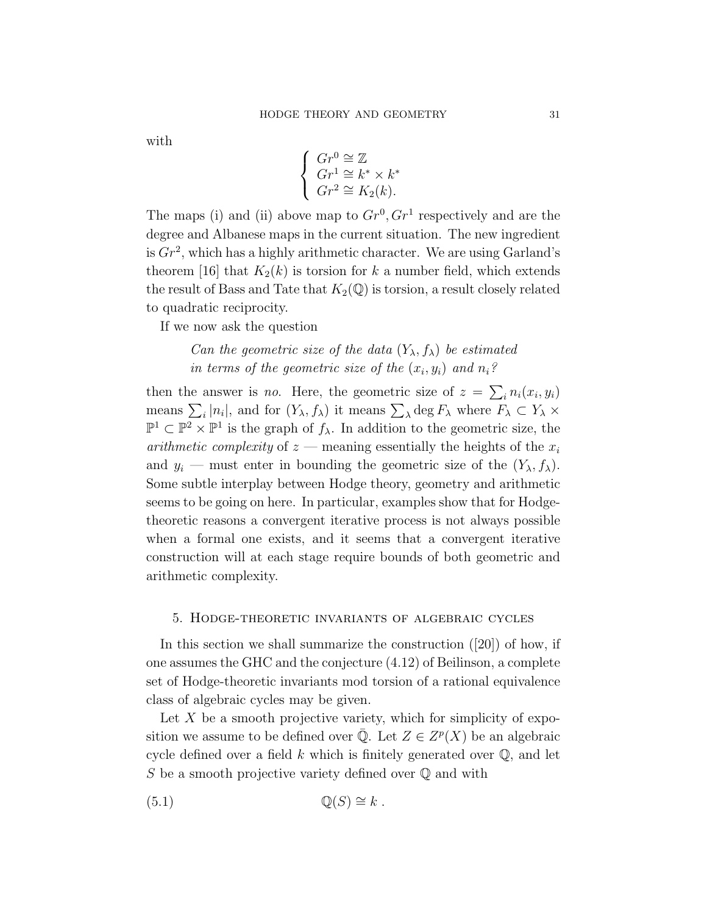with

$$\begin{cases} Gr^0 \cong \mathbb{Z} \\ Gr^1 \cong k^* \times k^* \\ Gr^2 \cong K_2(k). \end{cases}$$

The maps (i) and (ii) above map to $Gr^0, Gr^1$ respectively and are the degree and Albanese maps in the current situation. The new ingredient is $Gr^2$, which has a highly arithmetic character. We are using Garland's theorem [16] that $K_2(k)$ is torsion for $k$ a number field, which extends the result of Bass and Tate that $K_2(\mathbb{Q})$ is torsion, a result closely related to quadratic reciprocity.

If we now ask the question

> *Can the geometric size of the data $(Y_\lambda, f_\lambda)$ be estimated in terms of the geometric size of the $(x_i, y_i)$ and $n_i$?*

then the answer is *no*. Here, the geometric size of $z = \sum_i n_i(x_i, y_i)$ means $\sum_i |n_i|$, and for $(Y_\lambda, f_\lambda)$ it means $\sum_\lambda \deg F_\lambda$ where $F_\lambda \subset Y_\lambda \times \mathbb{P}^1 \subset \mathbb{P}^2 \times \mathbb{P}^1$ is the graph of $f_\lambda$. In addition to the geometric size, the *arithmetic complexity* of $z$ — meaning essentially the heights of the $x_i$ and $y_i$ — must enter in bounding the geometric size of the $(Y_\lambda, f_\lambda)$. Some subtle interplay between Hodge theory, geometry and arithmetic seems to be going on here. In particular, examples show that for Hodge-theoretic reasons a convergent iterative process is not always possible when a formal one exists, and it seems that a convergent iterative construction will at each stage require bounds of both geometric and arithmetic complexity.

## 5. Hodge-theoretic invariants of algebraic cycles

In this section we shall summarize the construction ([20]) of how, if one assumes the GHC and the conjecture (4.12) of Beilinson, a complete set of Hodge-theoretic invariants mod torsion of a rational equivalence class of algebraic cycles may be given.

Let $X$ be a smooth projective variety, which for simplicity of exposition we assume to be defined over $\bar{\mathbb{Q}}$. Let $Z \in Z^p(X)$ be an algebraic cycle defined over a field $k$ which is finitely generated over $\mathbb{Q}$, and let $S$ be a smooth projective variety defined over $\mathbb{Q}$ and with

$$\mathbb{Q}(S) \cong k\ . \tag{5.1}$$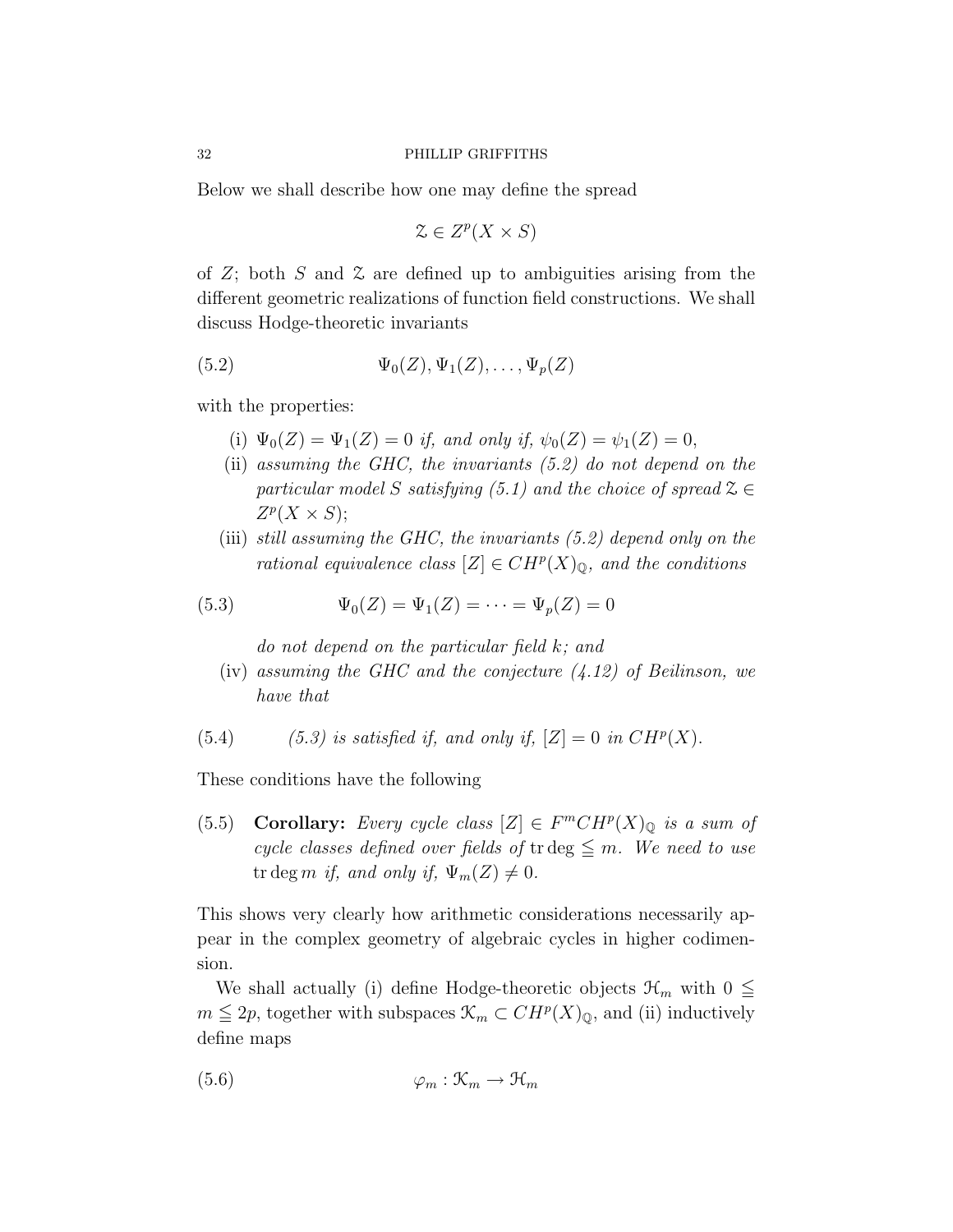Below we shall describe how one may define the spread

$$\mathcal{Z} \in Z^p(X \times S)$$

of $Z$; both $S$ and $\mathcal{Z}$ are defined up to ambiguities arising from the different geometric realizations of function field constructions. We shall discuss Hodge-theoretic invariants

$$\Psi_0(Z), \Psi_1(Z), \ldots, \Psi_p(Z) \tag{5.2}$$

with the properties:

(i) $\Psi_0(Z) = \Psi_1(Z) = 0$ *if, and only if,* $\psi_0(Z) = \psi_1(Z) = 0$,

(ii) *assuming the GHC, the invariants (5.2) do not depend on the particular model* $S$ *satisfying (5.1) and the choice of spread* $\mathcal{Z} \in Z^p(X \times S)$;

(iii) *still assuming the GHC, the invariants (5.2) depend only on the rational equivalence class* $[Z] \in CH^p(X)_{\mathbb{Q}}$*, and the conditions*

$$\Psi_0(Z) = \Psi_1(Z) = \cdots = \Psi_p(Z) = 0 \tag{5.3}$$

*do not depend on the particular field* $k$*; and*

(iv) *assuming the GHC and the conjecture (4.12) of Beilinson, we have that*

$$\text{(5.3) is satisfied if, and only if, } [Z] = 0 \text{ in } CH^p(X). \tag{5.4}$$

These conditions have the following

(5.5) **Corollary:** *Every cycle class* $[Z] \in F^m CH^p(X)_{\mathbb{Q}}$ *is a sum of cycle classes defined over fields of* $\operatorname{tr}\deg \leqq m$*. We need to use* $\operatorname{tr}\deg m$ *if, and only if,* $\Psi_m(Z) \neq 0$.

This shows very clearly how arithmetic considerations necessarily appear in the complex geometry of algebraic cycles in higher codimension.

We shall actually (i) define Hodge-theoretic objects $\mathcal{H}_m$ with $0 \leqq m \leqq 2p$, together with subspaces $\mathcal{K}_m \subset CH^p(X)_{\mathbb{Q}}$, and (ii) inductively define maps

$$\varphi_m : \mathcal{K}_m \to \mathcal{H}_m \tag{5.6}$$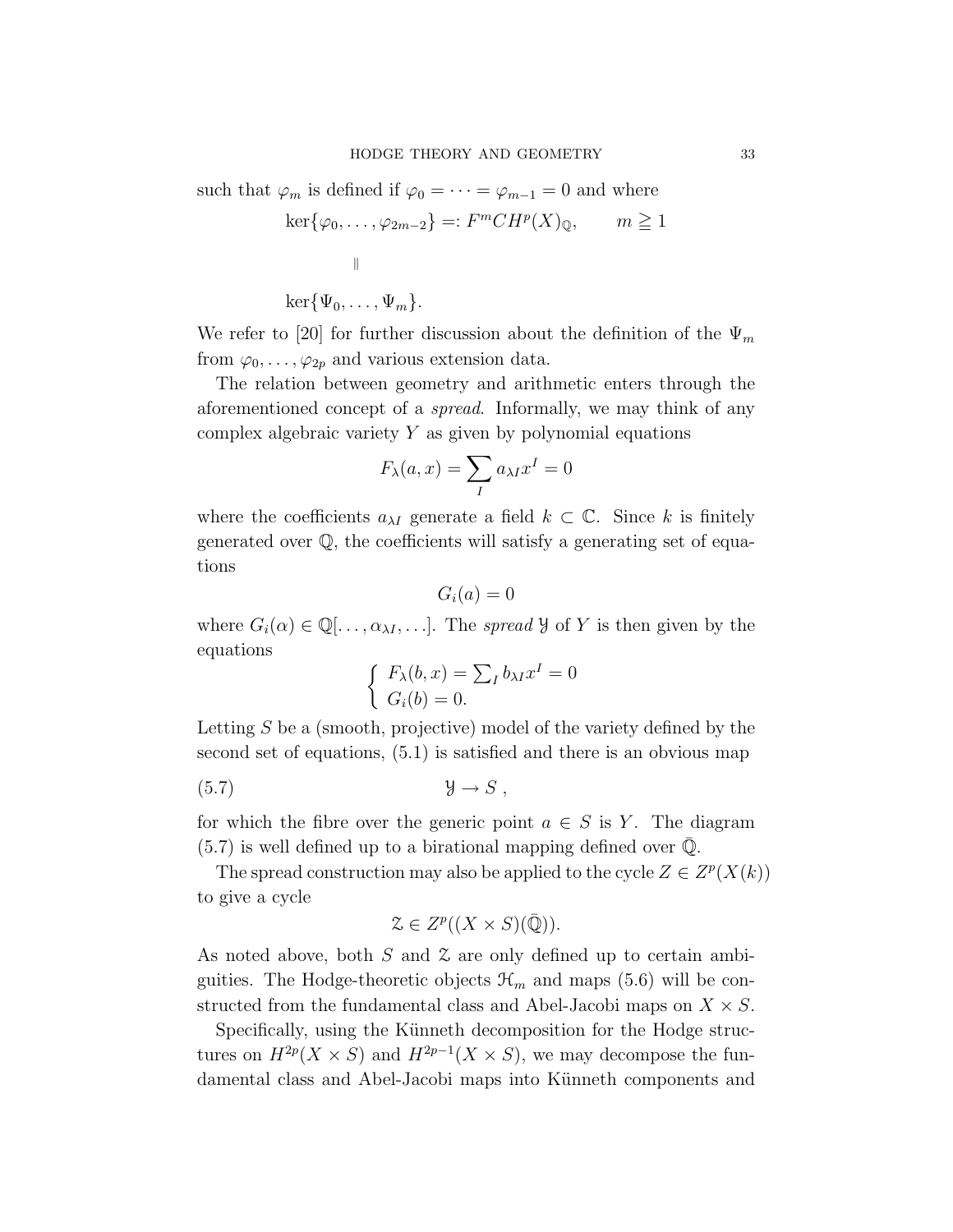such that $\varphi_m$ is defined if $\varphi_0 = \cdots = \varphi_{m-1} = 0$ and where

$$
\begin{array}{ll}
\ker\{\varphi_0, \dots, \varphi_{2m-2}\} =: F^m CH^p(X)_{\mathbb{Q}}, & m \geqq 1 \\
\qquad \| & \\
\ker\{\Psi_0, \dots, \Psi_m\}. &
\end{array}
$$

We refer to [20] for further discussion about the definition of the $\Psi_m$ from $\varphi_0, \dots, \varphi_{2p}$ and various extension data.

The relation between geometry and arithmetic enters through the aforementioned concept of a *spread*. Informally, we may think of any complex algebraic variety $Y$ as given by polynomial equations

$$
F_\lambda(a, x) = \sum_I a_{\lambda I} x^I = 0
$$

where the coefficients $a_{\lambda I}$ generate a field $k \subset \mathbb{C}$. Since $k$ is finitely generated over $\mathbb{Q}$, the coefficients will satisfy a generating set of equations

$$
G_i(a) = 0
$$

where $G_i(\alpha) \in \mathbb{Q}[\dots, \alpha_{\lambda I}, \dots]$. The *spread* $\mathcal{Y}$ of $Y$ is then given by the equations

$$
\begin{cases} F_\lambda(b, x) = \sum_I b_{\lambda I} x^I = 0 \\ G_i(b) = 0. \end{cases}
$$

Letting $S$ be a (smooth, projective) model of the variety defined by the second set of equations, (5.1) is satisfied and there is an obvious map

$$
\mathcal{Y} \to S\,, \tag{5.7}
$$

for which the fibre over the generic point $a \in S$ is $Y$. The diagram (5.7) is well defined up to a birational mapping defined over $\bar{\mathbb{Q}}$.

The spread construction may also be applied to the cycle $Z \in Z^p(X(k))$ to give a cycle

$$
\mathcal{Z} \in Z^p((X \times S)(\bar{\mathbb{Q}})).
$$

As noted above, both $S$ and $\mathcal{Z}$ are only defined up to certain ambiguities. The Hodge-theoretic objects $\mathcal{H}_m$ and maps (5.6) will be constructed from the fundamental class and Abel-Jacobi maps on $X \times S$.

Specifically, using the Künneth decomposition for the Hodge structures on $H^{2p}(X \times S)$ and $H^{2p-1}(X \times S)$, we may decompose the fundamental class and Abel-Jacobi maps into Künneth components and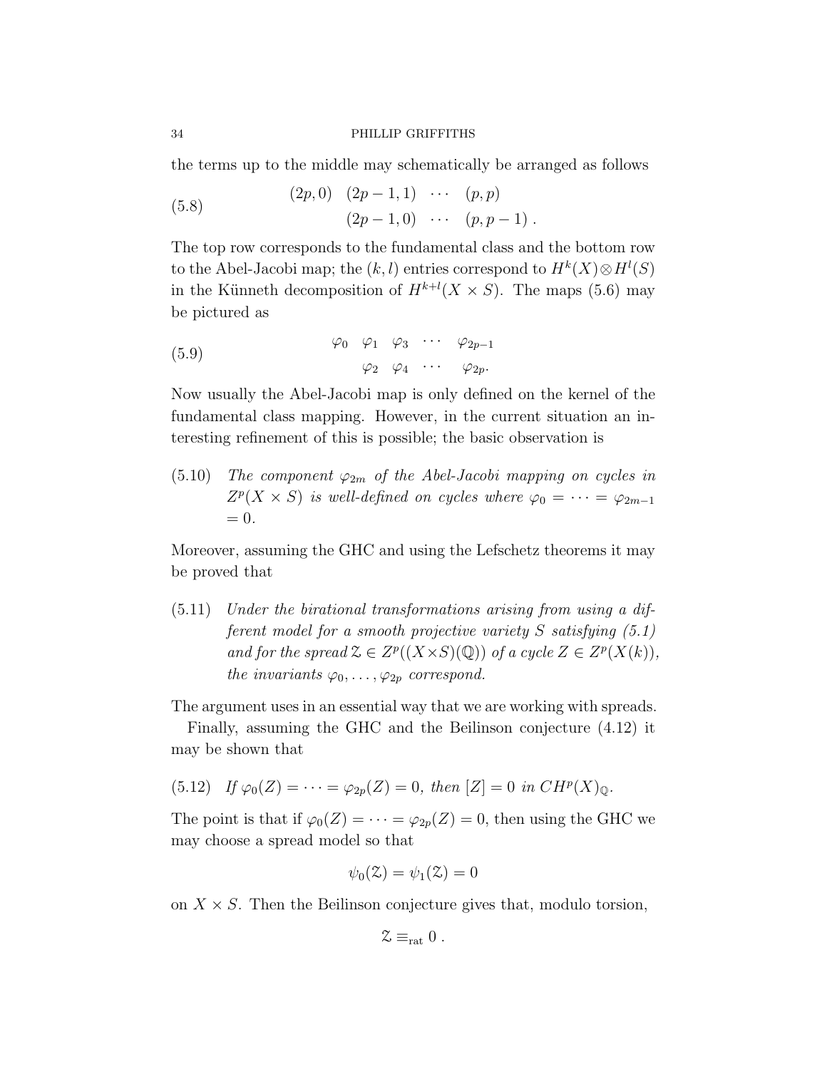the terms up to the middle may schematically be arranged as follows

$$
\begin{array}{cccc}
(2p,0) & (2p-1,1) & \cdots & (p,p) \\
 & (2p-1,0) & \cdots & (p,p-1)\,.
\end{array}
\tag{5.8}
$$

The top row corresponds to the fundamental class and the bottom row to the Abel-Jacobi map; the $(k,l)$ entries correspond to $H^k(X)\otimes H^l(S)$ in the Künneth decomposition of $H^{k+l}(X\times S)$. The maps (5.6) may be pictured as

$$
\begin{array}{ccccc}
\varphi_0 & \varphi_1 & \varphi_3 & \cdots & \varphi_{2p-1} \\
 & \varphi_2 & \varphi_4 & \cdots & \varphi_{2p}.
\end{array}
\tag{5.9}
$$

Now usually the Abel-Jacobi map is only defined on the kernel of the fundamental class mapping. However, in the current situation an interesting refinement of this is possible; the basic observation is

(5.10) *The component $\varphi_{2m}$ of the Abel-Jacobi mapping on cycles in $Z^p(X\times S)$ is well-defined on cycles where $\varphi_0=\cdots=\varphi_{2m-1}=0$.*

Moreover, assuming the GHC and using the Lefschetz theorems it may be proved that

(5.11) *Under the birational transformations arising from using a different model for a smooth projective variety $S$ satisfying (5.1) and for the spread $\mathcal{Z}\in Z^p((X\times S)(\mathbb{Q}))$ of a cycle $Z\in Z^p(X(k))$, the invariants $\varphi_0,\dots,\varphi_{2p}$ correspond.*

The argument uses in an essential way that we are working with spreads.

Finally, assuming the GHC and the Beilinson conjecture (4.12) it may be shown that

(5.12) *If $\varphi_0(Z)=\cdots=\varphi_{2p}(Z)=0$, then $[Z]=0$ in $CH^p(X)_{\mathbb{Q}}$.*

The point is that if $\varphi_0(Z)=\cdots=\varphi_{2p}(Z)=0$, then using the GHC we may choose a spread model so that

$$\psi_0(\mathcal{Z})=\psi_1(\mathcal{Z})=0$$

on $X\times S$. Then the Beilinson conjecture gives that, modulo torsion,

$$\mathcal{Z}\equiv_{\text{rat}} 0\,.$$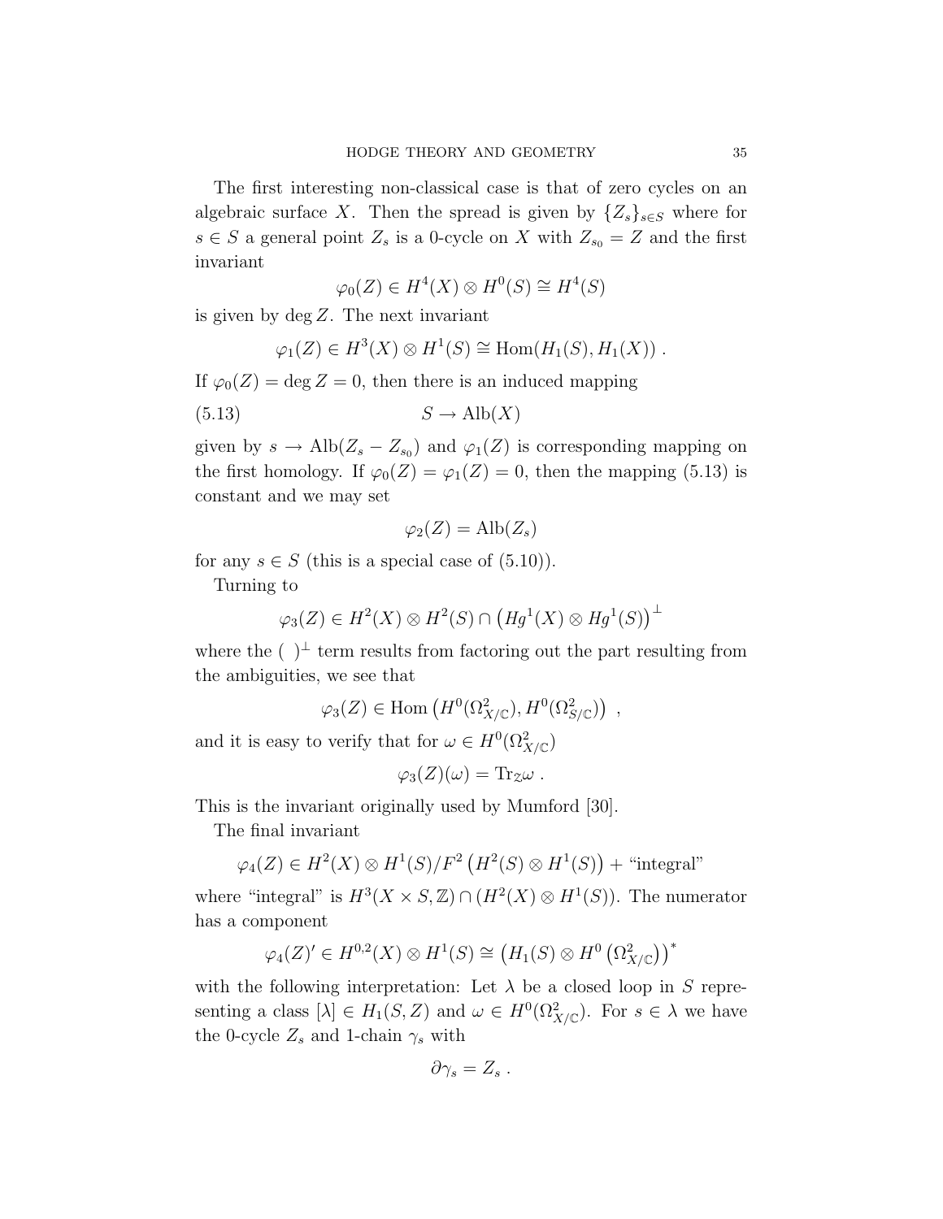The first interesting non-classical case is that of zero cycles on an algebraic surface $X$. Then the spread is given by $\{Z_s\}_{s\in S}$ where for $s \in S$ a general point $Z_s$ is a 0-cycle on $X$ with $Z_{s_0} = Z$ and the first invariant

$$\varphi_0(Z) \in H^4(X) \otimes H^0(S) \cong H^4(S)$$

is given by $\deg Z$. The next invariant

$$\varphi_1(Z) \in H^3(X) \otimes H^1(S) \cong \mathrm{Hom}(H_1(S), H_1(X)) \ .$$

If $\varphi_0(Z) = \deg Z = 0$, then there is an induced mapping

$$S \to \mathrm{Alb}(X) \tag{5.13}$$

given by $s \to \mathrm{Alb}(Z_s - Z_{s_0})$ and $\varphi_1(Z)$ is corresponding mapping on the first homology. If $\varphi_0(Z) = \varphi_1(Z) = 0$, then the mapping (5.13) is constant and we may set

$$\varphi_2(Z) = \mathrm{Alb}(Z_s)$$

for any $s \in S$ (this is a special case of (5.10)).

Turning to

$$\varphi_3(Z) \in H^2(X) \otimes H^2(S) \cap \left(Hg^1(X) \otimes Hg^1(S)\right)^\perp$$

where the $(\ )^\perp$ term results from factoring out the part resulting from the ambiguities, we see that

$$\varphi_3(Z) \in \mathrm{Hom}\left(H^0(\Omega^2_{X/\mathbb{C}}), H^0(\Omega^2_{S/\mathbb{C}})\right) \ ,$$

and it is easy to verify that for $\omega \in H^0(\Omega^2_{X/\mathbb{C}})$

$$\varphi_3(Z)(\omega) = \mathrm{Tr}_Z \omega \ .$$

This is the invariant originally used by Mumford [30].

The final invariant

$$\varphi_4(Z) \in H^2(X) \otimes H^1(S)/F^2\left(H^2(S) \otimes H^1(S)\right) + \text{“integral”}$$

where “integral” is $H^3(X \times S, \mathbb{Z}) \cap (H^2(X) \otimes H^1(S))$. The numerator has a component

$$\varphi_4(Z)' \in H^{0,2}(X) \otimes H^1(S) \cong \left(H_1(S) \otimes H^0\left(\Omega^2_{X/\mathbb{C}}\right)\right)^*$$

with the following interpretation: Let $\lambda$ be a closed loop in $S$ representing a class $[\lambda] \in H_1(S, Z)$ and $\omega \in H^0(\Omega^2_{X/\mathbb{C}})$. For $s \in \lambda$ we have the 0-cycle $Z_s$ and 1-chain $\gamma_s$ with

$$\partial \gamma_s = Z_s \ .$$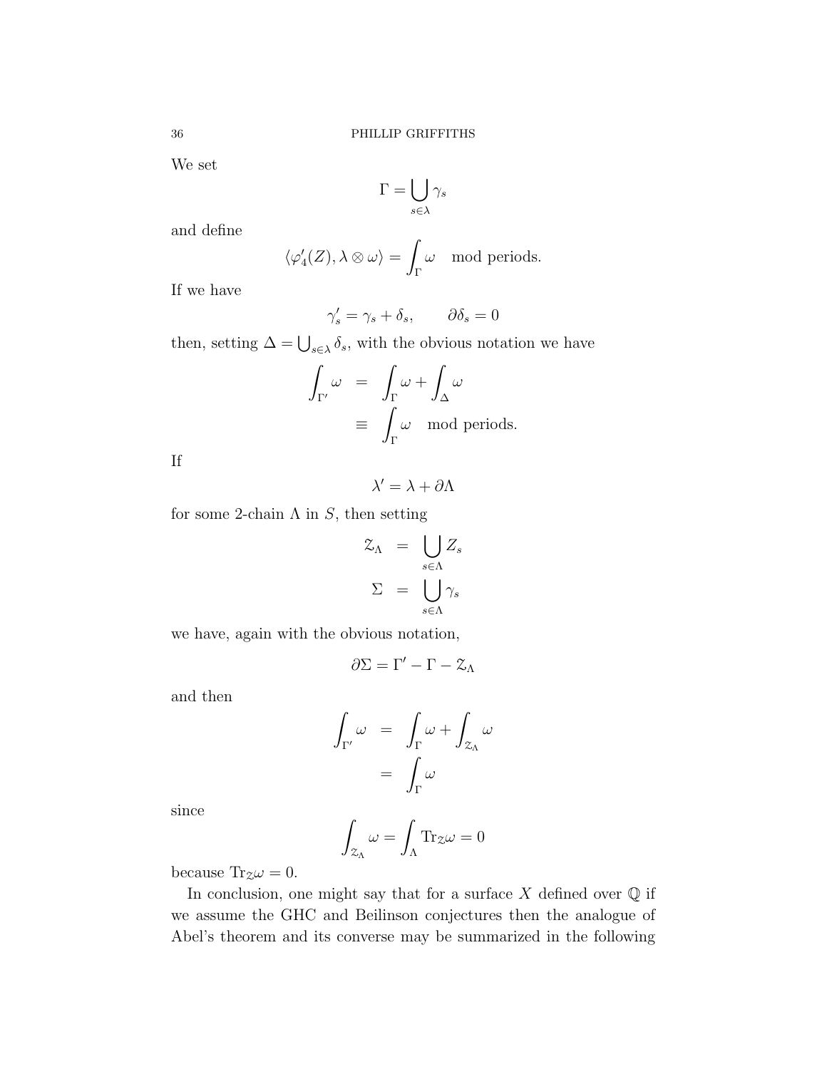We set

$$\Gamma = \bigcup_{s\in\lambda} \gamma_s$$

and define

$$\langle \varphi_4'(Z), \lambda \otimes \omega\rangle = \int_\Gamma \omega \quad \text{mod periods.}$$

If we have

$$\gamma_s' = \gamma_s + \delta_s, \qquad \partial\delta_s = 0$$

then, setting $\Delta = \bigcup_{s\in\lambda} \delta_s$, with the obvious notation we have

$$\begin{aligned}
\int_{\Gamma'} \omega &= \int_\Gamma \omega + \int_\Delta \omega \\
&\equiv \int_\Gamma \omega \quad \text{mod periods.}
\end{aligned}$$

If

$$\lambda' = \lambda + \partial\Lambda$$

for some 2-chain $\Lambda$ in $S$, then setting

$$\begin{aligned}
\mathcal{Z}_\Lambda &= \bigcup_{s\in\Lambda} Z_s \\
\Sigma &= \bigcup_{s\in\Lambda} \gamma_s
\end{aligned}$$

we have, again with the obvious notation,

$$\partial\Sigma = \Gamma' - \Gamma - \mathcal{Z}_\Lambda$$

and then

$$\begin{aligned}
\int_{\Gamma'} \omega &= \int_\Gamma \omega + \int_{\mathcal{Z}_\Lambda} \omega \\
&= \int_\Gamma \omega
\end{aligned}$$

since

$$\int_{\mathcal{Z}_\Lambda} \omega = \int_\Lambda \mathrm{Tr}_{\mathcal{Z}}\omega = 0$$

because $\mathrm{Tr}_{\mathcal{Z}}\omega = 0$.

In conclusion, one might say that for a surface $X$ defined over $\mathbb{Q}$ if we assume the GHC and Beilinson conjectures then the analogue of Abel's theorem and its converse may be summarized in the following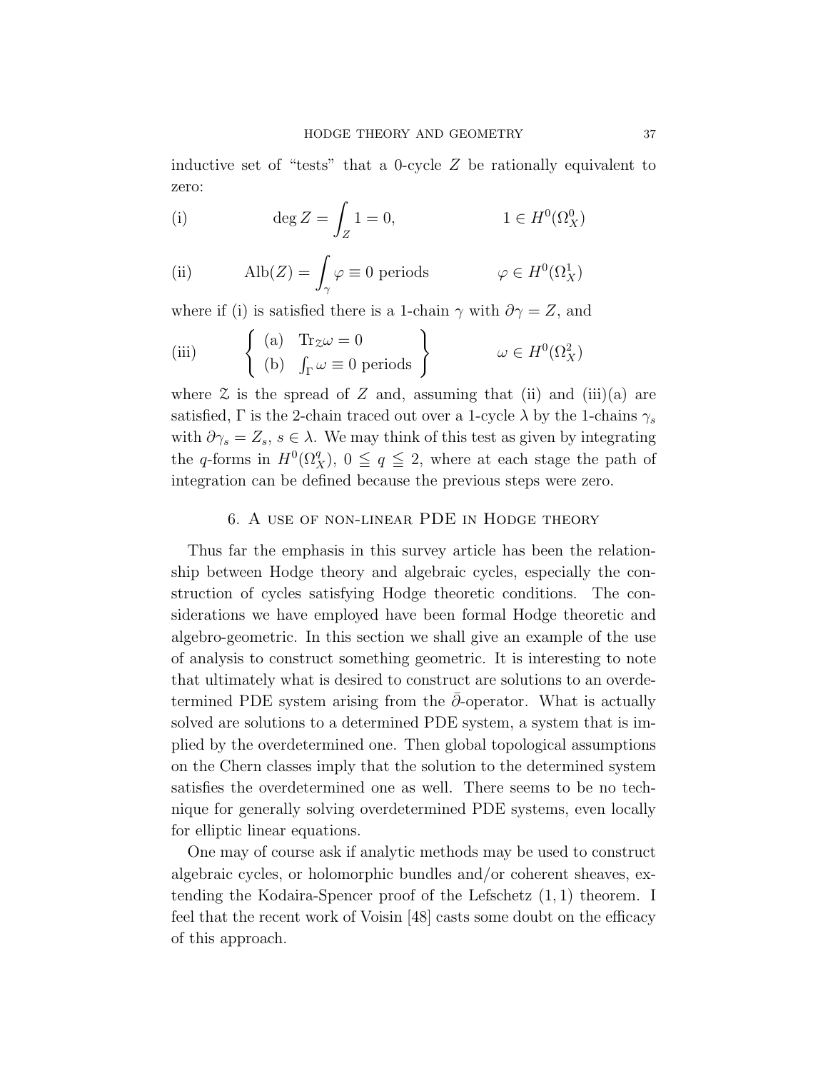inductive set of "tests" that a 0-cycle $Z$ be rationally equivalent to zero:

$$\text{(i)} \qquad \deg Z = \int_Z 1 = 0, \qquad\qquad 1 \in H^0(\Omega_X^0)$$

$$\text{(ii)} \qquad \operatorname{Alb}(Z) = \int_\gamma \varphi \equiv 0 \text{ periods} \qquad\qquad \varphi \in H^0(\Omega_X^1)$$

where if (i) is satisfied there is a 1-chain $\gamma$ with $\partial\gamma = Z$, and

$$\text{(iii)} \qquad \left\{ \begin{array}{ll} \text{(a)} & \operatorname{Tr}_{\mathcal{Z}}\omega = 0 \\ \text{(b)} & \int_\Gamma \omega \equiv 0 \text{ periods} \end{array} \right\} \qquad\qquad \omega \in H^0(\Omega_X^2)$$

where $\mathcal{Z}$ is the spread of $Z$ and, assuming that (ii) and (iii)(a) are satisfied, $\Gamma$ is the 2-chain traced out over a 1-cycle $\lambda$ by the 1-chains $\gamma_s$ with $\partial\gamma_s = Z_s$, $s \in \lambda$. We may think of this test as given by integrating the $q$-forms in $H^0(\Omega_X^q)$, $0 \leqq q \leqq 2$, where at each stage the path of integration can be defined because the previous steps were zero.

## 6. A use of non-linear PDE in Hodge theory

Thus far the emphasis in this survey article has been the relationship between Hodge theory and algebraic cycles, especially the construction of cycles satisfying Hodge theoretic conditions. The considerations we have employed have been formal Hodge theoretic and algebro-geometric. In this section we shall give an example of the use of analysis to construct something geometric. It is interesting to note that ultimately what is desired to construct are solutions to an overdetermined PDE system arising from the $\bar{\partial}$-operator. What is actually solved are solutions to a determined PDE system, a system that is implied by the overdetermined one. Then global topological assumptions on the Chern classes imply that the solution to the determined system satisfies the overdetermined one as well. There seems to be no technique for generally solving overdetermined PDE systems, even locally for elliptic linear equations.

One may of course ask if analytic methods may be used to construct algebraic cycles, or holomorphic bundles and/or coherent sheaves, extending the Kodaira-Spencer proof of the Lefschetz $(1,1)$ theorem. I feel that the recent work of Voisin [48] casts some doubt on the efficacy of this approach.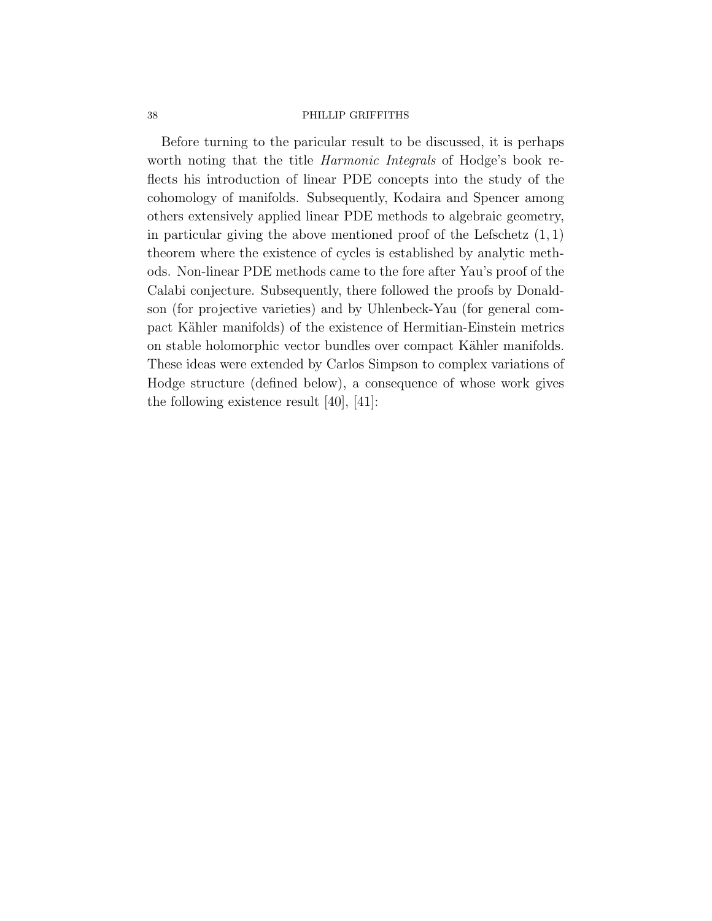Before turning to the paricular result to be discussed, it is perhaps worth noting that the title *Harmonic Integrals* of Hodge's book reflects his introduction of linear PDE concepts into the study of the cohomology of manifolds. Subsequently, Kodaira and Spencer among others extensively applied linear PDE methods to algebraic geometry, in particular giving the above mentioned proof of the Lefschetz $(1, 1)$ theorem where the existence of cycles is established by analytic methods. Non-linear PDE methods came to the fore after Yau's proof of the Calabi conjecture. Subsequently, there followed the proofs by Donaldson (for projective varieties) and by Uhlenbeck-Yau (for general compact Kähler manifolds) of the existence of Hermitian-Einstein metrics on stable holomorphic vector bundles over compact Kähler manifolds. These ideas were extended by Carlos Simpson to complex variations of Hodge structure (defined below), a consequence of whose work gives the following existence result [40], [41]: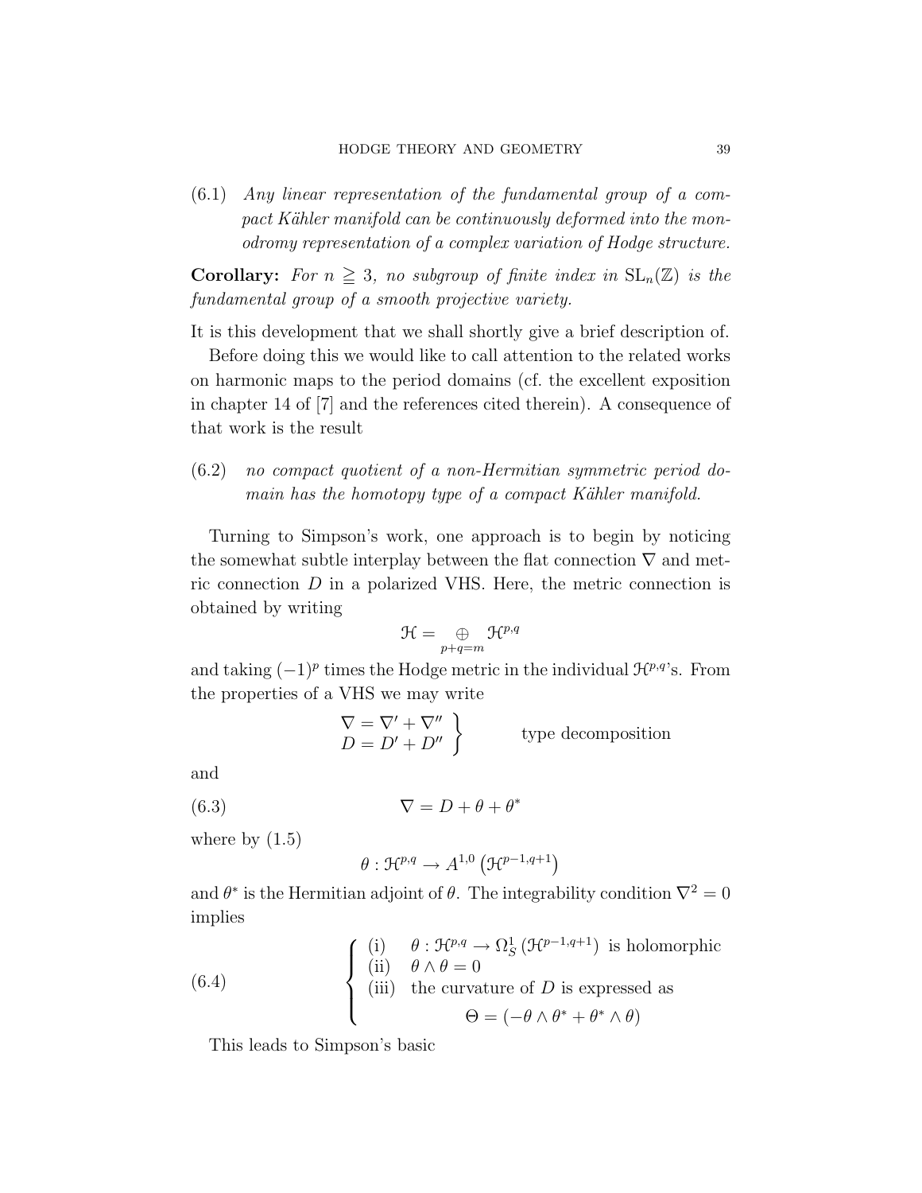(6.1) *Any linear representation of the fundamental group of a compact Kähler manifold can be continuously deformed into the monodromy representation of a complex variation of Hodge structure.*

**Corollary:** *For $n \geqq 3$, no subgroup of finite index in $\mathrm{SL}_n(\mathbb{Z})$ is the fundamental group of a smooth projective variety.*

It is this development that we shall shortly give a brief description of.

Before doing this we would like to call attention to the related works on harmonic maps to the period domains (cf. the excellent exposition in chapter 14 of [7] and the references cited therein). A consequence of that work is the result

(6.2) *no compact quotient of a non-Hermitian symmetric period domain has the homotopy type of a compact Kähler manifold.*

Turning to Simpson's work, one approach is to begin by noticing the somewhat subtle interplay between the flat connection $\nabla$ and metric connection $D$ in a polarized VHS. Here, the metric connection is obtained by writing

$$\mathcal{H} = \underset{p+q=m}{\oplus} \mathcal{H}^{p,q}$$

and taking $(-1)^p$ times the Hodge metric in the individual $\mathcal{H}^{p,q}$'s. From the properties of a VHS we may write

$$\left.\begin{array}{l} \nabla = \nabla' + \nabla'' \\ D = D' + D'' \end{array}\right\} \qquad \text{type decomposition}$$

and

$$\nabla = D + \theta + \theta^* \tag{6.3}$$

where by (1.5)

$$\theta : \mathcal{H}^{p,q} \to A^{1,0}\left(\mathcal{H}^{p-1,q+1}\right)$$

and $\theta^*$ is the Hermitian adjoint of $\theta$. The integrability condition $\nabla^2 = 0$ implies

$$\left\{\begin{array}{ll} \text{(i)} & \theta : \mathcal{H}^{p,q} \to \Omega^1_S\left(\mathcal{H}^{p-1,q+1}\right) \text{ is holomorphic} \\ \text{(ii)} & \theta \wedge \theta = 0 \\ \text{(iii)} & \text{the curvature of } D \text{ is expressed as} \\ & \qquad \Theta = \left(-\theta \wedge \theta^* + \theta^* \wedge \theta\right) \end{array}\right. \tag{6.4}$$

This leads to Simpson's basic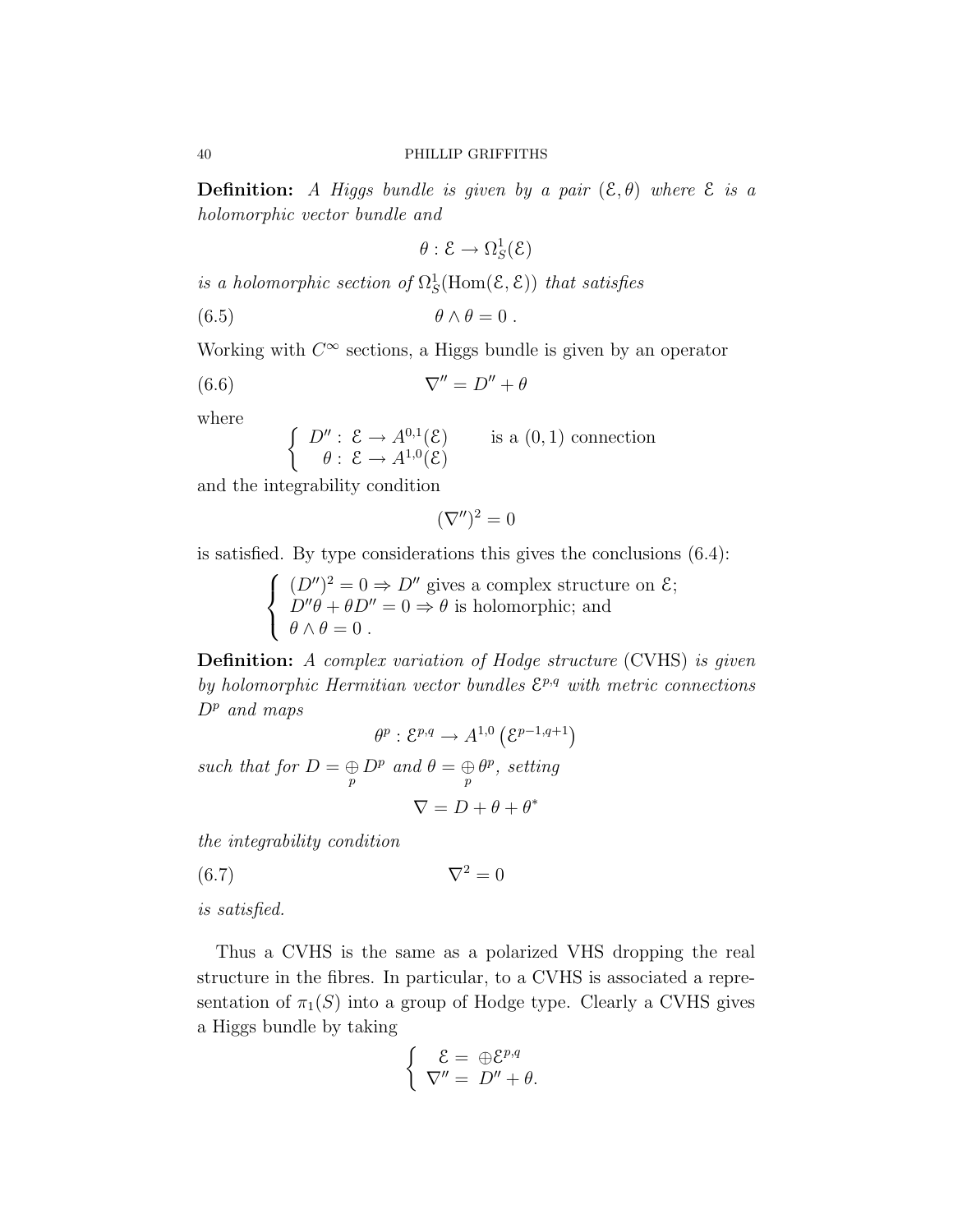**Definition:** *A Higgs bundle is given by a pair* $(\mathcal{E}, \theta)$ *where* $\mathcal{E}$ *is a holomorphic vector bundle and*

$$\theta : \mathcal{E} \to \Omega^1_S(\mathcal{E})$$

*is a holomorphic section of* $\Omega^1_S(\mathrm{Hom}(\mathcal{E}, \mathcal{E}))$ *that satisfies*

$$\theta \wedge \theta = 0 \ . \tag{6.5}$$

Working with $C^\infty$ sections, a Higgs bundle is given by an operator

$$\nabla'' = D'' + \theta \tag{6.6}$$

where

$$\begin{cases} D'' : \ \mathcal{E} \to A^{0,1}(\mathcal{E}) & \text{is a } (0,1) \text{ connection} \\ \ \ \theta : \ \mathcal{E} \to A^{1,0}(\mathcal{E}) & \end{cases}$$

and the integrability condition

$$(\nabla'')^2 = 0$$

is satisfied. By type considerations this gives the conclusions (6.4):

$$\begin{cases} (D'')^2 = 0 \Rightarrow D'' \text{ gives a complex structure on } \mathcal{E}; \\ D''\theta + \theta D'' = 0 \Rightarrow \theta \text{ is holomorphic; and} \\ \theta \wedge \theta = 0 \ . \end{cases}$$

**Definition:** *A complex variation of Hodge structure* (CVHS) *is given by holomorphic Hermitian vector bundles* $\mathcal{E}^{p,q}$ *with metric connections* $D^p$ *and maps*

$$\theta^p : \mathcal{E}^{p,q} \to A^{1,0}\left(\mathcal{E}^{p-1,q+1}\right)$$

*such that for* $D = \underset{p}{\oplus} D^p$ *and* $\theta = \underset{p}{\oplus} \theta^p$*, setting*

$$\nabla = D + \theta + \theta^*$$

*the integrability condition*

$$\nabla^2 = 0 \tag{6.7}$$

*is satisfied.*

Thus a CVHS is the same as a polarized VHS dropping the real structure in the fibres. In particular, to a CVHS is associated a representation of $\pi_1(S)$ into a group of Hodge type. Clearly a CVHS gives a Higgs bundle by taking

$$\begin{cases} \ \ \mathcal{E} = \ \oplus \mathcal{E}^{p,q} \\ \nabla'' = \ D'' + \theta. \end{cases}$$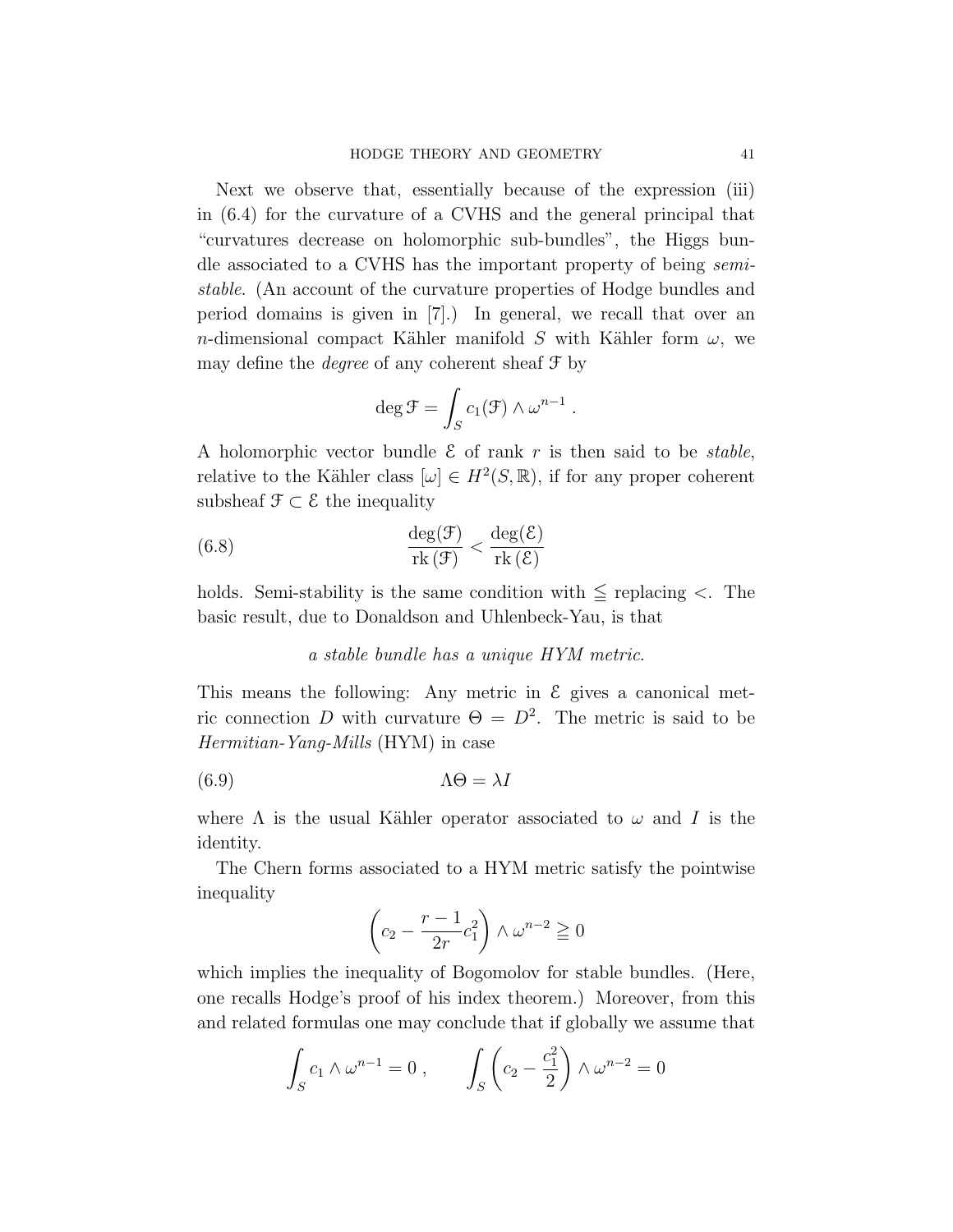Next we observe that, essentially because of the expression (iii) in (6.4) for the curvature of a CVHS and the general principal that "curvatures decrease on holomorphic sub-bundles", the Higgs bundle associated to a CVHS has the important property of being *semi-stable*. (An account of the curvature properties of Hodge bundles and period domains is given in [7].) In general, we recall that over an $n$-dimensional compact Kähler manifold $S$ with Kähler form $\omega$, we may define the *degree* of any coherent sheaf $\mathcal{F}$ by

$$\deg \mathcal{F} = \int_S c_1(\mathcal{F}) \wedge \omega^{n-1} \; .$$

A holomorphic vector bundle $\mathcal{E}$ of rank $r$ is then said to be *stable*, relative to the Kähler class $[\omega] \in H^2(S, \mathbb{R})$, if for any proper coherent subsheaf $\mathcal{F} \subset \mathcal{E}$ the inequality

$$\frac{\deg(\mathcal{F})}{\mathrm{rk}\,(\mathcal{F})} < \frac{\deg(\mathcal{E})}{\mathrm{rk}\,(\mathcal{E})} \tag{6.8}$$

holds. Semi-stability is the same condition with $\leqq$ replacing $<$. The basic result, due to Donaldson and Uhlenbeck-Yau, is that

*a stable bundle has a unique HYM metric.*

This means the following: Any metric in $\mathcal{E}$ gives a canonical metric connection $D$ with curvature $\Theta = D^2$. The metric is said to be *Hermitian-Yang-Mills* (HYM) in case

$$\Lambda \Theta = \lambda I \tag{6.9}$$

where $\Lambda$ is the usual Kähler operator associated to $\omega$ and $I$ is the identity.

The Chern forms associated to a HYM metric satisfy the pointwise inequality

$$\left( c_2 - \frac{r-1}{2r} c_1^2 \right) \wedge \omega^{n-2} \geqq 0$$

which implies the inequality of Bogomolov for stable bundles. (Here, one recalls Hodge's proof of his index theorem.) Moreover, from this and related formulas one may conclude that if globally we assume that

$$\int_S c_1 \wedge \omega^{n-1} = 0 \; , \qquad \int_S \left( c_2 - \frac{c_1^2}{2} \right) \wedge \omega^{n-2} = 0$$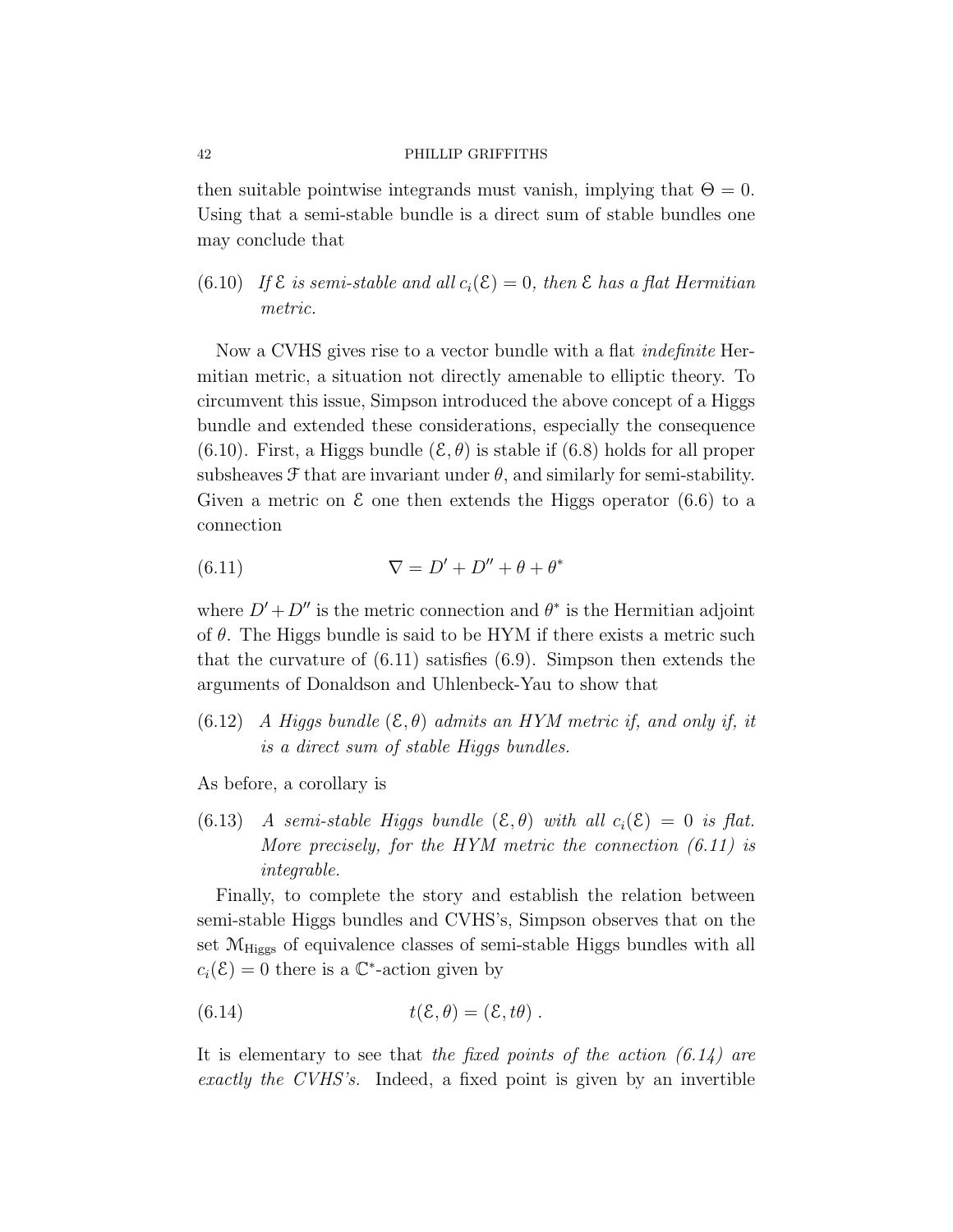then suitable pointwise integrands must vanish, implying that $\Theta = 0$. Using that a semi-stable bundle is a direct sum of stable bundles one may conclude that

(6.10) *If $\mathcal{E}$ is semi-stable and all $c_i(\mathcal{E}) = 0$, then $\mathcal{E}$ has a flat Hermitian metric.*

Now a CVHS gives rise to a vector bundle with a flat *indefinite* Hermitian metric, a situation not directly amenable to elliptic theory. To circumvent this issue, Simpson introduced the above concept of a Higgs bundle and extended these considerations, especially the consequence (6.10). First, a Higgs bundle $(\mathcal{E}, \theta)$ is stable if (6.8) holds for all proper subsheaves $\mathcal{F}$ that are invariant under $\theta$, and similarly for semi-stability. Given a metric on $\mathcal{E}$ one then extends the Higgs operator (6.6) to a connection

$$\nabla = D' + D'' + \theta + \theta^* \tag{6.11}$$

where $D' + D''$ is the metric connection and $\theta^*$ is the Hermitian adjoint of $\theta$. The Higgs bundle is said to be HYM if there exists a metric such that the curvature of (6.11) satisfies (6.9). Simpson then extends the arguments of Donaldson and Uhlenbeck-Yau to show that

(6.12) *A Higgs bundle $(\mathcal{E}, \theta)$ admits an HYM metric if, and only if, it is a direct sum of stable Higgs bundles.*

As before, a corollary is

(6.13) *A semi-stable Higgs bundle $(\mathcal{E}, \theta)$ with all $c_i(\mathcal{E}) = 0$ is flat. More precisely, for the HYM metric the connection (6.11) is integrable.*

Finally, to complete the story and establish the relation between semi-stable Higgs bundles and CVHS's, Simpson observes that on the set $\mathcal{M}_{\text{Higgs}}$ of equivalence classes of semi-stable Higgs bundles with all $c_i(\mathcal{E}) = 0$ there is a $\mathbb{C}^*$-action given by

$$t(\mathcal{E}, \theta) = (\mathcal{E}, t\theta)\ . \tag{6.14}$$

It is elementary to see that *the fixed points of the action (6.14) are exactly the CVHS's.* Indeed, a fixed point is given by an invertible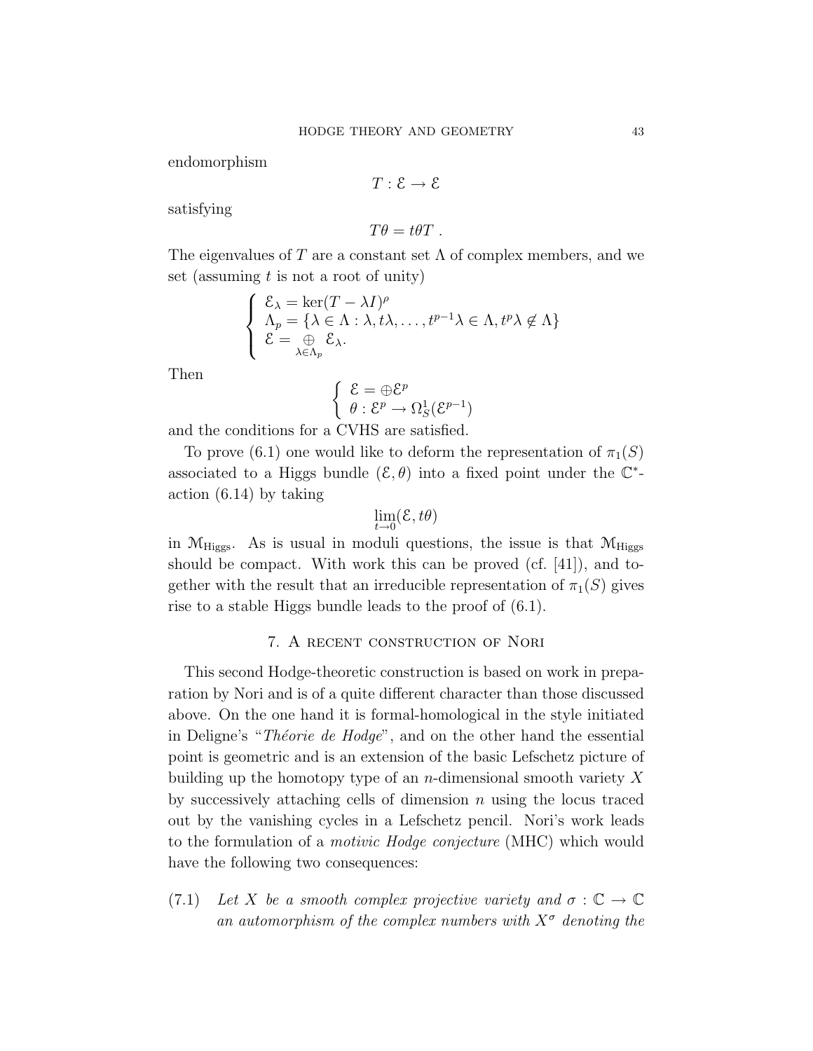endomorphism

$$T : \mathcal{E} \to \mathcal{E}$$

satisfying

$$T\theta = t\theta T \ .$$

The eigenvalues of $T$ are a constant set $\Lambda$ of complex members, and we set (assuming $t$ is not a root of unity)

$$\begin{cases} \mathcal{E}_\lambda = \ker(T - \lambda I)^\rho \\ \Lambda_p = \{\lambda \in \Lambda : \lambda, t\lambda, \dots, t^{p-1}\lambda \in \Lambda, t^p\lambda \notin \Lambda\} \\ \mathcal{E} = \underset{\lambda \in \Lambda_p}{\oplus} \mathcal{E}_\lambda. \end{cases}$$

Then

$$\begin{cases} \mathcal{E} = \oplus \mathcal{E}^p \\ \theta : \mathcal{E}^p \to \Omega^1_S(\mathcal{E}^{p-1}) \end{cases}$$

and the conditions for a CVHS are satisfied.

To prove (6.1) one would like to deform the representation of $\pi_1(S)$ associated to a Higgs bundle $(\mathcal{E}, \theta)$ into a fixed point under the $\mathbb{C}^*$-action (6.14) by taking

$$\lim_{t \to 0} (\mathcal{E}, t\theta)$$

in $\mathcal{M}_{\text{Higgs}}$. As is usual in moduli questions, the issue is that $\mathcal{M}_{\text{Higgs}}$ should be compact. With work this can be proved (cf. [41]), and together with the result that an irreducible representation of $\pi_1(S)$ gives rise to a stable Higgs bundle leads to the proof of (6.1).

## 7. A recent construction of Nori

This second Hodge-theoretic construction is based on work in preparation by Nori and is of a quite different character than those discussed above. On the one hand it is formal-homological in the style initiated in Deligne's "*Théorie de Hodge*", and on the other hand the essential point is geometric and is an extension of the basic Lefschetz picture of building up the homotopy type of an $n$-dimensional smooth variety $X$ by successively attaching cells of dimension $n$ using the locus traced out by the vanishing cycles in a Lefschetz pencil. Nori's work leads to the formulation of a *motivic Hodge conjecture* (MHC) which would have the following two consequences:

(7.1) *Let $X$ be a smooth complex projective variety and $\sigma : \mathbb{C} \to \mathbb{C}$ an automorphism of the complex numbers with $X^\sigma$ denoting the*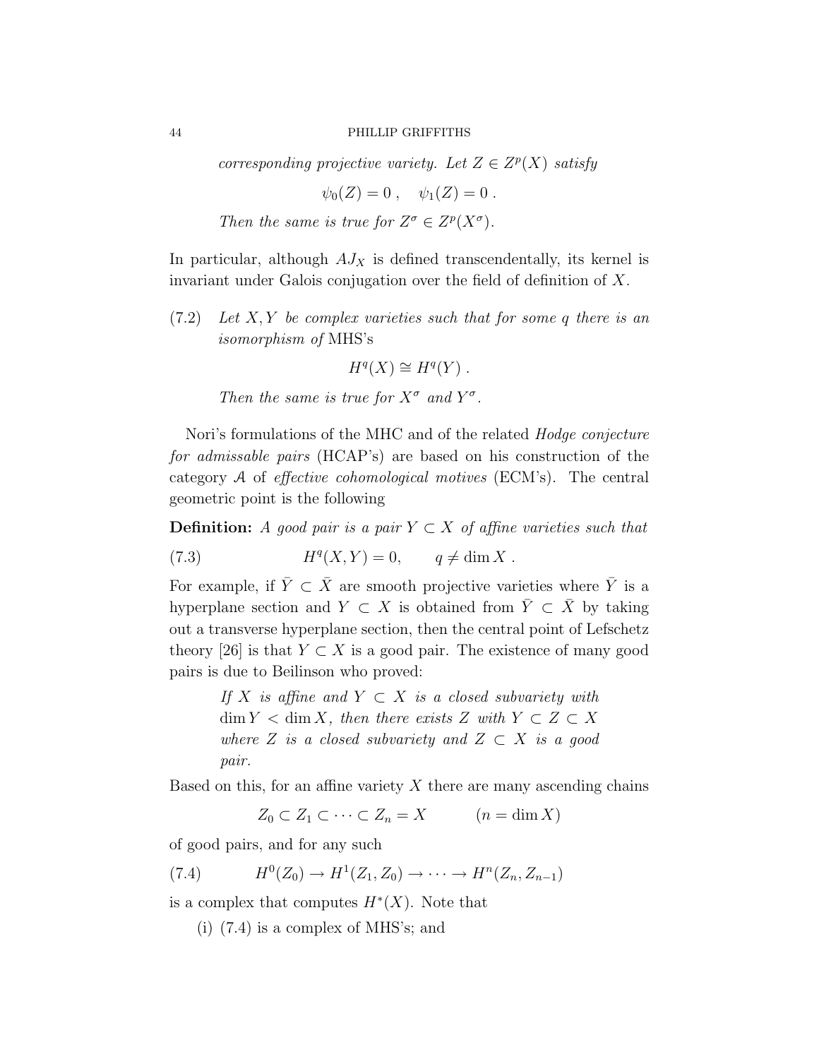*corresponding projective variety. Let $Z \in Z^p(X)$ satisfy*

$$\psi_0(Z) = 0 \ , \quad \psi_1(Z) = 0 \ .$$

*Then the same is true for $Z^\sigma \in Z^p(X^\sigma)$.*

In particular, although $AJ_X$ is defined transcendentally, its kernel is invariant under Galois conjugation over the field of definition of $X$.

(7.2) *Let $X, Y$ be complex varieties such that for some $q$ there is an isomorphism of* MHS's

$$H^q(X) \cong H^q(Y) \ .$$

*Then the same is true for $X^\sigma$ and $Y^\sigma$.*

Nori's formulations of the MHC and of the related *Hodge conjecture for admissable pairs* (HCAP's) are based on his construction of the category $\mathcal{A}$ of *effective cohomological motives* (ECM's). The central geometric point is the following

**Definition:** *A good pair is a pair $Y \subset X$ of affine varieties such that*

$$H^q(X, Y) = 0, \qquad q \neq \dim X \ . \tag{7.3}$$

For example, if $\bar{Y} \subset \bar{X}$ are smooth projective varieties where $\bar{Y}$ is a hyperplane section and $Y \subset X$ is obtained from $\bar{Y} \subset \bar{X}$ by taking out a transverse hyperplane section, then the central point of Lefschetz theory [26] is that $Y \subset X$ is a good pair. The existence of many good pairs is due to Beilinson who proved:

> *If $X$ is affine and $Y \subset X$ is a closed subvariety with $\dim Y < \dim X$, then there exists $Z$ with $Y \subset Z \subset X$ where $Z$ is a closed subvariety and $Z \subset X$ is a good pair.*

Based on this, for an affine variety $X$ there are many ascending chains

$$Z_0 \subset Z_1 \subset \cdots \subset Z_n = X \qquad (n = \dim X)$$

of good pairs, and for any such

$$H^0(Z_0) \to H^1(Z_1, Z_0) \to \cdots \to H^n(Z_n, Z_{n-1}) \tag{7.4}$$

is a complex that computes $H^*(X)$. Note that

(i) (7.4) is a complex of MHS's; and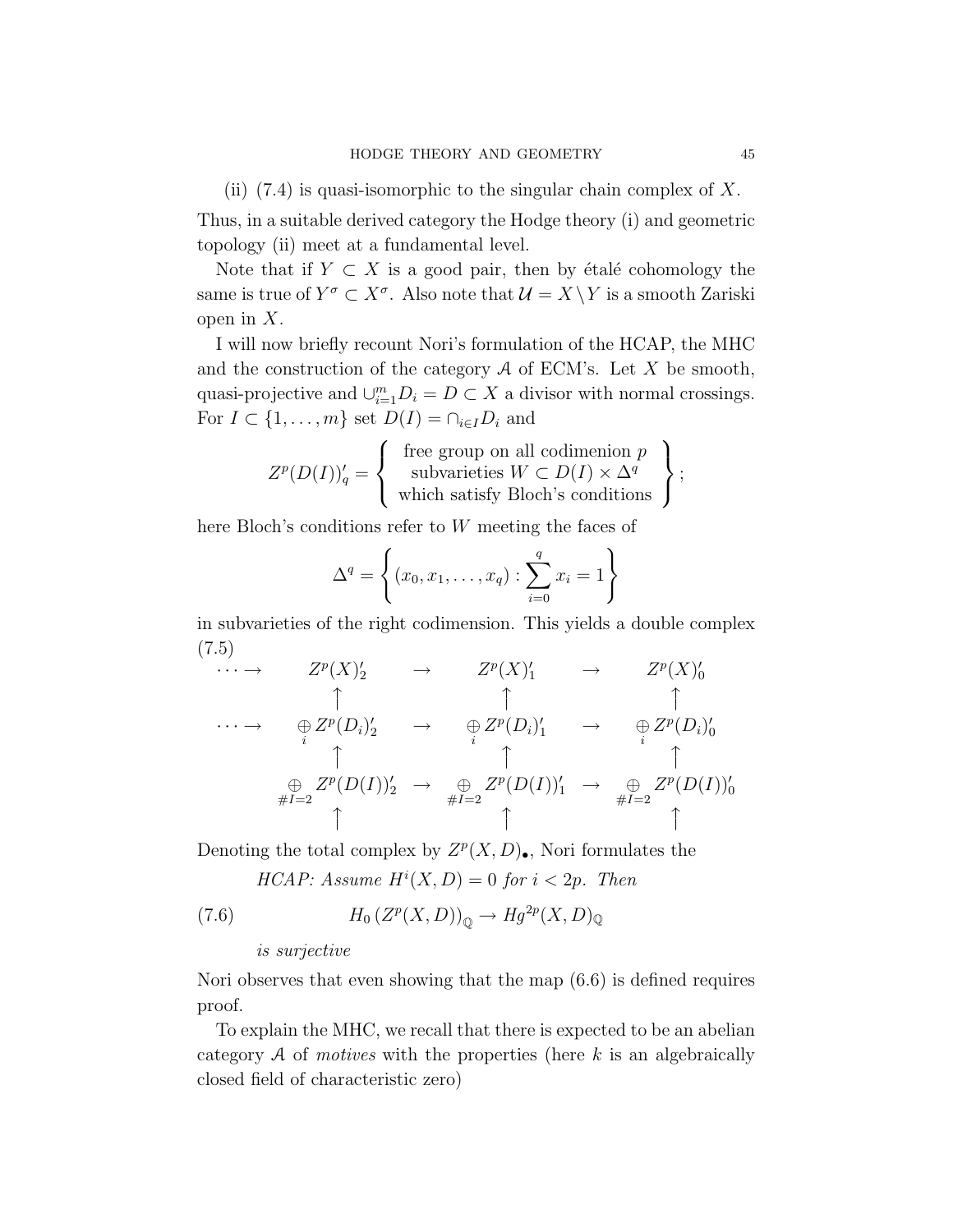(ii) (7.4) is quasi-isomorphic to the singular chain complex of $X$.

Thus, in a suitable derived category the Hodge theory (i) and geometric topology (ii) meet at a fundamental level.

Note that if $Y \subset X$ is a good pair, then by étalé cohomology the same is true of $Y^\sigma \subset X^\sigma$. Also note that $\mathcal{U} = X \backslash Y$ is a smooth Zariski open in $X$.

I will now briefly recount Nori's formulation of the HCAP, the MHC and the construction of the category $\mathcal{A}$ of ECM's. Let $X$ be smooth, quasi-projective and $\cup_{i=1}^m D_i = D \subset X$ a divisor with normal crossings. For $I \subset \{1, \ldots, m\}$ set $D(I) = \cap_{i \in I} D_i$ and

$$Z^p(D(I))'_q = \left\{ \begin{array}{c} \text{free group on all codimenion } p \\ \text{subvarieties } W \subset D(I) \times \Delta^q \\ \text{which satisfy Bloch's conditions} \end{array} \right\};$$

here Bloch's conditions refer to $W$ meeting the faces of

$$\Delta^q = \left\{ (x_0, x_1, \ldots, x_q) : \sum_{i=0}^q x_i = 1 \right\}$$

in subvarieties of the right codimension. This yields a double complex

(7.5)

$$\begin{array}{ccccccc}
\cdots \to & Z^p(X)'_2 & \to & Z^p(X)'_1 & \to & Z^p(X)'_0 \\
& \uparrow & & \uparrow & & \uparrow \\
\cdots \to & \bigoplus_i Z^p(D_i)'_2 & \to & \bigoplus_i Z^p(D_i)'_1 & \to & \bigoplus_i Z^p(D_i)'_0 \\
& \uparrow & & \uparrow & & \uparrow \\
& \bigoplus_{\#I=2} Z^p(D(I))'_2 & \to & \bigoplus_{\#I=2} Z^p(D(I))'_1 & \to & \bigoplus_{\#I=2} Z^p(D(I))'_0 \\
& \uparrow & & \uparrow & & \uparrow
\end{array}$$

Denoting the total complex by $Z^p(X, D)_\bullet$, Nori formulates the

*HCAP: Assume $H^i(X, D) = 0$ for $i < 2p$. Then*

$$H_0 \left( Z^p(X, D) \right)_{\mathbb{Q}} \to Hg^{2p}(X, D)_{\mathbb{Q}} \tag{7.6}$$

*is surjective*

Nori observes that even showing that the map (6.6) is defined requires proof.

To explain the MHC, we recall that there is expected to be an abelian category $\mathcal{A}$ of *motives* with the properties (here $k$ is an algebraically closed field of characteristic zero)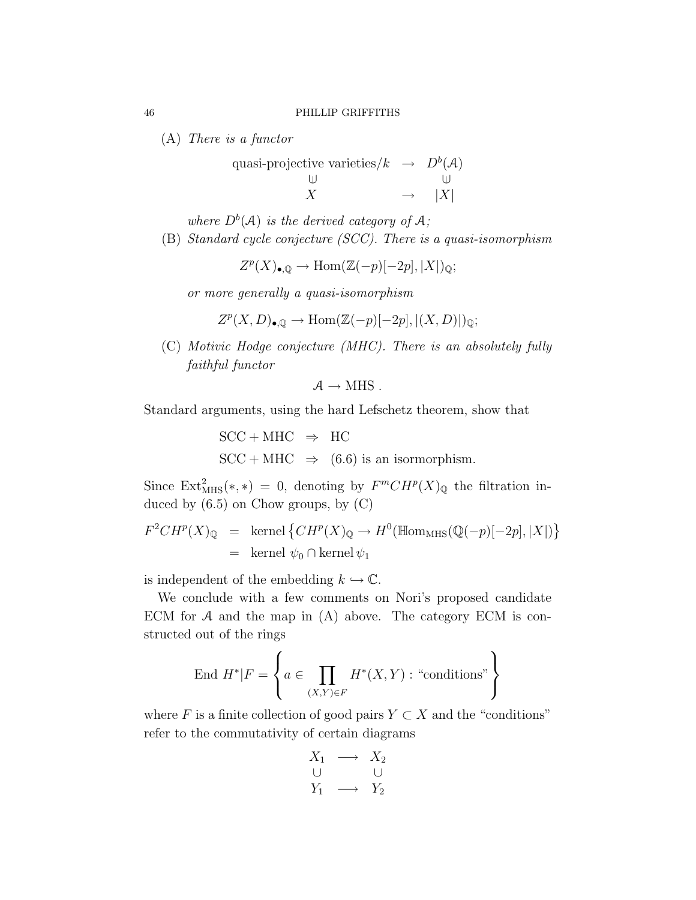(A) *There is a functor*

$$\begin{array}{ccc} \text{quasi-projective varieties}/k & \to & D^b(\mathcal{A}) \\ \Cup & & \Cup \\ X & \to & |X| \end{array}$$

*where* $D^b(\mathcal{A})$ *is the derived category of* $\mathcal{A}$*;*

(B) *Standard cycle conjecture (SCC). There is a quasi-isomorphism*

$$Z^p(X)_{\bullet,\mathbb{Q}} \to \mathrm{Hom}(\mathbb{Z}(-p)[-2p], |X|)_{\mathbb{Q}};$$

*or more generally a quasi-isomorphism*

$$Z^p(X,D)_{\bullet,\mathbb{Q}} \to \mathrm{Hom}(\mathbb{Z}(-p)[-2p], |(X,D)|)_{\mathbb{Q}};$$

(C) *Motivic Hodge conjecture (MHC). There is an absolutely fully faithful functor*

$$\mathcal{A} \to \mathrm{MHS}\ .$$

Standard arguments, using the hard Lefschetz theorem, show that

$$\begin{array}{lcl} \mathrm{SCC} + \mathrm{MHC} & \Rightarrow & \mathrm{HC} \\ \mathrm{SCC} + \mathrm{MHC} & \Rightarrow & (6.6) \text{ is an isormorphism.} \end{array}$$

Since $\mathrm{Ext}^2_{\mathrm{MHS}}(*,*) = 0$, denoting by $F^m CH^p(X)_{\mathbb{Q}}$ the filtration induced by (6.5) on Chow groups, by (C)

$$\begin{array}{rcl} F^2 CH^p(X)_{\mathbb{Q}} & = & \mathrm{kernel}\left\{CH^p(X)_{\mathbb{Q}} \to H^0(\mathbb{H}\mathrm{om}_{\mathrm{MHS}}(\mathbb{Q}(-p)[-2p], |X|)\right\} \\ & = & \mathrm{kernel}\ \psi_0 \cap \mathrm{kernel}\ \psi_1 \end{array}$$

is independent of the embedding $k \hookrightarrow \mathbb{C}$.

We conclude with a few comments on Nori's proposed candidate ECM for $\mathcal{A}$ and the map in (A) above. The category ECM is constructed out of the rings

$$\mathrm{End}\ H^*|F = \left\{ a \in \prod_{(X,Y)\in F} H^*(X,Y) : \text{“conditions”} \right\}$$

where $F$ is a finite collection of good pairs $Y \subset X$ and the “conditions” refer to the commutativity of certain diagrams

$$\begin{array}{ccc} X_1 & \longrightarrow & X_2 \\ \cup & & \cup \\ Y_1 & \longrightarrow & Y_2 \end{array}$$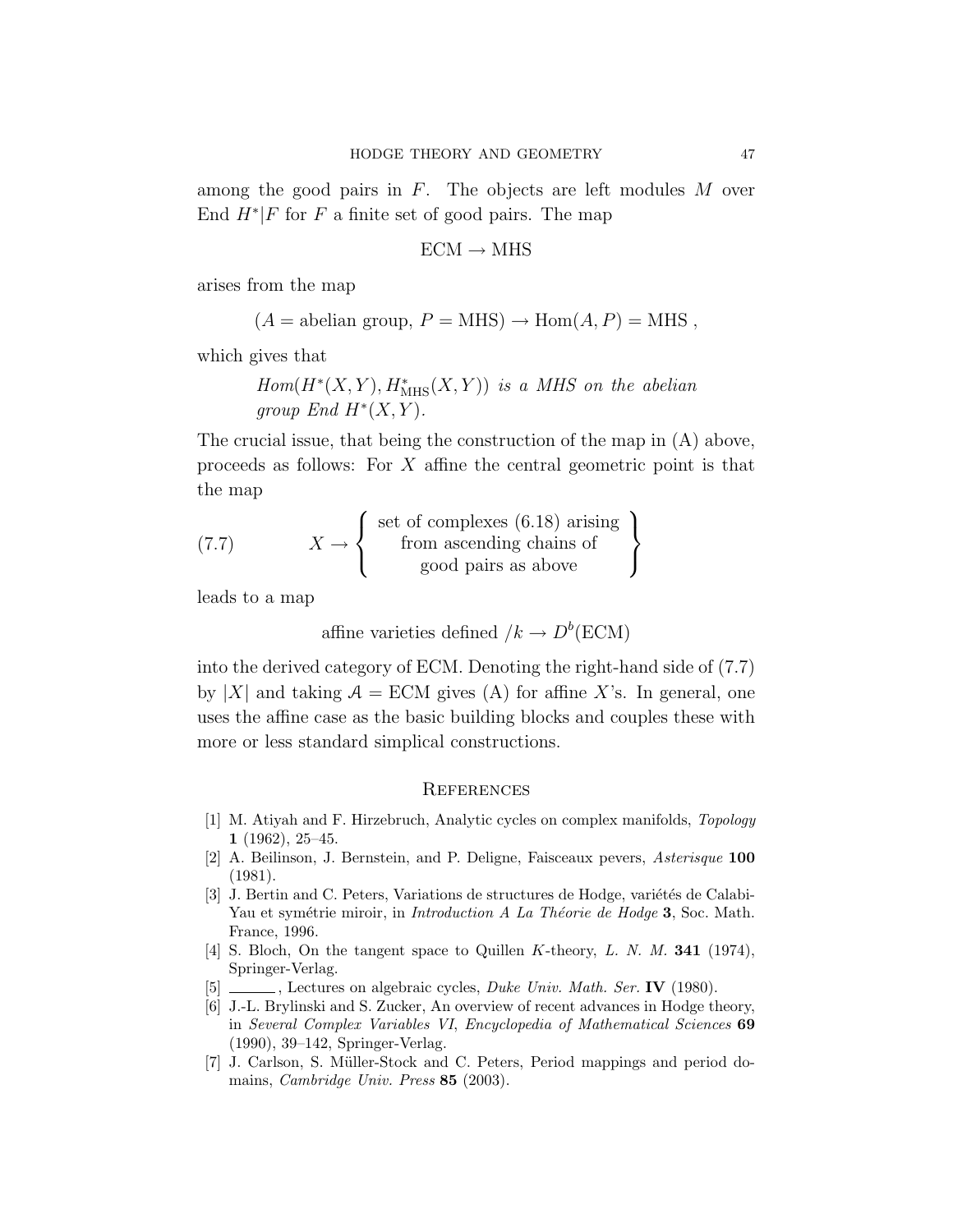among the good pairs in $F$. The objects are left modules $M$ over End $H^*|F$ for $F$ a finite set of good pairs. The map

$$\text{ECM} \to \text{MHS}$$

arises from the map

$$(A = \text{abelian group},\, P = \text{MHS}) \to \text{Hom}(A, P) = \text{MHS}\,,$$

which gives that

> *$Hom(H^*(X,Y), H^*_{\text{MHS}}(X,Y))$ is a MHS on the abelian group End $H^*(X,Y)$.*

The crucial issue, that being the construction of the map in (A) above, proceeds as follows: For $X$ affine the central geometric point is that the map

$$X \to \left\{ \begin{array}{c} \text{set of complexes (6.18) arising} \\ \text{from ascending chains of} \\ \text{good pairs as above} \end{array} \right\} \tag{7.7}$$

leads to a map

$$\text{affine varieties defined } /k \to D^b(\text{ECM})$$

into the derived category of ECM. Denoting the right-hand side of (7.7) by $|X|$ and taking $\mathcal{A} = \text{ECM}$ gives (A) for affine $X$'s. In general, one uses the affine case as the basic building blocks and couples these with more or less standard simplical constructions.

## References

[1] M. Atiyah and F. Hirzebruch, Analytic cycles on complex manifolds, *Topology* **1** (1962), 25–45.

[2] A. Beilinson, J. Bernstein, and P. Deligne, Faisceaux pevers, *Asterisque* **100** (1981).

[3] J. Bertin and C. Peters, Variations de structures de Hodge, variétés de Calabi-Yau et symétrie miroir, in *Introduction A La Théorie de Hodge* **3**, Soc. Math. France, 1996.

[4] S. Bloch, On the tangent space to Quillen $K$-theory, *L. N. M.* **341** (1974), Springer-Verlag.

[5] ______, Lectures on algebraic cycles, *Duke Univ. Math. Ser.* **IV** (1980).

[6] J.-L. Brylinski and S. Zucker, An overview of recent advances in Hodge theory, in *Several Complex Variables VI*, *Encyclopedia of Mathematical Sciences* **69** (1990), 39–142, Springer-Verlag.

[7] J. Carlson, S. Müller-Stock and C. Peters, Period mappings and period domains, *Cambridge Univ. Press* **85** (2003).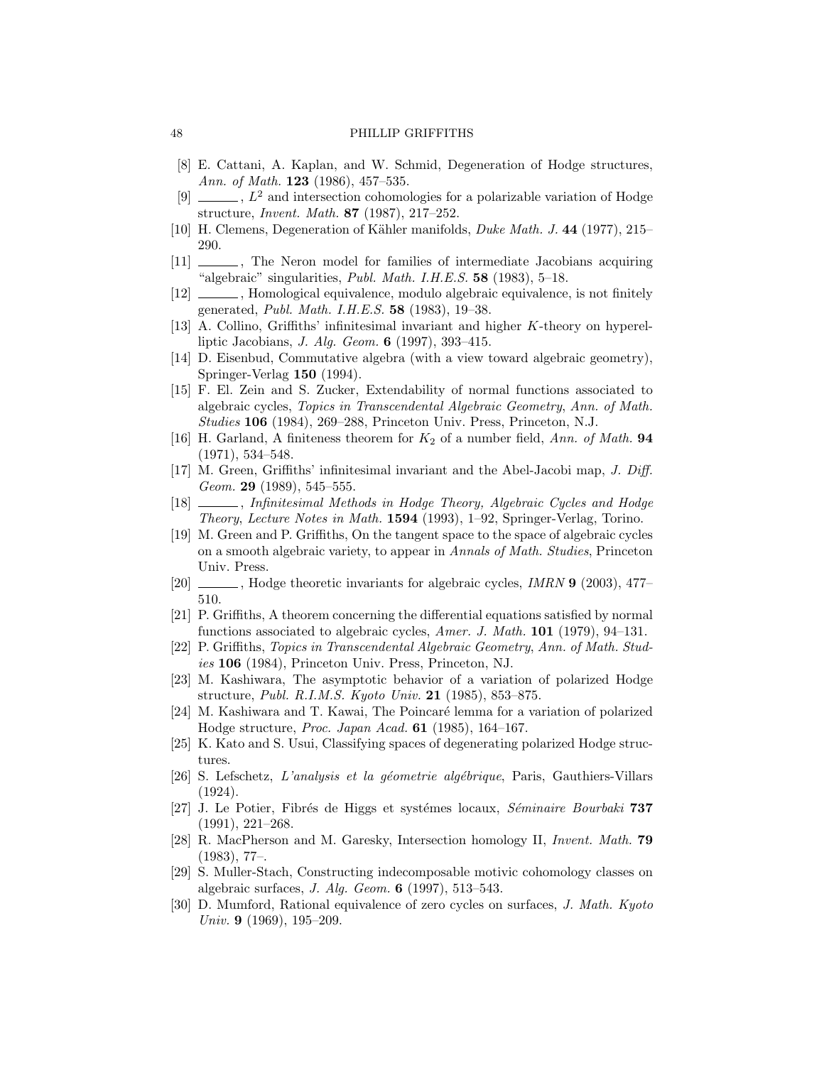[8] E. Cattani, A. Kaplan, and W. Schmid, Degeneration of Hodge structures, *Ann. of Math.* **123** (1986), 457–535.

[9] ______, $L^2$ and intersection cohomologies for a polarizable variation of Hodge structure, *Invent. Math.* **87** (1987), 217–252.

[10] H. Clemens, Degeneration of Kähler manifolds, *Duke Math. J.* **44** (1977), 215–290.

[11] ______, The Neron model for families of intermediate Jacobians acquiring "algebraic" singularities, *Publ. Math. I.H.E.S.* **58** (1983), 5–18.

[12] ______, Homological equivalence, modulo algebraic equivalence, is not finitely generated, *Publ. Math. I.H.E.S.* **58** (1983), 19–38.

[13] A. Collino, Griffiths' infinitesimal invariant and higher $K$-theory on hyperelliptic Jacobians, *J. Alg. Geom.* **6** (1997), 393–415.

[14] D. Eisenbud, Commutative algebra (with a view toward algebraic geometry), Springer-Verlag **150** (1994).

[15] F. El. Zein and S. Zucker, Extendability of normal functions associated to algebraic cycles, *Topics in Transcendental Algebraic Geometry*, *Ann. of Math. Studies* **106** (1984), 269–288, Princeton Univ. Press, Princeton, N.J.

[16] H. Garland, A finiteness theorem for $K_2$ of a number field, *Ann. of Math.* **94** (1971), 534–548.

[17] M. Green, Griffiths' infinitesimal invariant and the Abel-Jacobi map, *J. Diff. Geom.* **29** (1989), 545–555.

[18] ______, *Infinitesimal Methods in Hodge Theory, Algebraic Cycles and Hodge Theory*, *Lecture Notes in Math.* **1594** (1993), 1–92, Springer-Verlag, Torino.

[19] M. Green and P. Griffiths, On the tangent space to the space of algebraic cycles on a smooth algebraic variety, to appear in *Annals of Math. Studies*, Princeton Univ. Press.

[20] ______, Hodge theoretic invariants for algebraic cycles, *IMRN* **9** (2003), 477–510.

[21] P. Griffiths, A theorem concerning the differential equations satisfied by normal functions associated to algebraic cycles, *Amer. J. Math.* **101** (1979), 94–131.

[22] P. Griffiths, *Topics in Transcendental Algebraic Geometry*, *Ann. of Math. Studies* **106** (1984), Princeton Univ. Press, Princeton, NJ.

[23] M. Kashiwara, The asymptotic behavior of a variation of polarized Hodge structure, *Publ. R.I.M.S. Kyoto Univ.* **21** (1985), 853–875.

[24] M. Kashiwara and T. Kawai, The Poincaré lemma for a variation of polarized Hodge structure, *Proc. Japan Acad.* **61** (1985), 164–167.

[25] K. Kato and S. Usui, Classifying spaces of degenerating polarized Hodge structures.

[26] S. Lefschetz, *L'analysis et la géometrie algébrique*, Paris, Gauthiers-Villars (1924).

[27] J. Le Potier, Fibrés de Higgs et systémes locaux, *Séminaire Bourbaki* **737** (1991), 221–268.

[28] R. MacPherson and M. Garesky, Intersection homology II, *Invent. Math.* **79** (1983), 77–.

[29] S. Muller-Stach, Constructing indecomposable motivic cohomology classes on algebraic surfaces, *J. Alg. Geom.* **6** (1997), 513–543.

[30] D. Mumford, Rational equivalence of zero cycles on surfaces, *J. Math. Kyoto Univ.* **9** (1969), 195–209.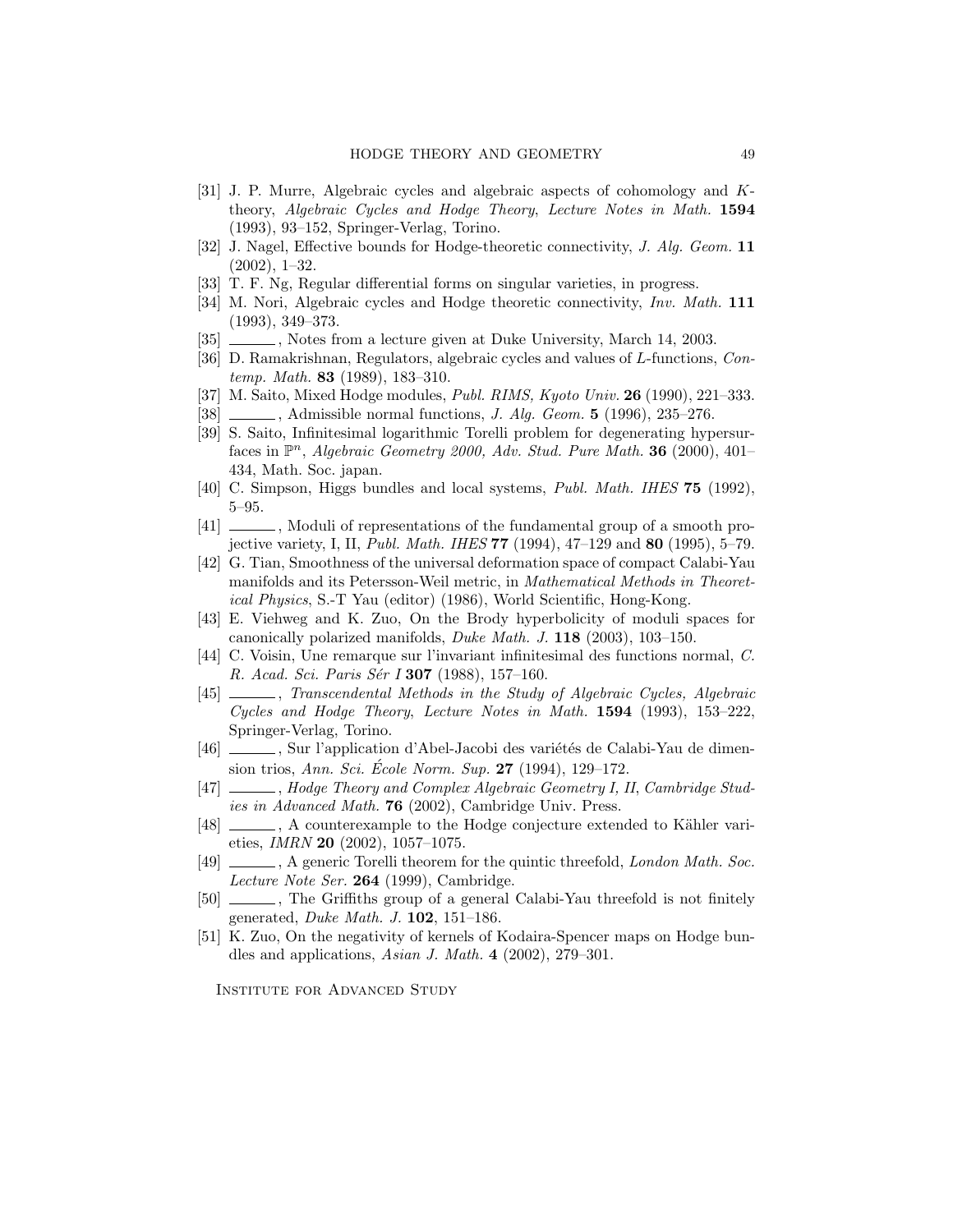[31] J. P. Murre, Algebraic cycles and algebraic aspects of cohomology and $K$-theory, *Algebraic Cycles and Hodge Theory*, *Lecture Notes in Math.* **1594** (1993), 93–152, Springer-Verlag, Torino.

[32] J. Nagel, Effective bounds for Hodge-theoretic connectivity, *J. Alg. Geom.* **11** (2002), 1–32.

[33] T. F. Ng, Regular differential forms on singular varieties, in progress.

[34] M. Nori, Algebraic cycles and Hodge theoretic connectivity, *Inv. Math.* **111** (1993), 349–373.

[35] ______, Notes from a lecture given at Duke University, March 14, 2003.

[36] D. Ramakrishnan, Regulators, algebraic cycles and values of $L$-functions, *Contemp. Math.* **83** (1989), 183–310.

[37] M. Saito, Mixed Hodge modules, *Publ. RIMS, Kyoto Univ.* **26** (1990), 221–333.

[38] ______, Admissible normal functions, *J. Alg. Geom.* **5** (1996), 235–276.

[39] S. Saito, Infinitesimal logarithmic Torelli problem for degenerating hypersurfaces in $\mathbb{P}^n$, *Algebraic Geometry 2000, Adv. Stud. Pure Math.* **36** (2000), 401–434, Math. Soc. japan.

[40] C. Simpson, Higgs bundles and local systems, *Publ. Math. IHES* **75** (1992), 5–95.

[41] ______, Moduli of representations of the fundamental group of a smooth projective variety, I, II, *Publ. Math. IHES* **77** (1994), 47–129 and **80** (1995), 5–79.

[42] G. Tian, Smoothness of the universal deformation space of compact Calabi-Yau manifolds and its Petersson-Weil metric, in *Mathematical Methods in Theoretical Physics*, S.-T Yau (editor) (1986), World Scientific, Hong-Kong.

[43] E. Viehweg and K. Zuo, On the Brody hyperbolicity of moduli spaces for canonically polarized manifolds, *Duke Math. J.* **118** (2003), 103–150.

[44] C. Voisin, Une remarque sur l'invariant infinitesimal des functions normal, *C. R. Acad. Sci. Paris Sér I* **307** (1988), 157–160.

[45] ______, *Transcendental Methods in the Study of Algebraic Cycles, Algebraic Cycles and Hodge Theory*, *Lecture Notes in Math.* **1594** (1993), 153–222, Springer-Verlag, Torino.

[46] ______, Sur l'application d'Abel-Jacobi des variétés de Calabi-Yau de dimension trios, *Ann. Sci. École Norm. Sup.* **27** (1994), 129–172.

[47] ______, *Hodge Theory and Complex Algebraic Geometry I, II*, *Cambridge Studies in Advanced Math.* **76** (2002), Cambridge Univ. Press.

[48] ______, A counterexample to the Hodge conjecture extended to Kähler varieties, *IMRN* **20** (2002), 1057–1075.

[49] ______, A generic Torelli theorem for the quintic threefold, *London Math. Soc. Lecture Note Ser.* **264** (1999), Cambridge.

[50] ______, The Griffiths group of a general Calabi-Yau threefold is not finitely generated, *Duke Math. J.* **102**, 151–186.

[51] K. Zuo, On the negativity of kernels of Kodaira-Spencer maps on Hodge bundles and applications, *Asian J. Math.* **4** (2002), 279–301.

Institute for Advanced Study